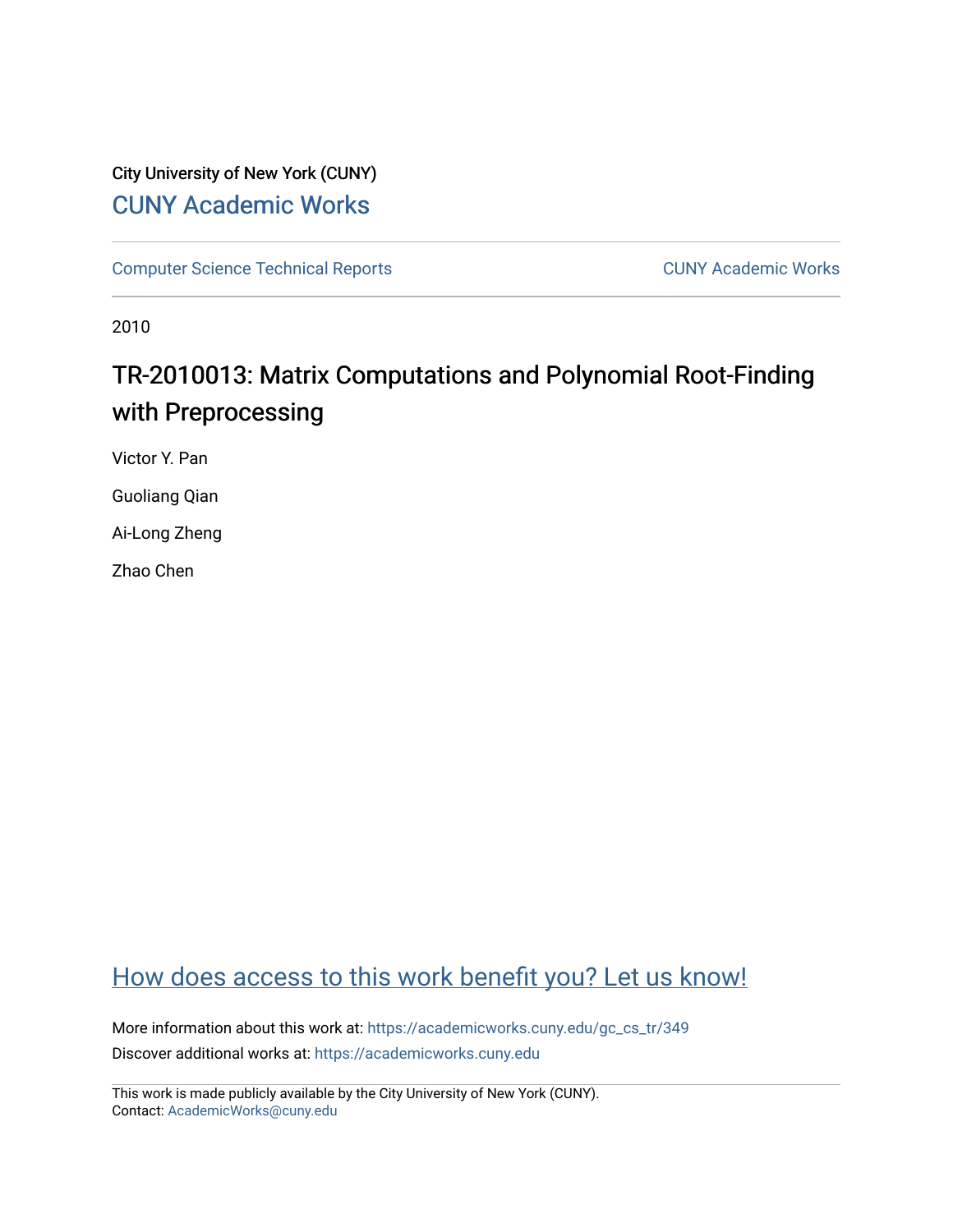City University of New York (CUNY)

# CUNY Academic Works

Computer Science Technical Reports

CUNY Academic Works

2010

## TR-2010013: Matrix Computations and Polynomial Root-Finding with Preprocessing

Victor Y. Pan

Guoliang Qian

Ai-Long Zheng

Zhao Chen

How does access to this work benefit you? Let us know!

More information about this work at: https://academicworks.cuny.edu/gc_cs_tr/349

Discover additional works at: https://academicworks.cuny.edu

This work is made publicly available by the City University of New York (CUNY).
Contact: AcademicWorks@cuny.edu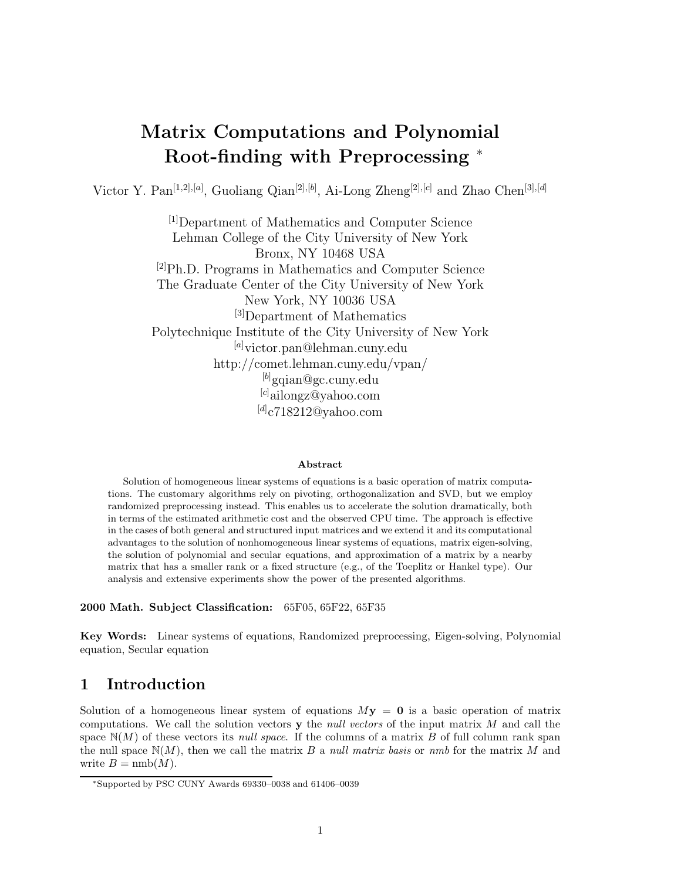# Matrix Computations and Polynomial Root-finding with Preprocessing *

Victor Y. Pan[1,2],[a], Guoliang Qian[2],[b], Ai-Long Zheng[2],[c] and Zhao Chen[3],[d]

[1]Department of Mathematics and Computer Science
Lehman College of the City University of New York
Bronx, NY 10468 USA
[2]Ph.D. Programs in Mathematics and Computer Science
The Graduate Center of the City University of New York
New York, NY 10036 USA
[3]Department of Mathematics
Polytechnique Institute of the City University of New York
[a]victor.pan@lehman.cuny.edu
http://comet.lehman.cuny.edu/vpan/
[b]gqian@gc.cuny.edu
[c]ailongz@yahoo.com
[d]c718212@yahoo.com

**Abstract**

Solution of homogeneous linear systems of equations is a basic operation of matrix computations. The customary algorithms rely on pivoting, orthogonalization and SVD, but we employ randomized preprocessing instead. This enables us to accelerate the solution dramatically, both in terms of the estimated arithmetic cost and the observed CPU time. The approach is effective in the cases of both general and structured input matrices and we extend it and its computational advantages to the solution of nonhomogeneous linear systems of equations, matrix eigen-solving, the solution of polynomial and secular equations, and approximation of a matrix by a nearby matrix that has a smaller rank or a fixed structure (e.g., of the Toeplitz or Hankel type). Our analysis and extensive experiments show the power of the presented algorithms.

**2000 Math. Subject Classification:** 65F05, 65F22, 65F35

**Key Words:** Linear systems of equations, Randomized preprocessing, Eigen-solving, Polynomial equation, Secular equation

## 1 Introduction

Solution of a homogeneous linear system of equations $M\mathbf{y} = \mathbf{0}$ is a basic operation of matrix computations. We call the solution vectors $\mathbf{y}$ the *null vectors* of the input matrix $M$ and call the space $\mathbb{N}(M)$ of these vectors its *null space*. If the columns of a matrix $B$ of full column rank span the null space $\mathbb{N}(M)$, then we call the matrix $B$ a *null matrix basis* or *nmb* for the matrix $M$ and write $B = \text{nmb}(M)$.

*Supported by PSC CUNY Awards 69330–0038 and 61406–0039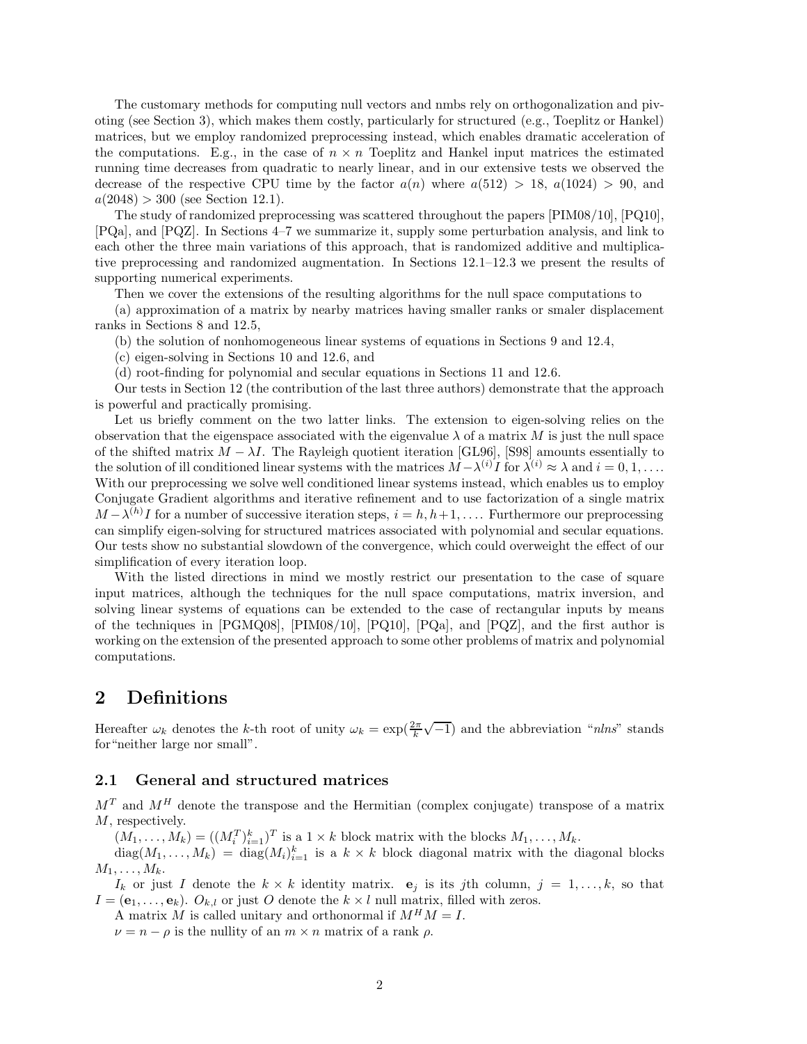The customary methods for computing null vectors and nmbs rely on orthogonalization and pivoting (see Section 3), which makes them costly, particularly for structured (e.g., Toeplitz or Hankel) matrices, but we employ randomized preprocessing instead, which enables dramatic acceleration of the computations. E.g., in the case of $n \times n$ Toeplitz and Hankel input matrices the estimated running time decreases from quadratic to nearly linear, and in our extensive tests we observed the decrease of the respective CPU time by the factor $a(n)$ where $a(512) > 18$, $a(1024) > 90$, and $a(2048) > 300$ (see Section 12.1).

The study of randomized preprocessing was scattered throughout the papers [PIM08/10], [PQ10], [PQa], and [PQZ]. In Sections 4–7 we summarize it, supply some perturbation analysis, and link to each other the three main variations of this approach, that is randomized additive and multiplicative preprocessing and randomized augmentation. In Sections 12.1–12.3 we present the results of supporting numerical experiments.

Then we cover the extensions of the resulting algorithms for the null space computations to

(a) approximation of a matrix by nearby matrices having smaller ranks or smaler displacement ranks in Sections 8 and 12.5,

(b) the solution of nonhomogeneous linear systems of equations in Sections 9 and 12.4,

(c) eigen-solving in Sections 10 and 12.6, and

(d) root-finding for polynomial and secular equations in Sections 11 and 12.6.

Our tests in Section 12 (the contribution of the last three authors) demonstrate that the approach is powerful and practically promising.

Let us briefly comment on the two latter links. The extension to eigen-solving relies on the observation that the eigenspace associated with the eigenvalue $\lambda$ of a matrix $M$ is just the null space of the shifted matrix $M - \lambda I$. The Rayleigh quotient iteration [GL96], [S98] amounts essentially to the solution of ill conditioned linear systems with the matrices $M - \lambda^{(i)} I$ for $\lambda^{(i)} \approx \lambda$ and $i = 0, 1, \ldots$. With our preprocessing we solve well conditioned linear systems instead, which enables us to employ Conjugate Gradient algorithms and iterative refinement and to use factorization of a single matrix $M - \lambda^{(h)} I$ for a number of successive iteration steps, $i = h, h+1, \ldots$. Furthermore our preprocessing can simplify eigen-solving for structured matrices associated with polynomial and secular equations. Our tests show no substantial slowdown of the convergence, which could overweight the effect of our simplification of every iteration loop.

With the listed directions in mind we mostly restrict our presentation to the case of square input matrices, although the techniques for the null space computations, matrix inversion, and solving linear systems of equations can be extended to the case of rectangular inputs by means of the techniques in [PGMQ08], [PIM08/10], [PQ10], [PQa], and [PQZ], and the first author is working on the extension of the presented approach to some other problems of matrix and polynomial computations.

# 2 Definitions

Hereafter $\omega_k$ denotes the $k$-th root of unity $\omega_k = \exp(\frac{2\pi}{k}\sqrt{-1})$ and the abbreviation "*nlns*" stands for"neither large nor small".

## 2.1 General and structured matrices

$M^T$ and $M^H$ denote the transpose and the Hermitian (complex conjugate) transpose of a matrix $M$, respectively.

$(M_1, \ldots, M_k) = ((M_i^T)_{i=1}^k)^T$ is a $1 \times k$ block matrix with the blocks $M_1, \ldots, M_k$.

$\mathrm{diag}(M_1, \ldots, M_k) = \mathrm{diag}(M_i)_{i=1}^k$ is a $k \times k$ block diagonal matrix with the diagonal blocks $M_1, \ldots, M_k$.

$I_k$ or just $I$ denote the $k \times k$ identity matrix. $\mathbf{e}_j$ is its $j$th column, $j = 1, \ldots, k$, so that $I = (\mathbf{e}_1, \ldots, \mathbf{e}_k)$. $O_{k,l}$ or just $O$ denote the $k \times l$ null matrix, filled with zeros.

A matrix $M$ is called unitary and orthonormal if $M^H M = I$.

$\nu = n - \rho$ is the nullity of an $m \times n$ matrix of a rank $\rho$.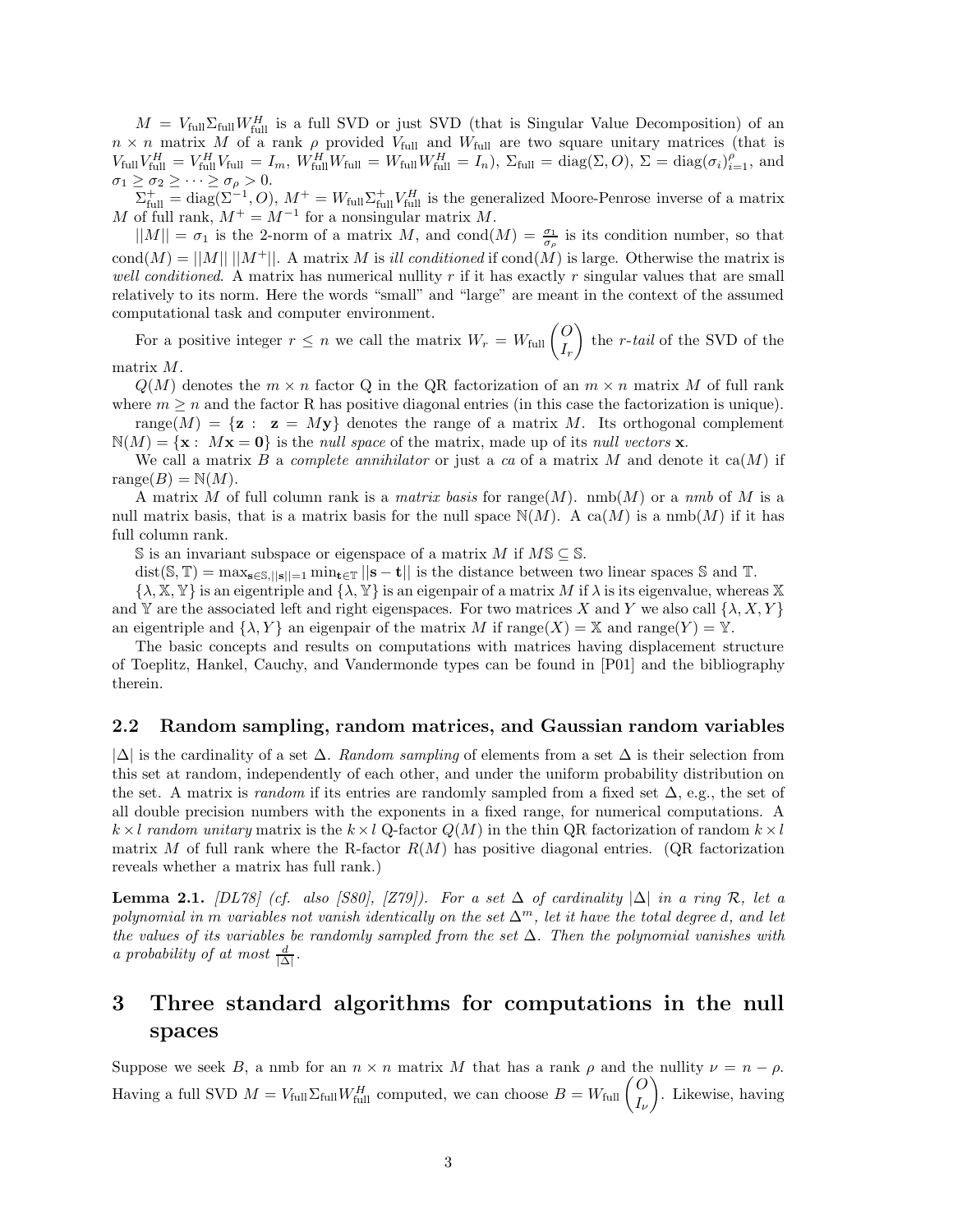$M = V_{\rm full}\Sigma_{\rm full}W_{\rm full}^H$ is a full SVD or just SVD (that is Singular Value Decomposition) of an $n \times n$ matrix $M$ of a rank $\rho$ provided $V_{\rm full}$ and $W_{\rm full}$ are two square unitary matrices (that is $V_{\rm full}V_{\rm full}^H = V_{\rm full}^H V_{\rm full} = I_m$, $W_{\rm full}^H W_{\rm full} = W_{\rm full}W_{\rm full}^H = I_n$), $\Sigma_{\rm full} = {\rm diag}(\Sigma, O)$, $\Sigma = {\rm diag}(\sigma_i)_{i=1}^{\rho}$, and $\sigma_1 \geq \sigma_2 \geq \cdots \geq \sigma_\rho > 0$.

$\Sigma_{\rm full}^+ = {\rm diag}(\Sigma^{-1}, O)$, $M^+ = W_{\rm full}\Sigma_{\rm full}^+ V_{\rm full}^H$ is the generalized Moore-Penrose inverse of a matrix $M$ of full rank, $M^+ = M^{-1}$ for a nonsingular matrix $M$.

$||M|| = \sigma_1$ is the 2-norm of a matrix $M$, and ${\rm cond}(M) = \frac{\sigma_1}{\sigma_\rho}$ is its condition number, so that ${\rm cond}(M) = ||M||\,||M^+||$. A matrix $M$ is *ill conditioned* if ${\rm cond}(M)$ is large. Otherwise the matrix is *well conditioned*. A matrix has numerical nullity $r$ if it has exactly $r$ singular values that are small relatively to its norm. Here the words "small" and "large" are meant in the context of the assumed computational task and computer environment.

For a positive integer $r \leq n$ we call the matrix $W_r = W_{\rm full}\begin{pmatrix} O \\ I_r \end{pmatrix}$ the *r-tail* of the SVD of the matrix $M$.

$Q(M)$ denotes the $m \times n$ factor Q in the QR factorization of an $m \times n$ matrix $M$ of full rank where $m \geq n$ and the factor R has positive diagonal entries (in this case the factorization is unique).

${\rm range}(M) = \{\mathbf{z} : \ \mathbf{z} = M\mathbf{y}\}$ denotes the range of a matrix $M$. Its orthogonal complement $\mathbb{N}(M) = \{\mathbf{x} : \ M\mathbf{x} = \mathbf{0}\}$ is the *null space* of the matrix, made up of its *null vectors* $\mathbf{x}$.

We call a matrix $B$ a *complete annihilator* or just a *ca* of a matrix $M$ and denote it ${\rm ca}(M)$ if ${\rm range}(B) = \mathbb{N}(M)$.

A matrix $M$ of full column rank is a *matrix basis* for ${\rm range}(M)$. ${\rm nmb}(M)$ or a *nmb* of $M$ is a null matrix basis, that is a matrix basis for the null space $\mathbb{N}(M)$. A ${\rm ca}(M)$ is a ${\rm nmb}(M)$ if it has full column rank.

$\mathbb{S}$ is an invariant subspace or eigenspace of a matrix $M$ if $M\mathbb{S} \subseteq \mathbb{S}$.

${\rm dist}(\mathbb{S}, \mathbb{T}) = \max_{\mathbf{s}\in\mathbb{S}, ||\mathbf{s}||=1} \min_{\mathbf{t}\in\mathbb{T}} ||\mathbf{s} - \mathbf{t}||$ is the distance between two linear spaces $\mathbb{S}$ and $\mathbb{T}$.

$\{\lambda, \mathbb{X}, \mathbb{Y}\}$ is an eigentriple and $\{\lambda, \mathbb{Y}\}$ is an eigenpair of a matrix $M$ if $\lambda$ is its eigenvalue, whereas $\mathbb{X}$ and $\mathbb{Y}$ are the associated left and right eigenspaces. For two matrices $X$ and $Y$ we also call $\{\lambda, X, Y\}$ an eigentriple and $\{\lambda, Y\}$ an eigenpair of the matrix $M$ if ${\rm range}(X) = \mathbb{X}$ and ${\rm range}(Y) = \mathbb{Y}$.

The basic concepts and results on computations with matrices having displacement structure of Toeplitz, Hankel, Cauchy, and Vandermonde types can be found in [P01] and the bibliography therein.

### 2.2 Random sampling, random matrices, and Gaussian random variables

$|\Delta|$ is the cardinality of a set $\Delta$. *Random sampling* of elements from a set $\Delta$ is their selection from this set at random, independently of each other, and under the uniform probability distribution on the set. A matrix is *random* if its entries are randomly sampled from a fixed set $\Delta$, e.g., the set of all double precision numbers with the exponents in a fixed range, for numerical computations. A $k \times l$ *random unitary* matrix is the $k \times l$ Q-factor $Q(M)$ in the thin QR factorization of random $k \times l$ matrix $M$ of full rank where the R-factor $R(M)$ has positive diagonal entries. (QR factorization reveals whether a matrix has full rank.)

**Lemma 2.1.** *[DL78] (cf. also [S80], [Z79]). For a set $\Delta$ of cardinality $|\Delta|$ in a ring $\mathcal{R}$, let a polynomial in $m$ variables not vanish identically on the set $\Delta^m$, let it have the total degree $d$, and let the values of its variables be randomly sampled from the set $\Delta$. Then the polynomial vanishes with a probability of at most $\frac{d}{|\Delta|}$.*

# 3 Three standard algorithms for computations in the null spaces

Suppose we seek $B$, a nmb for an $n \times n$ matrix $M$ that has a rank $\rho$ and the nullity $\nu = n - \rho$. Having a full SVD $M = V_{\rm full}\Sigma_{\rm full}W_{\rm full}^H$ computed, we can choose $B = W_{\rm full}\begin{pmatrix} O \\ I_\nu \end{pmatrix}$. Likewise, having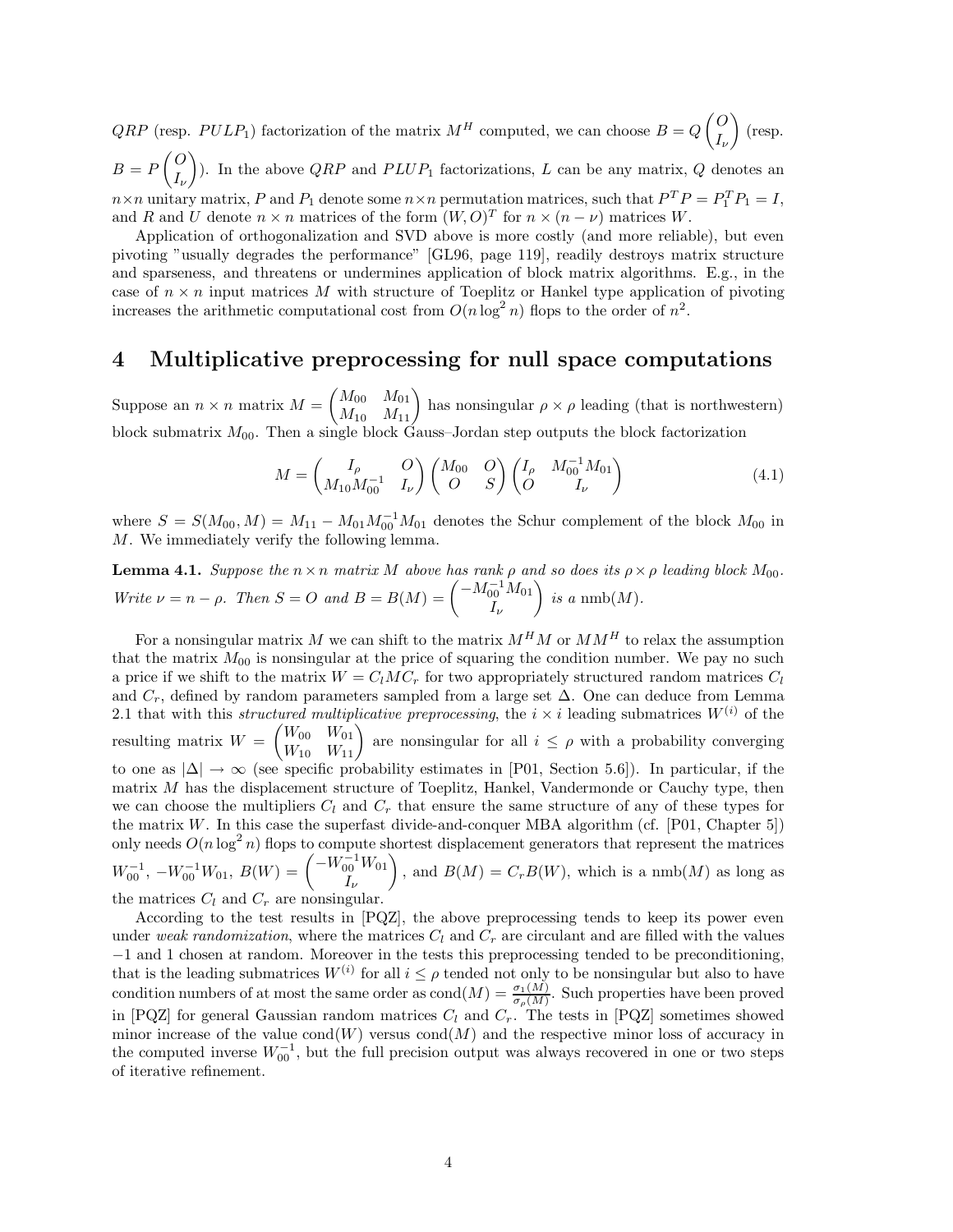$QRP$ (resp. $PULP_1$) factorization of the matrix $M^H$ computed, we can choose $B = Q\begin{pmatrix} O \\ I_\nu \end{pmatrix}$ (resp. $B = P\begin{pmatrix} O \\ I_\nu \end{pmatrix}$). In the above $QRP$ and $PLUP_1$ factorizations, $L$ can be any matrix, $Q$ denotes an $n \times n$ unitary matrix, $P$ and $P_1$ denote some $n \times n$ permutation matrices, such that $P^T P = P_1^T P_1 = I$, and $R$ and $U$ denote $n \times n$ matrices of the form $(W, O)^T$ for $n \times (n - \nu)$ matrices $W$.

Application of orthogonalization and SVD above is more costly (and more reliable), but even pivoting "usually degrades the performance" [GL96, page 119], readily destroys matrix structure and sparseness, and threatens or undermines application of block matrix algorithms. E.g., in the case of $n \times n$ input matrices $M$ with structure of Toeplitz or Hankel type application of pivoting increases the arithmetic computational cost from $O(n \log^2 n)$ flops to the order of $n^2$.

# 4 Multiplicative preprocessing for null space computations

Suppose an $n \times n$ matrix $M = \begin{pmatrix} M_{00} & M_{01} \\ M_{10} & M_{11} \end{pmatrix}$ has nonsingular $\rho \times \rho$ leading (that is northwestern) block submatrix $M_{00}$. Then a single block Gauss–Jordan step outputs the block factorization

$$M = \begin{pmatrix} I_\rho & O \\ M_{10}M_{00}^{-1} & I_\nu \end{pmatrix} \begin{pmatrix} M_{00} & O \\ O & S \end{pmatrix} \begin{pmatrix} I_\rho & M_{00}^{-1}M_{01} \\ O & I_\nu \end{pmatrix} \tag{4.1}$$

where $S = S(M_{00}, M) = M_{11} - M_{01}M_{00}^{-1}M_{01}$ denotes the Schur complement of the block $M_{00}$ in $M$. We immediately verify the following lemma.

**Lemma 4.1.** *Suppose the $n \times n$ matrix $M$ above has rank $\rho$ and so does its $\rho \times \rho$ leading block $M_{00}$. Write $\nu = n - \rho$. Then $S = O$ and $B = B(M) = \begin{pmatrix} -M_{00}^{-1}M_{01} \\ I_\nu \end{pmatrix}$ is a* $\text{nmb}(M)$.

For a nonsingular matrix $M$ we can shift to the matrix $M^H M$ or $MM^H$ to relax the assumption that the matrix $M_{00}$ is nonsingular at the price of squaring the condition number. We pay no such a price if we shift to the matrix $W = C_l M C_r$ for two appropriately structured random matrices $C_l$ and $C_r$, defined by random parameters sampled from a large set $\Delta$. One can deduce from Lemma 2.1 that with this *structured multiplicative preprocessing*, the $i \times i$ leading submatrices $W^{(i)}$ of the resulting matrix $W = \begin{pmatrix} W_{00} & W_{01} \\ W_{10} & W_{11} \end{pmatrix}$ are nonsingular for all $i \leq \rho$ with a probability converging to one as $|\Delta| \to \infty$ (see specific probability estimates in [P01, Section 5.6]). In particular, if the matrix $M$ has the displacement structure of Toeplitz, Hankel, Vandermonde or Cauchy type, then we can choose the multipliers $C_l$ and $C_r$ that ensure the same structure of any of these types for the matrix $W$. In this case the superfast divide-and-conquer MBA algorithm (cf. [P01, Chapter 5]) only needs $O(n \log^2 n)$ flops to compute shortest displacement generators that represent the matrices $W_{00}^{-1}$, $-W_{00}^{-1}W_{01}$, $B(W) = \begin{pmatrix} -W_{00}^{-1}W_{01} \\ I_\nu \end{pmatrix}$, and $B(M) = C_r B(W)$, which is a $\text{nmb}(M)$ as long as the matrices $C_l$ and $C_r$ are nonsingular.

According to the test results in [PQZ], the above preprocessing tends to keep its power even under *weak randomization*, where the matrices $C_l$ and $C_r$ are circulant and are filled with the values $-1$ and 1 chosen at random. Moreover in the tests this preprocessing tended to be preconditioning, that is the leading submatrices $W^{(i)}$ for all $i \leq \rho$ tended not only to be nonsingular but also to have condition numbers of at most the same order as $\text{cond}(M) = \frac{\sigma_1(M)}{\sigma_\rho(M)}$. Such properties have been proved in [PQZ] for general Gaussian random matrices $C_l$ and $C_r$. The tests in [PQZ] sometimes showed minor increase of the value $\text{cond}(W)$ versus $\text{cond}(M)$ and the respective minor loss of accuracy in the computed inverse $W_{00}^{-1}$, but the full precision output was always recovered in one or two steps of iterative refinement.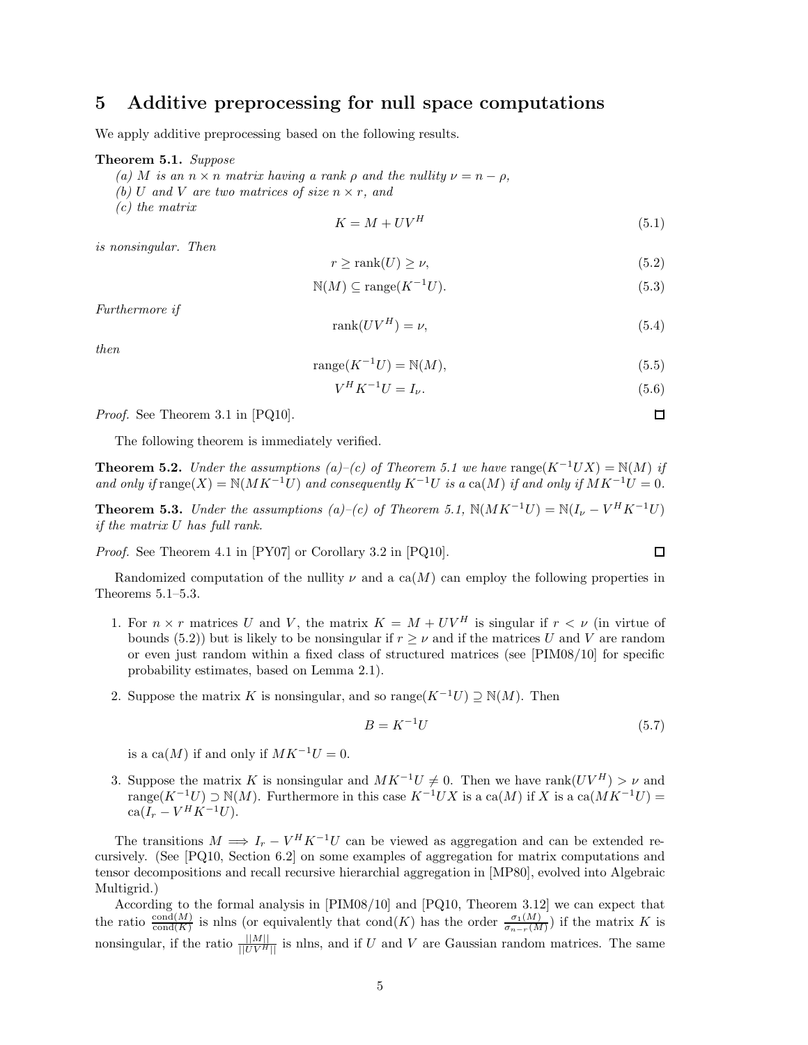# 5 Additive preprocessing for null space computations

We apply additive preprocessing based on the following results.

**Theorem 5.1.** *Suppose*

*(a) $M$ is an $n \times n$ matrix having a rank $\rho$ and the nullity $\nu = n - \rho$,*

*(b) $U$ and $V$ are two matrices of size $n \times r$, and*

*(c) the matrix*

$$K = M + UV^H \tag{5.1}$$

*is nonsingular. Then*

$$r \geq \text{rank}(U) \geq \nu, \tag{5.2}$$

$$\mathbb{N}(M) \subseteq \text{range}(K^{-1}U). \tag{5.3}$$

*Furthermore if*

$$\text{rank}(UV^H) = \nu, \tag{5.4}$$

*then*

$$\text{range}(K^{-1}U) = \mathbb{N}(M), \tag{5.5}$$

$$V^H K^{-1} U = I_\nu. \tag{5.6}$$

*Proof.* See Theorem 3.1 in [PQ10]. □

The following theorem is immediately verified.

**Theorem 5.2.** *Under the assumptions (a)–(c) of Theorem 5.1 we have* $\text{range}(K^{-1}UX) = \mathbb{N}(M)$ *if and only if* $\text{range}(X) = \mathbb{N}(MK^{-1}U)$ *and consequently $K^{-1}U$ is a* $\text{ca}(M)$ *if and only if $MK^{-1}U = 0$.*

**Theorem 5.3.** *Under the assumptions (a)–(c) of Theorem 5.1,* $\mathbb{N}(MK^{-1}U) = \mathbb{N}(I_\nu - V^H K^{-1} U)$ *if the matrix $U$ has full rank.*

*Proof.* See Theorem 4.1 in [PY07] or Corollary 3.2 in [PQ10]. □

Randomized computation of the nullity $\nu$ and a $\text{ca}(M)$ can employ the following properties in Theorems 5.1–5.3.

1. For $n \times r$ matrices $U$ and $V$, the matrix $K = M + UV^H$ is singular if $r < \nu$ (in virtue of bounds (5.2)) but is likely to be nonsingular if $r \geq \nu$ and if the matrices $U$ and $V$ are random or even just random within a fixed class of structured matrices (see [PIM08/10] for specific probability estimates, based on Lemma 2.1).

2. Suppose the matrix $K$ is nonsingular, and so $\text{range}(K^{-1}U) \supseteq \mathbb{N}(M)$. Then

$$B = K^{-1}U \tag{5.7}$$

is a $\text{ca}(M)$ if and only if $MK^{-1}U = 0$.

3. Suppose the matrix $K$ is nonsingular and $MK^{-1}U \neq 0$. Then we have $\text{rank}(UV^H) > \nu$ and $\text{range}(K^{-1}U) \supset \mathbb{N}(M)$. Furthermore in this case $K^{-1}UX$ is a $\text{ca}(M)$ if $X$ is a $\text{ca}(MK^{-1}U) = \text{ca}(I_r - V^H K^{-1} U)$.

The transitions $M \Longrightarrow I_r - V^H K^{-1} U$ can be viewed as aggregation and can be extended recursively. (See [PQ10, Section 6.2] on some examples of aggregation for matrix computations and tensor decompositions and recall recursive hierarchial aggregation in [MP80], evolved into Algebraic Multigrid.)

According to the formal analysis in [PIM08/10] and [PQ10, Theorem 3.12] we can expect that the ratio $\frac{\text{cond}(M)}{\text{cond}(K)}$ is nlns (or equivalently that $\text{cond}(K)$ has the order $\frac{\sigma_1(M)}{\sigma_{n-r}(M)}$) if the matrix $K$ is nonsingular, if the ratio $\frac{||M||}{||UV^H||}$ is nlns, and if $U$ and $V$ are Gaussian random matrices. The same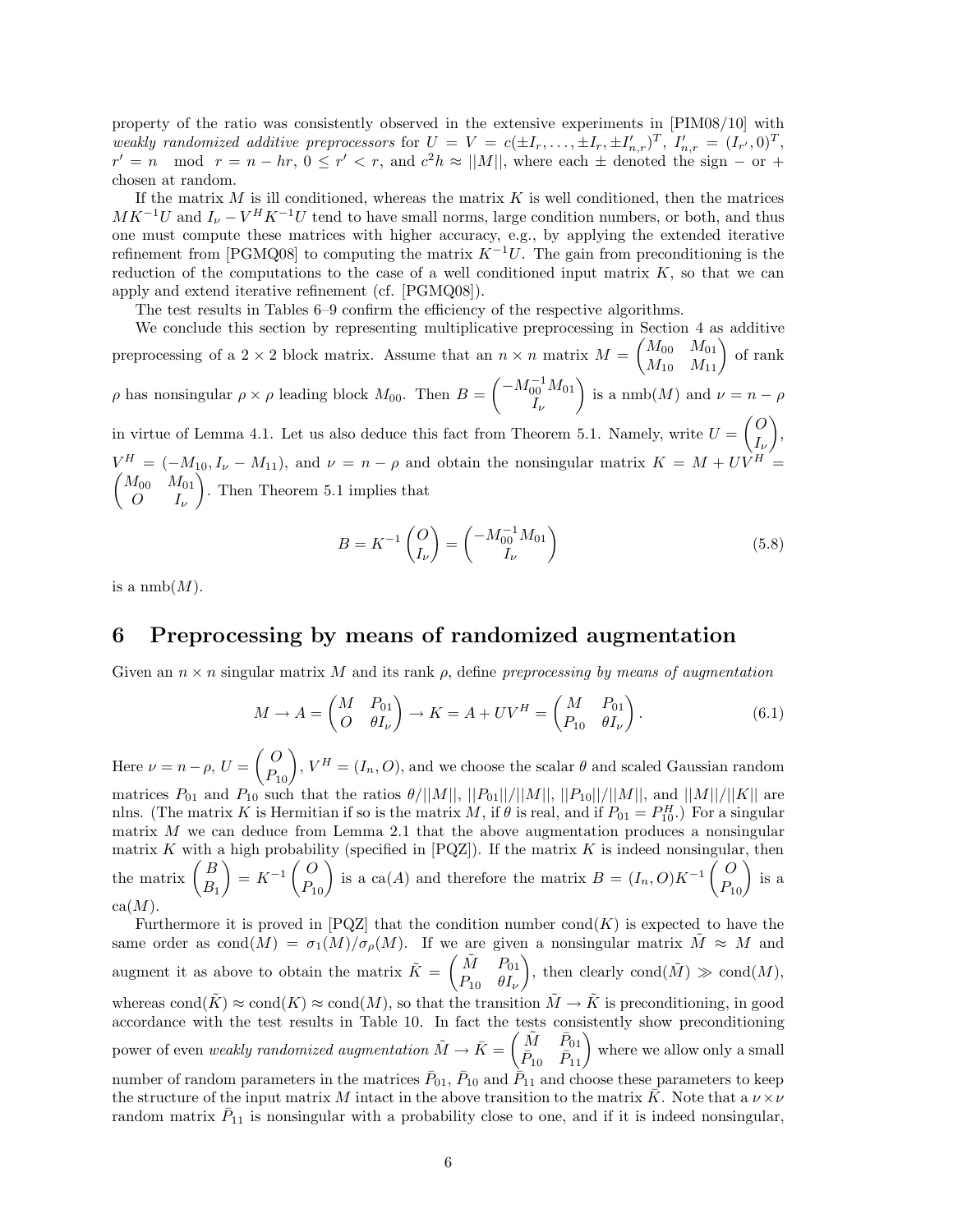property of the ratio was consistently observed in the extensive experiments in [PIM08/10] with *weakly randomized additive preprocessors* for $U = V = c(\pm I_r, \ldots, \pm I_r, \pm I'_{n,r})^T$, $I'_{n,r} = (I_{r'}, 0)^T$, $r' = n \mod r = n - hr$, $0 \le r' < r$, and $c^2 h \approx ||M||$, where each $\pm$ denoted the sign $-$ or $+$ chosen at random.

If the matrix $M$ is ill conditioned, whereas the matrix $K$ is well conditioned, then the matrices $MK^{-1}U$ and $I_\nu - V^H K^{-1} U$ tend to have small norms, large condition numbers, or both, and thus one must compute these matrices with higher accuracy, e.g., by applying the extended iterative refinement from [PGMQ08] to computing the matrix $K^{-1}U$. The gain from preconditioning is the reduction of the computations to the case of a well conditioned input matrix $K$, so that we can apply and extend iterative refinement (cf. [PGMQ08]).

The test results in Tables 6–9 confirm the efficiency of the respective algorithms.

We conclude this section by representing multiplicative preprocessing in Section 4 as additive preprocessing of a $2 \times 2$ block matrix. Assume that an $n \times n$ matrix $M = \begin{pmatrix} M_{00} & M_{01} \\ M_{10} & M_{11} \end{pmatrix}$ of rank $\rho$ has nonsingular $\rho \times \rho$ leading block $M_{00}$. Then $B = \begin{pmatrix} -M_{00}^{-1} M_{01} \\ I_\nu \end{pmatrix}$ is a nmb$(M)$ and $\nu = n - \rho$ in virtue of Lemma 4.1. Let us also deduce this fact from Theorem 5.1. Namely, write $U = \begin{pmatrix} O \\ I_\nu \end{pmatrix}$, $V^H = (-M_{10}, I_\nu - M_{11})$, and $\nu = n - \rho$ and obtain the nonsingular matrix $K = M + UV^H = \begin{pmatrix} M_{00} & M_{01} \\ O & I_\nu \end{pmatrix}$. Then Theorem 5.1 implies that

$$B = K^{-1} \begin{pmatrix} O \\ I_\nu \end{pmatrix} = \begin{pmatrix} -M_{00}^{-1} M_{01} \\ I_\nu \end{pmatrix} \tag{5.8}$$

is a nmb$(M)$.

# 6 Preprocessing by means of randomized augmentation

Given an $n \times n$ singular matrix $M$ and its rank $\rho$, define *preprocessing by means of augmentation*

$$M \to A = \begin{pmatrix} M & P_{01} \\ O & \theta I_\nu \end{pmatrix} \to K = A + UV^H = \begin{pmatrix} M & P_{01} \\ P_{10} & \theta I_\nu \end{pmatrix}. \tag{6.1}$$

Here $\nu = n - \rho$, $U = \begin{pmatrix} O \\ P_{10} \end{pmatrix}$, $V^H = (I_n, O)$, and we choose the scalar $\theta$ and scaled Gaussian random matrices $P_{01}$ and $P_{10}$ such that the ratios $\theta/||M||$, $||P_{01}||/||M||$, $||P_{10}||/||M||$, and $||M||/||K||$ are nlns. (The matrix $K$ is Hermitian if so is the matrix $M$, if $\theta$ is real, and if $P_{01} = P_{10}^H$.) For a singular matrix $M$ we can deduce from Lemma 2.1 that the above augmentation produces a nonsingular matrix $K$ with a high probability (specified in [PQZ]). If the matrix $K$ is indeed nonsingular, then the matrix $\begin{pmatrix} B \\ B_1 \end{pmatrix} = K^{-1} \begin{pmatrix} O \\ P_{10} \end{pmatrix}$ is a ca$(A)$ and therefore the matrix $B = (I_n, O) K^{-1} \begin{pmatrix} O \\ P_{10} \end{pmatrix}$ is a ca$(M)$.

Furthermore it is proved in [PQZ] that the condition number cond$(K)$ is expected to have the same order as cond$(M) = \sigma_1(M)/\sigma_\rho(M)$. If we are given a nonsingular matrix $\tilde{M} \approx M$ and augment it as above to obtain the matrix $\tilde{K} = \begin{pmatrix} \tilde{M} & P_{01} \\ P_{10} & \theta I_\nu \end{pmatrix}$, then clearly cond$(\tilde{M}) \gg$ cond$(M)$, whereas cond$(\tilde{K}) \approx$ cond$(K) \approx$ cond$(M)$, so that the transition $\tilde{M} \to \tilde{K}$ is preconditioning, in good accordance with the test results in Table 10. In fact the tests consistently show preconditioning power of even *weakly randomized augmentation* $\tilde{M} \to \bar{K} = \begin{pmatrix} \tilde{M} & \bar{P}_{01} \\ \bar{P}_{10} & \bar{P}_{11} \end{pmatrix}$ where we allow only a small number of random parameters in the matrices $\bar{P}_{01}$, $\bar{P}_{10}$ and $\bar{P}_{11}$ and choose these parameters to keep the structure of the input matrix $M$ intact in the above transition to the matrix $\bar{K}$. Note that a $\nu \times \nu$ random matrix $\bar{P}_{11}$ is nonsingular with a probability close to one, and if it is indeed nonsingular,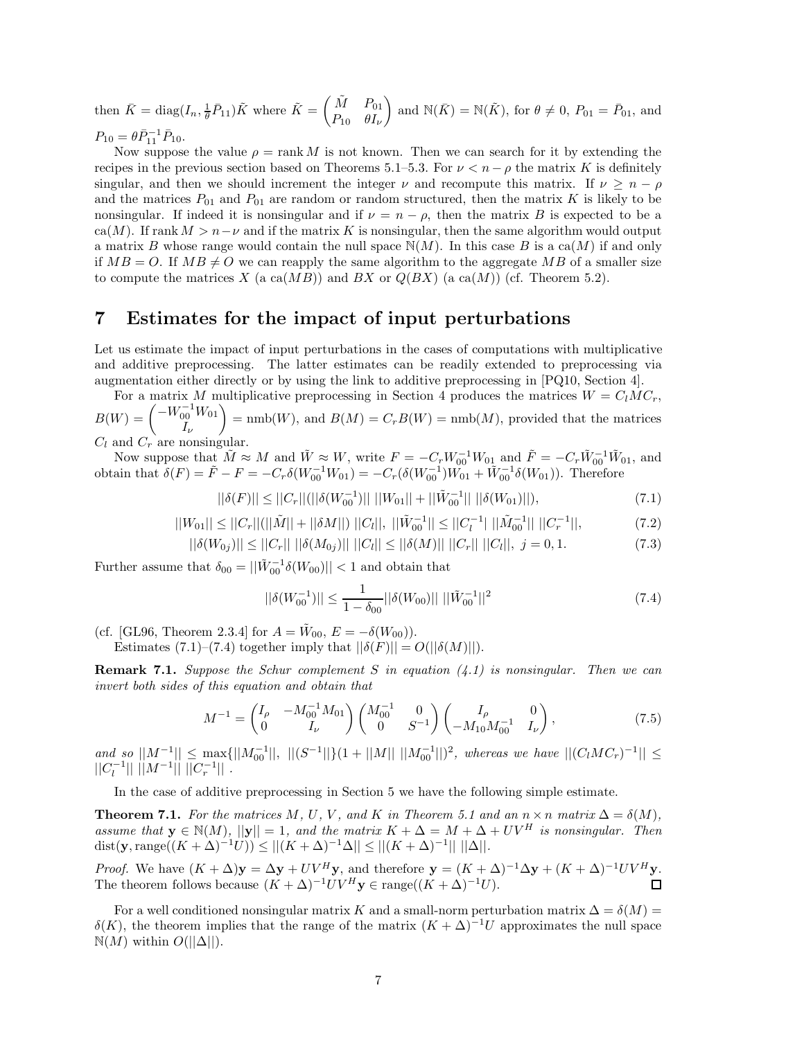then $\bar{K} = \text{diag}(I_n, \frac{1}{\theta}\bar{P}_{11})\tilde{K}$ where $\tilde{K} = \begin{pmatrix} \tilde{M} & P_{01} \\ P_{10} & \theta I_\nu \end{pmatrix}$ and $\mathbb{N}(\bar{K}) = \mathbb{N}(\tilde{K})$, for $\theta \neq 0$, $P_{01} = \bar{P}_{01}$, and $P_{10} = \theta \bar{P}_{11}^{-1}\bar{P}_{10}$.

Now suppose the value $\rho = \text{rank}\, M$ is not known. Then we can search for it by extending the recipes in the previous section based on Theorems 5.1–5.3. For $\nu < n - \rho$ the matrix $K$ is definitely singular, and then we should increment the integer $\nu$ and recompute this matrix. If $\nu \geq n - \rho$ and the matrices $P_{01}$ and $P_{01}$ are random or random structured, then the matrix $K$ is likely to be nonsingular. If indeed it is nonsingular and if $\nu = n - \rho$, then the matrix $B$ is expected to be a ca$(M)$. If rank $M > n - \nu$ and if the matrix $K$ is nonsingular, then the same algorithm would output a matrix $B$ whose range would contain the null space $\mathbb{N}(M)$. In this case $B$ is a ca$(M)$ if and only if $MB = O$. If $MB \neq O$ we can reapply the same algorithm to the aggregate $MB$ of a smaller size to compute the matrices $X$ (a ca$(MB)$) and $BX$ or $Q(BX)$ (a ca$(M)$) (cf. Theorem 5.2).

# 7 Estimates for the impact of input perturbations

Let us estimate the impact of input perturbations in the cases of computations with multiplicative and additive preprocessing. The latter estimates can be readily extended to preprocessing via augmentation either directly or by using the link to additive preprocessing in [PQ10, Section 4].

For a matrix $M$ multiplicative preprocessing in Section 4 produces the matrices $W = C_l M C_r$, $B(W) = \begin{pmatrix} -W_{00}^{-1}W_{01} \\ I_\nu \end{pmatrix} = \text{nmb}(W)$, and $B(M) = C_r B(W) = \text{nmb}(M)$, provided that the matrices $C_l$ and $C_r$ are nonsingular.

Now suppose that $\tilde{M} \approx M$ and $\tilde{W} \approx W$, write $F = -C_r W_{00}^{-1} W_{01}$ and $\tilde{F} = -C_r \tilde{W}_{00}^{-1}\tilde{W}_{01}$, and obtain that $\delta(F) = \tilde{F} - F = -C_r \delta(W_{00}^{-1}W_{01}) = -C_r(\delta(W_{00}^{-1})W_{01} + \tilde{W}_{00}^{-1}\delta(W_{01}))$. Therefore

$$||\delta(F)|| \leq ||C_r||(||\delta(W_{00}^{-1})||\;||W_{01}|| + ||\tilde{W}_{00}^{-1}||\;||\delta(W_{01})||), \tag{7.1}$$

$$||W_{01}|| \leq ||C_r||(||\tilde{M}|| + ||\delta M||)\;||C_l||,\; ||\tilde{W}_{00}^{-1}|| \leq ||C_l^{-1}|\;||\tilde{M}_{00}^{-1}||\;||C_r^{-1}||, \tag{7.2}$$

$$||\delta(W_{0j})|| \leq ||C_r||\;||\delta(M_{0j})||\;||C_l|| \leq ||\delta(M)||\;||C_r||\;||C_l||,\; j = 0, 1. \tag{7.3}$$

Further assume that $\delta_{00} = ||\tilde{W}_{00}^{-1}\delta(W_{00})|| < 1$ and obtain that

$$||\delta(W_{00}^{-1})|| \leq \frac{1}{1 - \delta_{00}}||\delta(W_{00})||\;||\tilde{W}_{00}^{-1}||^2 \tag{7.4}$$

(cf. [GL96, Theorem 2.3.4] for $A = \tilde{W}_{00}$, $E = -\delta(W_{00})$).

Estimates (7.1)–(7.4) together imply that $||\delta(F)|| = O(||\delta(M)||)$.

**Remark 7.1.** *Suppose the Schur complement $S$ in equation (4.1) is nonsingular. Then we can invert both sides of this equation and obtain that*

$$M^{-1} = \begin{pmatrix} I_\rho & -M_{00}^{-1}M_{01} \\ 0 & I_\nu \end{pmatrix} \begin{pmatrix} M_{00}^{-1} & 0 \\ 0 & S^{-1} \end{pmatrix} \begin{pmatrix} I_\rho & 0 \\ -M_{10}M_{00}^{-1} & I_\nu \end{pmatrix}, \tag{7.5}$$

*and so* $||M^{-1}|| \leq \max\{||M_{00}^{-1}||,\; ||(S^{-1}||\}(1 + ||M||\;||M_{00}^{-1}||)^2$, *whereas we have* $||(C_l M C_r)^{-1}|| \leq ||C_l^{-1}||\;||M^{-1}||\;||C_r^{-1}||$ .

In the case of additive preprocessing in Section 5 we have the following simple estimate.

**Theorem 7.1.** *For the matrices $M$, $U$, $V$, and $K$ in Theorem 5.1 and an $n \times n$ matrix $\Delta = \delta(M)$, assume that $\mathbf{y} \in \mathbb{N}(M)$, $||\mathbf{y}|| = 1$, and the matrix $K + \Delta = M + \Delta + UV^H$ is nonsingular. Then* $\text{dist}(\mathbf{y}, \text{range}((K + \Delta)^{-1}U)) \leq ||(K + \Delta)^{-1}\Delta|| \leq ||(K + \Delta)^{-1}||\;||\Delta||$.

*Proof.* We have $(K + \Delta)\mathbf{y} = \Delta\mathbf{y} + UV^H\mathbf{y}$, and therefore $\mathbf{y} = (K + \Delta)^{-1}\Delta\mathbf{y} + (K + \Delta)^{-1}UV^H\mathbf{y}$. The theorem follows because $(K + \Delta)^{-1}UV^H\mathbf{y} \in \text{range}((K + \Delta)^{-1}U)$. ☐

For a well conditioned nonsingular matrix $K$ and a small-norm perturbation matrix $\Delta = \delta(M) = \delta(K)$, the theorem implies that the range of the matrix $(K + \Delta)^{-1}U$ approximates the null space $\mathbb{N}(M)$ within $O(||\Delta||)$.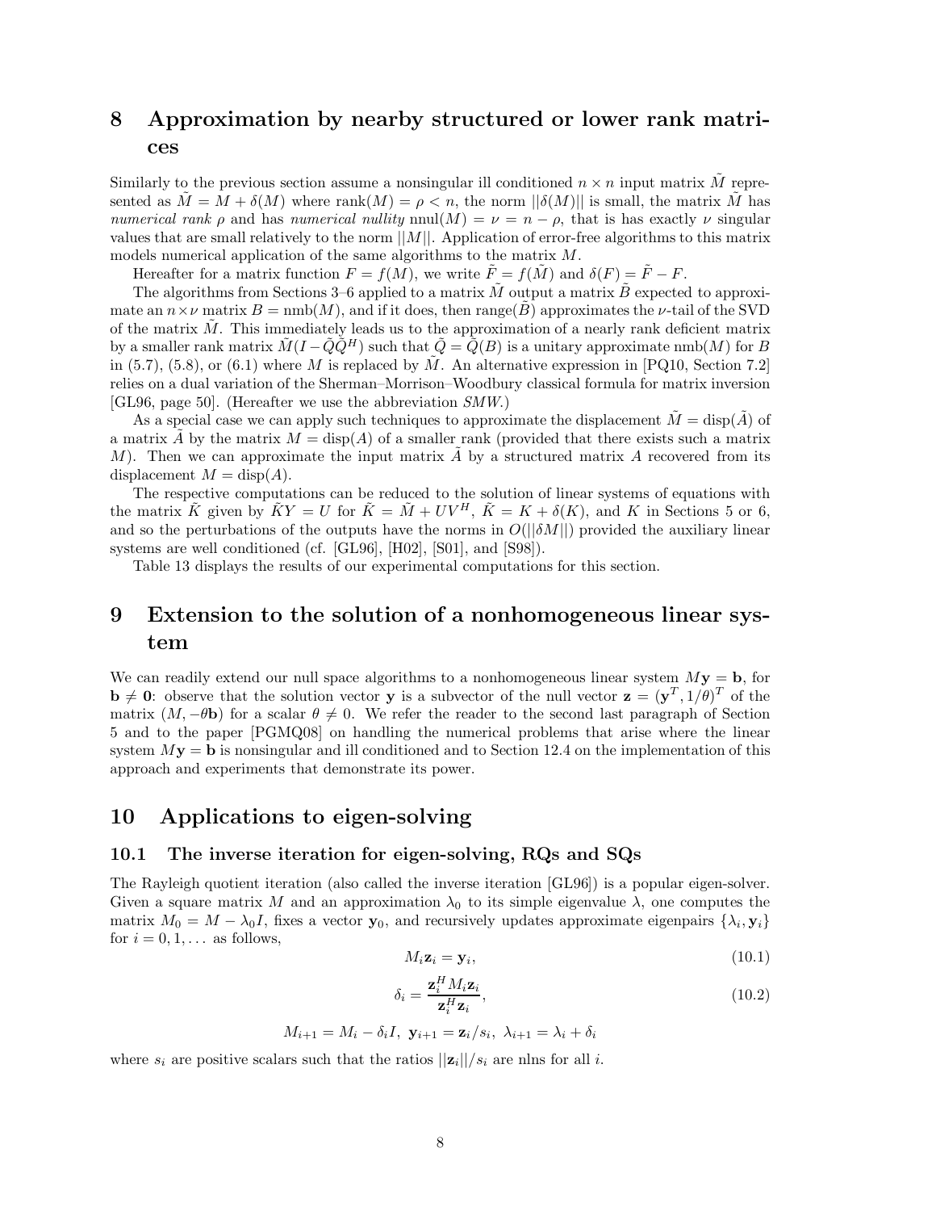# 8 Approximation by nearby structured or lower rank matrices

Similarly to the previous section assume a nonsingular ill conditioned $n \times n$ input matrix $\tilde{M}$ represented as $\tilde{M} = M + \delta(M)$ where $\text{rank}(M) = \rho < n$, the norm $||\delta(M)||$ is small, the matrix $\tilde{M}$ has *numerical rank* $\rho$ and has *numerical nullity* $\text{nnul}(M) = \nu = n - \rho$, that is has exactly $\nu$ singular values that are small relatively to the norm $||M||$. Application of error-free algorithms to this matrix models numerical application of the same algorithms to the matrix $M$.

Hereafter for a matrix function $F = f(M)$, we write $\tilde{F} = f(\tilde{M})$ and $\delta(F) = \tilde{F} - F$.

The algorithms from Sections 3–6 applied to a matrix $\tilde{M}$ output a matrix $\tilde{B}$ expected to approximate an $n \times \nu$ matrix $B = \text{nmb}(M)$, and if it does, then $\text{range}(\tilde{B})$ approximates the $\nu$-tail of the SVD of the matrix $\tilde{M}$. This immediately leads us to the approximation of a nearly rank deficient matrix by a smaller rank matrix $\tilde{M}(I - \tilde{Q}\tilde{Q}^H)$ such that $\tilde{Q} = \tilde{Q}(B)$ is a unitary approximate $\text{nmb}(M)$ for $B$ in (5.7), (5.8), or (6.1) where $M$ is replaced by $\tilde{M}$. An alternative expression in [PQ10, Section 7.2] relies on a dual variation of the Sherman–Morrison–Woodbury classical formula for matrix inversion [GL96, page 50]. (Hereafter we use the abbreviation *SMW*.)

As a special case we can apply such techniques to approximate the displacement $\tilde{M} = \text{disp}(\tilde{A})$ of a matrix $\tilde{A}$ by the matrix $M = \text{disp}(A)$ of a smaller rank (provided that there exists such a matrix $M$). Then we can approximate the input matrix $\tilde{A}$ by a structured matrix $A$ recovered from its displacement $M = \text{disp}(A)$.

The respective computations can be reduced to the solution of linear systems of equations with the matrix $\tilde{K}$ given by $\tilde{K}Y = U$ for $\tilde{K} = \tilde{M} + UV^H$, $\tilde{K} = K + \delta(K)$, and $K$ in Sections 5 or 6, and so the perturbations of the outputs have the norms in $O(||\delta M||)$ provided the auxiliary linear systems are well conditioned (cf. [GL96], [H02], [S01], and [S98]).

Table 13 displays the results of our experimental computations for this section.

# 9 Extension to the solution of a nonhomogeneous linear system

We can readily extend our null space algorithms to a nonhomogeneous linear system $M\mathbf{y} = \mathbf{b}$, for $\mathbf{b} \neq \mathbf{0}$: observe that the solution vector $\mathbf{y}$ is a subvector of the null vector $\mathbf{z} = (\mathbf{y}^T, 1/\theta)^T$ of the matrix $(M, -\theta\mathbf{b})$ for a scalar $\theta \neq 0$. We refer the reader to the second last paragraph of Section 5 and to the paper [PGMQ08] on handling the numerical problems that arise where the linear system $M\mathbf{y} = \mathbf{b}$ is nonsingular and ill conditioned and to Section 12.4 on the implementation of this approach and experiments that demonstrate its power.

# 10 Applications to eigen-solving

## 10.1 The inverse iteration for eigen-solving, RQs and SQs

The Rayleigh quotient iteration (also called the inverse iteration [GL96]) is a popular eigen-solver. Given a square matrix $M$ and an approximation $\lambda_0$ to its simple eigenvalue $\lambda$, one computes the matrix $M_0 = M - \lambda_0 I$, fixes a vector $\mathbf{y}_0$, and recursively updates approximate eigenpairs $\{\lambda_i, \mathbf{y}_i\}$ for $i = 0, 1, \ldots$ as follows,

$$M_i \mathbf{z}_i = \mathbf{y}_i, \tag{10.1}$$

$$\delta_i = \frac{\mathbf{z}_i^H M_i \mathbf{z}_i}{\mathbf{z}_i^H \mathbf{z}_i}, \tag{10.2}$$

$$M_{i+1} = M_i - \delta_i I, \ \mathbf{y}_{i+1} = \mathbf{z}_i / s_i, \ \lambda_{i+1} = \lambda_i + \delta_i$$

where $s_i$ are positive scalars such that the ratios $||\mathbf{z}_i||/s_i$ are nlns for all $i$.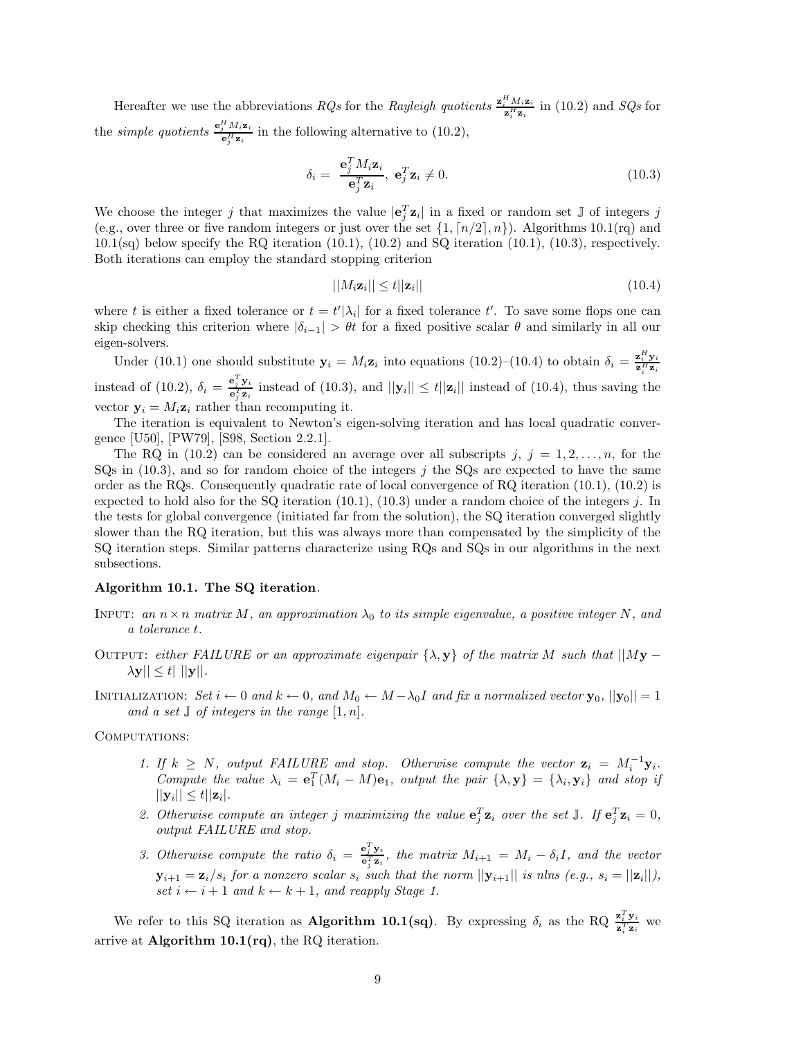Hereafter we use the abbreviations *RQs* for the *Rayleigh quotients* $\frac{\mathbf{z}_i^H M_i \mathbf{z}_i}{\mathbf{z}_i^H \mathbf{z}_i}$ in (10.2) and *SQs* for the *simple quotients* $\frac{\mathbf{e}_j^H M_i \mathbf{z}_i}{\mathbf{e}_j^H \mathbf{z}_i}$ in the following alternative to (10.2),

$$\delta_i = \frac{\mathbf{e}_j^T M_i \mathbf{z}_i}{\mathbf{e}_j^T \mathbf{z}_i}, \ \mathbf{e}_j^T \mathbf{z}_i \neq 0. \tag{10.3}$$

We choose the integer $j$ that maximizes the value $|\mathbf{e}_j^T \mathbf{z}_i|$ in a fixed or random set $\mathbb{J}$ of integers $j$ (e.g., over three or five random integers or just over the set $\{1, \lceil n/2 \rceil, n\}$). Algorithms 10.1(rq) and 10.1(sq) below specify the RQ iteration (10.1), (10.2) and SQ iteration (10.1), (10.3), respectively. Both iterations can employ the standard stopping criterion

$$||M_i \mathbf{z}_i|| \leq t||\mathbf{z}_i|| \tag{10.4}$$

where $t$ is either a fixed tolerance or $t = t'|\lambda_i|$ for a fixed tolerance $t'$. To save some flops one can skip checking this criterion where $|\delta_{i-1}| > \theta t$ for a fixed positive scalar $\theta$ and similarly in all our eigen-solvers.

Under (10.1) one should substitute $\mathbf{y}_i = M_i \mathbf{z}_i$ into equations (10.2)–(10.4) to obtain $\delta_i = \frac{\mathbf{z}_i^H \mathbf{y}_i}{\mathbf{z}_i^H \mathbf{z}_i}$ instead of (10.2), $\delta_i = \frac{\mathbf{e}_j^T \mathbf{y}_i}{\mathbf{e}_j^T \mathbf{z}_i}$ instead of (10.3), and $||\mathbf{y}_i|| \leq t||\mathbf{z}_i||$ instead of (10.4), thus saving the vector $\mathbf{y}_i = M_i \mathbf{z}_i$ rather than recomputing it.

The iteration is equivalent to Newton's eigen-solving iteration and has local quadratic convergence [U50], [PW79], [S98, Section 2.2.1].

The RQ in (10.2) can be considered an average over all subscripts $j$, $j = 1, 2, \ldots, n$, for the SQs in (10.3), and so for random choice of the integers $j$ the SQs are expected to have the same order as the RQs. Consequently quadratic rate of local convergence of RQ iteration (10.1), (10.2) is expected to hold also for the SQ iteration (10.1), (10.3) under a random choice of the integers $j$. In the tests for global convergence (initiated far from the solution), the SQ iteration converged slightly slower than the RQ iteration, but this was always more than compensated by the simplicity of the SQ iteration steps. Similar patterns characterize using RQs and SQs in our algorithms in the next subsections.

**Algorithm 10.1. The SQ iteration**.

INPUT: *an $n \times n$ matrix $M$, an approximation $\lambda_0$ to its simple eigenvalue, a positive integer $N$, and a tolerance $t$.*

OUTPUT: *either FAILURE or an approximate eigenpair $\{\lambda, \mathbf{y}\}$ of the matrix $M$ such that $||M\mathbf{y} - \lambda \mathbf{y}|| \leq t|\ ||\mathbf{y}||$.*

INITIALIZATION: *Set $i \leftarrow 0$ and $k \leftarrow 0$, and $M_0 \leftarrow M - \lambda_0 I$ and fix a normalized vector $\mathbf{y}_0$, $||\mathbf{y}_0|| = 1$ and a set $\mathbb{J}$ of integers in the range $[1, n]$.*

COMPUTATIONS:

1. *If $k \geq N$, output FAILURE and stop. Otherwise compute the vector $\mathbf{z}_i = M_i^{-1} \mathbf{y}_i$. Compute the value $\lambda_i = \mathbf{e}_1^T (M_i - M) \mathbf{e}_1$, output the pair $\{\lambda, \mathbf{y}\} = \{\lambda_i, \mathbf{y}_i\}$ and stop if $||\mathbf{y}_i|| \leq t||\mathbf{z}_i||$.*
2. *Otherwise compute an integer $j$ maximizing the value $\mathbf{e}_j^T \mathbf{z}_i$ over the set $\mathbb{J}$. If $\mathbf{e}_j^T \mathbf{z}_i = 0$, output FAILURE and stop.*
3. *Otherwise compute the ratio $\delta_i = \frac{\mathbf{e}_j^T \mathbf{y}_i}{\mathbf{e}_j^T \mathbf{z}_i}$, the matrix $M_{i+1} = M_i - \delta_i I$, and the vector $\mathbf{y}_{i+1} = \mathbf{z}_i / s_i$ for a nonzero scalar $s_i$ such that the norm $||\mathbf{y}_{i+1}||$ is nlns (e.g., $s_i = ||\mathbf{z}_i||$), set $i \leftarrow i + 1$ and $k \leftarrow k + 1$, and reapply Stage 1.*

We refer to this SQ iteration as **Algorithm 10.1(sq)**. By expressing $\delta_i$ as the RQ $\frac{\mathbf{z}_i^T \mathbf{y}_i}{\mathbf{z}_i^T \mathbf{z}_i}$ we arrive at **Algorithm 10.1(rq)**, the RQ iteration.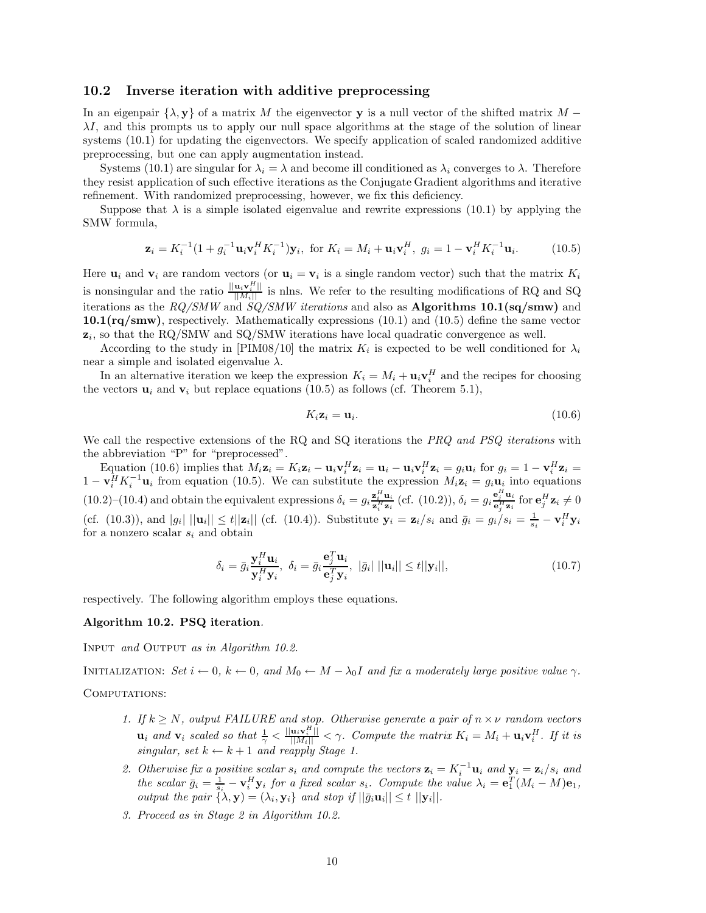### 10.2 Inverse iteration with additive preprocessing

In an eigenpair $\{\lambda, \mathbf{y}\}$ of a matrix $M$ the eigenvector $\mathbf{y}$ is a null vector of the shifted matrix $M - \lambda I$, and this prompts us to apply our null space algorithms at the stage of the solution of linear systems (10.1) for updating the eigenvectors. We specify application of scaled randomized additive preprocessing, but one can apply augmentation instead.

Systems (10.1) are singular for $\lambda_i = \lambda$ and become ill conditioned as $\lambda_i$ converges to $\lambda$. Therefore they resist application of such effective iterations as the Conjugate Gradient algorithms and iterative refinement. With randomized preprocessing, however, we fix this deficiency.

Suppose that $\lambda$ is a simple isolated eigenvalue and rewrite expressions (10.1) by applying the SMW formula,

$$\mathbf{z}_i = K_i^{-1}(1 + g_i^{-1}\mathbf{u}_i\mathbf{v}_i^H K_i^{-1})\mathbf{y}_i, \text{ for } K_i = M_i + \mathbf{u}_i\mathbf{v}_i^H, \; g_i = 1 - \mathbf{v}_i^H K_i^{-1}\mathbf{u}_i. \tag{10.5}$$

Here $\mathbf{u}_i$ and $\mathbf{v}_i$ are random vectors (or $\mathbf{u}_i = \mathbf{v}_i$ is a single random vector) such that the matrix $K_i$ is nonsingular and the ratio $\frac{||\mathbf{u}_i\mathbf{v}_i^H||}{||M_i||}$ is nlns. We refer to the resulting modifications of RQ and SQ iterations as the *RQ/SMW* and *SQ/SMW iterations* and also as **Algorithms 10.1(sq/smw)** and **10.1(rq/smw)**, respectively. Mathematically expressions (10.1) and (10.5) define the same vector $\mathbf{z}_i$, so that the RQ/SMW and SQ/SMW iterations have local quadratic convergence as well.

According to the study in [PIM08/10] the matrix $K_i$ is expected to be well conditioned for $\lambda_i$ near a simple and isolated eigenvalue $\lambda$.

In an alternative iteration we keep the expression $K_i = M_i + \mathbf{u}_i\mathbf{v}_i^H$ and the recipes for choosing the vectors $\mathbf{u}_i$ and $\mathbf{v}_i$ but replace equations (10.5) as follows (cf. Theorem 5.1),

$$K_i\mathbf{z}_i = \mathbf{u}_i. \tag{10.6}$$

We call the respective extensions of the RQ and SQ iterations the *PRQ and PSQ iterations* with the abbreviation "P" for "preprocessed".

Equation (10.6) implies that $M_i\mathbf{z}_i = K_i\mathbf{z}_i - \mathbf{u}_i\mathbf{v}_i^H\mathbf{z}_i = \mathbf{u}_i - \mathbf{u}_i\mathbf{v}_i^H\mathbf{z}_i = g_i\mathbf{u}_i$ for $g_i = 1 - \mathbf{v}_i^H\mathbf{z}_i = 1 - \mathbf{v}_i^H K_i^{-1}\mathbf{u}_i$ from equation (10.5). We can substitute the expression $M_i\mathbf{z}_i = g_i\mathbf{u}_i$ into equations (10.2)–(10.4) and obtain the equivalent expressions $\delta_i = g_i\frac{\mathbf{z}_i^H\mathbf{u}_i}{\mathbf{z}_i^H\mathbf{z}_i}$ (cf. (10.2)), $\delta_i = g_i\frac{\mathbf{e}_j^H\mathbf{u}_i}{\mathbf{e}_j^H\mathbf{z}_i}$ for $\mathbf{e}_j^H\mathbf{z}_i \neq 0$ (cf. (10.3)), and $|g_i|\;||\mathbf{u}_i|| \leq t||\mathbf{z}_i||$ (cf. (10.4)). Substitute $\mathbf{y}_i = \mathbf{z}_i/s_i$ and $\bar{g}_i = g_i/s_i = \frac{1}{s_i} - \mathbf{v}_i^H\mathbf{y}_i$ for a nonzero scalar $s_i$ and obtain

$$\delta_i = \bar{g}_i\frac{\mathbf{y}_i^H\mathbf{u}_i}{\mathbf{y}_i^H\mathbf{y}_i}, \;\; \delta_i = \bar{g}_i\frac{\mathbf{e}_j^T\mathbf{u}_i}{\mathbf{e}_j^T\mathbf{y}_i}, \;\; |\bar{g}_i|\;||\mathbf{u}_i|| \leq t||\mathbf{y}_i||, \tag{10.7}$$

respectively. The following algorithm employs these equations.

**Algorithm 10.2. PSQ iteration**.

Input *and* Output *as in Algorithm 10.2.*

Initialization: *Set $i \leftarrow 0$, $k \leftarrow 0$, and $M_0 \leftarrow M - \lambda_0 I$ and fix a moderately large positive value $\gamma$.*

Computations:

1. *If $k \geq N$, output FAILURE and stop. Otherwise generate a pair of $n \times \nu$ random vectors $\mathbf{u}_i$ and $\mathbf{v}_i$ scaled so that $\frac{1}{\gamma} < \frac{||\mathbf{u}_i\mathbf{v}_i^H||}{||M_i||} < \gamma$. Compute the matrix $K_i = M_i + \mathbf{u}_i\mathbf{v}_i^H$. If it is singular, set $k \leftarrow k+1$ and reapply Stage 1.*
2. *Otherwise fix a positive scalar $s_i$ and compute the vectors $\mathbf{z}_i = K_i^{-1}\mathbf{u}_i$ and $\mathbf{y}_i = \mathbf{z}_i/s_i$ and the scalar $\bar{g}_i = \frac{1}{s_i} - \mathbf{v}_i^H\mathbf{y}_i$ for a fixed scalar $s_i$. Compute the value $\lambda_i = \mathbf{e}_1^T(M_i - M)\mathbf{e}_1$, output the pair $\{\lambda, \mathbf{y}\} = (\lambda_i, \mathbf{y}_i\}$ and stop if $||\bar{g}_i\mathbf{u}_i|| \leq t\;||\mathbf{y}_i||$.*
3. *Proceed as in Stage 2 in Algorithm 10.2.*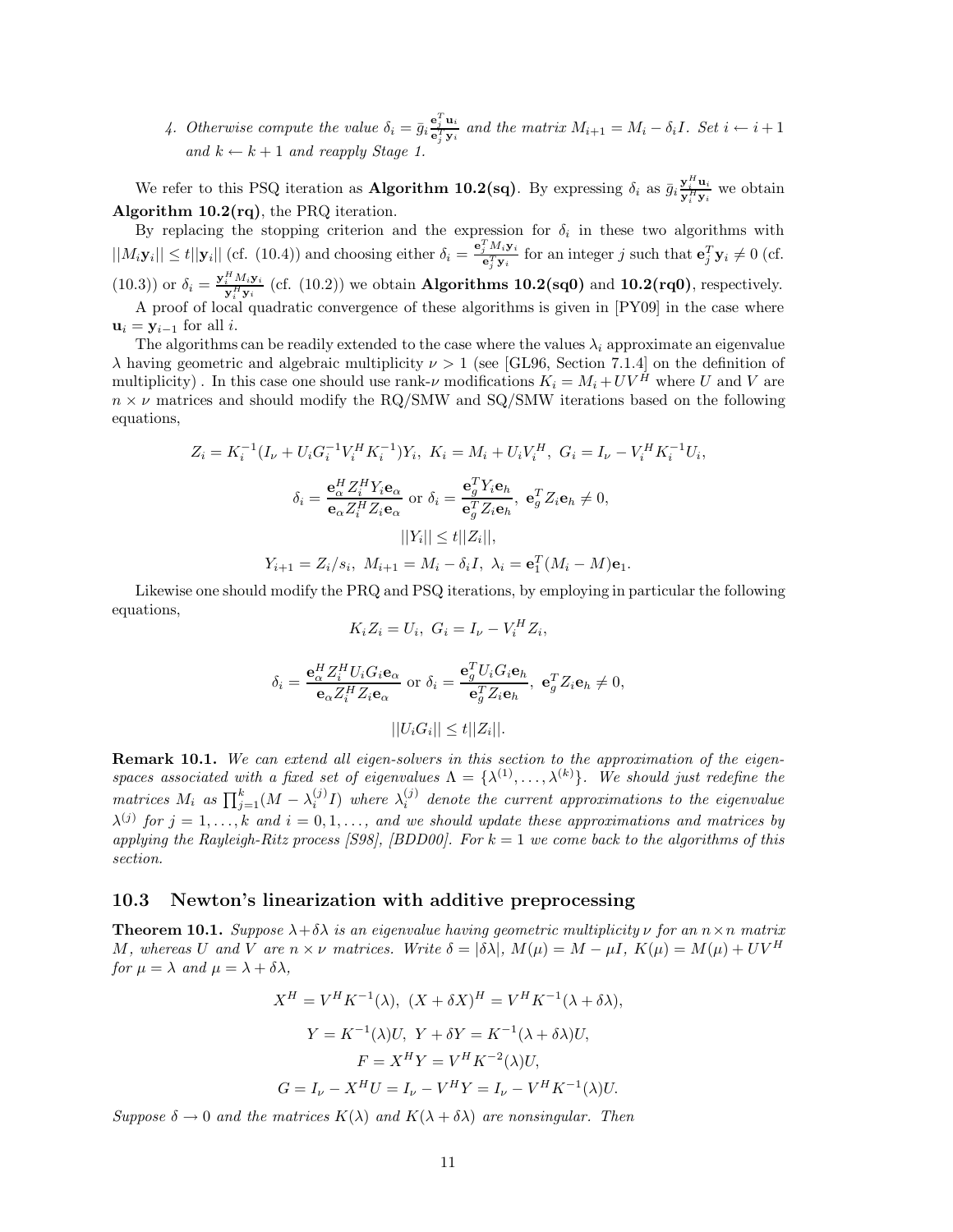4. *Otherwise compute the value* $\delta_i = \bar{g}_i \frac{\mathbf{e}_j^T \mathbf{u}_i}{\mathbf{e}_j^T \mathbf{y}_i}$ *and the matrix* $M_{i+1} = M_i - \delta_i I$*. Set* $i \leftarrow i+1$ *and* $k \leftarrow k+1$ *and reapply Stage 1.*

We refer to this PSQ iteration as **Algorithm 10.2(sq)**. By expressing $\delta_i$ as $\bar{g}_i \frac{\mathbf{y}_i^H \mathbf{u}_i}{\mathbf{y}_i^H \mathbf{y}_i}$ we obtain **Algorithm 10.2(rq)**, the PRQ iteration.

By replacing the stopping criterion and the expression for $\delta_i$ in these two algorithms with $||M_i \mathbf{y}_i|| \leq t||\mathbf{y}_i||$ (cf. (10.4)) and choosing either $\delta_i = \frac{\mathbf{e}_j^T M_i \mathbf{y}_i}{\mathbf{e}_j^T \mathbf{y}_i}$ for an integer $j$ such that $\mathbf{e}_j^T \mathbf{y}_i \neq 0$ (cf. (10.3)) or $\delta_i = \frac{\mathbf{y}_i^H M_i \mathbf{y}_i}{\mathbf{y}_i^H \mathbf{y}_i}$ (cf. (10.2)) we obtain **Algorithms 10.2(sq0)** and **10.2(rq0)**, respectively.

A proof of local quadratic convergence of these algorithms is given in [PY09] in the case where $\mathbf{u}_i = \mathbf{y}_{i-1}$ for all $i$.

The algorithms can be readily extended to the case where the values $\lambda_i$ approximate an eigenvalue $\lambda$ having geometric and algebraic multiplicity $\nu > 1$ (see [GL96, Section 7.1.4] on the definition of multiplicity) . In this case one should use rank-$\nu$ modifications $K_i = M_i + UV^H$ where $U$ and $V$ are $n \times \nu$ matrices and should modify the RQ/SMW and SQ/SMW iterations based on the following equations,

$$Z_i = K_i^{-1}(I_\nu + U_i G_i^{-1} V_i^H K_i^{-1}) Y_i, \ K_i = M_i + U_i V_i^H, \ G_i = I_\nu - V_i^H K_i^{-1} U_i,$$

$$\delta_i = \frac{\mathbf{e}_\alpha^H Z_i^H Y_i \mathbf{e}_\alpha}{\mathbf{e}_\alpha Z_i^H Z_i \mathbf{e}_\alpha} \text{ or } \delta_i = \frac{\mathbf{e}_g^T Y_i \mathbf{e}_h}{\mathbf{e}_g^T Z_i \mathbf{e}_h}, \ \mathbf{e}_g^T Z_i \mathbf{e}_h \neq 0,$$

$$||Y_i|| \leq t||Z_i||,$$

$$Y_{i+1} = Z_i / s_i, \ M_{i+1} = M_i - \delta_i I, \ \lambda_i = \mathbf{e}_1^T (M_i - M) \mathbf{e}_1.$$

Likewise one should modify the PRQ and PSQ iterations, by employing in particular the following equations,

$$K_i Z_i = U_i, \ G_i = I_\nu - V_i^H Z_i,$$

$$\delta_i = \frac{\mathbf{e}_\alpha^H Z_i^H U_i G_i \mathbf{e}_\alpha}{\mathbf{e}_\alpha Z_i^H Z_i \mathbf{e}_\alpha} \text{ or } \delta_i = \frac{\mathbf{e}_g^T U_i G_i \mathbf{e}_h}{\mathbf{e}_g^T Z_i \mathbf{e}_h}, \ \mathbf{e}_g^T Z_i \mathbf{e}_h \neq 0,$$

$$||U_i G_i|| \leq t||Z_i||.$$

**Remark 10.1.** *We can extend all eigen-solvers in this section to the approximation of the eigenspaces associated with a fixed set of eigenvalues* $\Lambda = \{\lambda^{(1)}, \ldots, \lambda^{(k)}\}$*. We should just redefine the matrices* $M_i$ *as* $\prod_{j=1}^k (M - \lambda_i^{(j)} I)$ *where* $\lambda_i^{(j)}$ *denote the current approximations to the eigenvalue* $\lambda^{(j)}$ *for* $j = 1, \ldots, k$ *and* $i = 0, 1, \ldots,$ *and we should update these approximations and matrices by applying the Rayleigh-Ritz process [S98], [BDD00]. For* $k = 1$ *we come back to the algorithms of this section.*

### 10.3 Newton's linearization with additive preprocessing

**Theorem 10.1.** *Suppose* $\lambda + \delta\lambda$ *is an eigenvalue having geometric multiplicity* $\nu$ *for an* $n \times n$ *matrix* $M$*, whereas* $U$ *and* $V$ *are* $n \times \nu$ *matrices. Write* $\delta = |\delta\lambda|$*,* $M(\mu) = M - \mu I$*,* $K(\mu) = M(\mu) + UV^H$ *for* $\mu = \lambda$ *and* $\mu = \lambda + \delta\lambda$*,*

$$X^H = V^H K^{-1}(\lambda), \ (X + \delta X)^H = V^H K^{-1}(\lambda + \delta\lambda),$$

$$Y = K^{-1}(\lambda) U, \ Y + \delta Y = K^{-1}(\lambda + \delta\lambda) U,$$

$$F = X^H Y = V^H K^{-2}(\lambda) U,$$

$$G = I_\nu - X^H U = I_\nu - V^H Y = I_\nu - V^H K^{-1}(\lambda) U.$$

*Suppose* $\delta \to 0$ *and the matrices* $K(\lambda)$ *and* $K(\lambda + \delta\lambda)$ *are nonsingular. Then*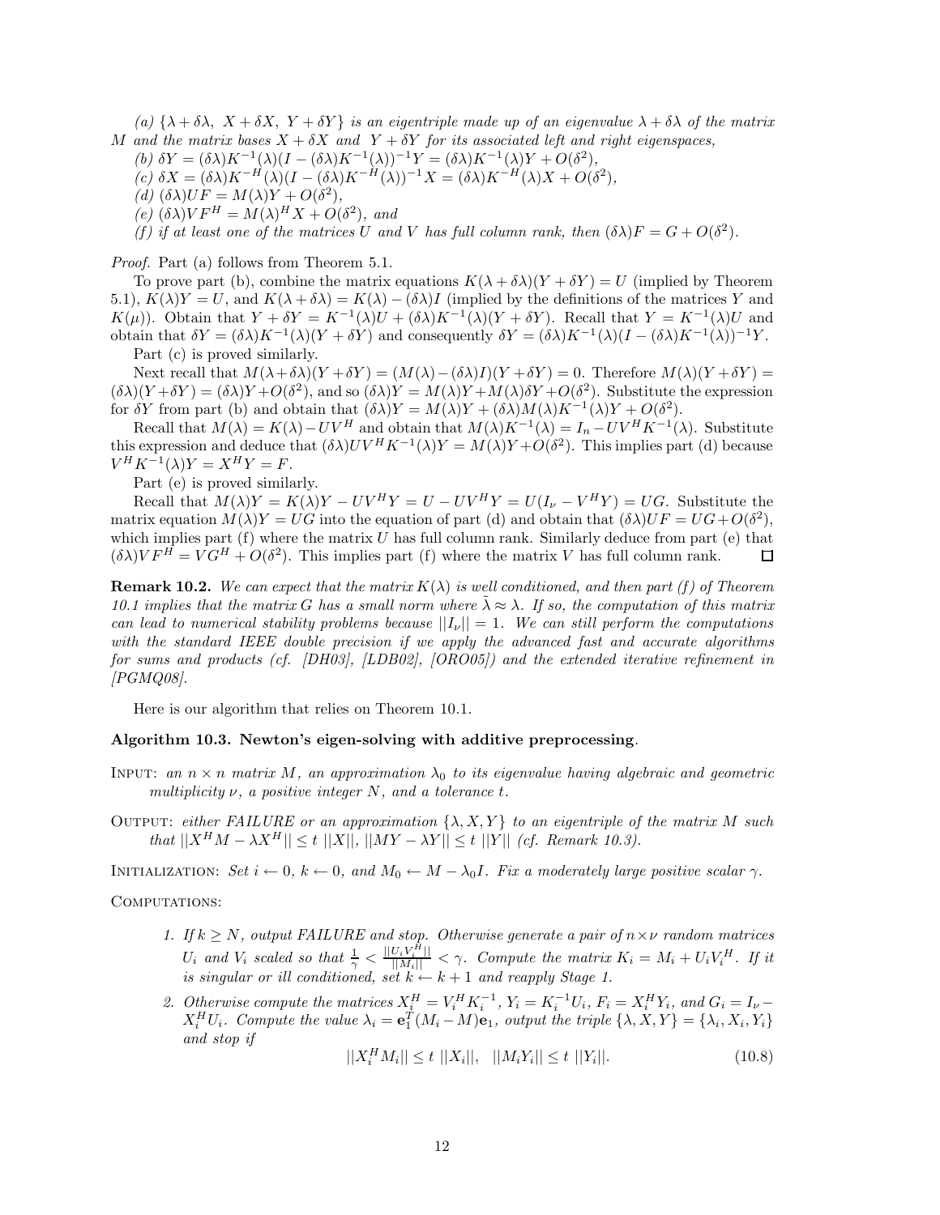*(a)* $\{\lambda+\delta\lambda,\ X+\delta X,\ Y+\delta Y\}$ *is an eigentriple made up of an eigenvalue* $\lambda+\delta\lambda$ *of the matrix* $M$ *and the matrix bases* $X+\delta X$ *and* $Y+\delta Y$ *for its associated left and right eigenspaces,*

*(b)* $\delta Y = (\delta\lambda)K^{-1}(\lambda)(I-(\delta\lambda)K^{-1}(\lambda))^{-1}Y = (\delta\lambda)K^{-1}(\lambda)Y + O(\delta^2)$,

*(c)* $\delta X = (\delta\lambda)K^{-H}(\lambda)(I-(\delta\lambda)K^{-H}(\lambda))^{-1}X = (\delta\lambda)K^{-H}(\lambda)X + O(\delta^2)$,

*(d)* $(\delta\lambda)UF = M(\lambda)Y + O(\delta^2)$,

*(e)* $(\delta\lambda)VF^H = M(\lambda)^H X + O(\delta^2)$, *and*

*(f) if at least one of the matrices* $U$ *and* $V$ *has full column rank, then* $(\delta\lambda)F = G + O(\delta^2)$.

*Proof.* Part (a) follows from Theorem 5.1.

To prove part (b), combine the matrix equations $K(\lambda+\delta\lambda)(Y+\delta Y) = U$ (implied by Theorem 5.1), $K(\lambda)Y = U$, and $K(\lambda+\delta\lambda) = K(\lambda) - (\delta\lambda)I$ (implied by the definitions of the matrices $Y$ and $K(\mu)$). Obtain that $Y+\delta Y = K^{-1}(\lambda)U + (\delta\lambda)K^{-1}(\lambda)(Y+\delta Y)$. Recall that $Y = K^{-1}(\lambda)U$ and obtain that $\delta Y = (\delta\lambda)K^{-1}(\lambda)(Y+\delta Y)$ and consequently $\delta Y = (\delta\lambda)K^{-1}(\lambda)(I-(\delta\lambda)K^{-1}(\lambda))^{-1}Y$.

Part (c) is proved similarly.

Next recall that $M(\lambda+\delta\lambda)(Y+\delta Y) = (M(\lambda)-(\delta\lambda)I)(Y+\delta Y) = 0$. Therefore $M(\lambda)(Y+\delta Y) = (\delta\lambda)(Y+\delta Y) = (\delta\lambda)Y + O(\delta^2)$, and so $(\delta\lambda)Y = M(\lambda)Y + M(\lambda)\delta Y + O(\delta^2)$. Substitute the expression for $\delta Y$ from part (b) and obtain that $(\delta\lambda)Y = M(\lambda)Y + (\delta\lambda)M(\lambda)K^{-1}(\lambda)Y + O(\delta^2)$.

Recall that $M(\lambda) = K(\lambda) - UV^H$ and obtain that $M(\lambda)K^{-1}(\lambda) = I_n - UV^H K^{-1}(\lambda)$. Substitute this expression and deduce that $(\delta\lambda)UV^H K^{-1}(\lambda)Y = M(\lambda)Y + O(\delta^2)$. This implies part (d) because $V^H K^{-1}(\lambda)Y = X^H Y = F$.

Part (e) is proved similarly.

Recall that $M(\lambda)Y = K(\lambda)Y - UV^H Y = U - UV^H Y = U(I_\nu - V^H Y) = UG$. Substitute the matrix equation $M(\lambda)Y = UG$ into the equation of part (d) and obtain that $(\delta\lambda)UF = UG + O(\delta^2)$, which implies part (f) where the matrix $U$ has full column rank. Similarly deduce from part (e) that $(\delta\lambda)VF^H = VG^H + O(\delta^2)$. This implies part (f) where the matrix $V$ has full column rank. $\square$

**Remark 10.2.** *We can expect that the matrix* $K(\lambda)$ *is well conditioned, and then part (f) of Theorem 10.1 implies that the matrix* $G$ *has a small norm where* $\tilde{\lambda} \approx \lambda$*. If so, the computation of this matrix can lead to numerical stability problems because* $||I_\nu|| = 1$*. We can still perform the computations with the standard IEEE double precision if we apply the advanced fast and accurate algorithms for sums and products (cf. [DH03], [LDB02], [ORO05]) and the extended iterative refinement in [PGMQ08].*

Here is our algorithm that relies on Theorem 10.1.

**Algorithm 10.3. Newton's eigen-solving with additive preprocessing**.

INPUT: *an* $n\times n$ *matrix* $M$*, an approximation* $\lambda_0$ *to its eigenvalue having algebraic and geometric multiplicity* $\nu$*, a positive integer* $N$*, and a tolerance* $t$.

OUTPUT: *either FAILURE or an approximation* $\{\lambda, X, Y\}$ *to an eigentriple of the matrix* $M$ *such that* $||X^H M - \lambda X^H|| \le t\ ||X||$, $||MY - \lambda Y|| \le t\ ||Y||$ *(cf. Remark 10.3).*

INITIALIZATION: *Set* $i \leftarrow 0$, $k \leftarrow 0$, *and* $M_0 \leftarrow M - \lambda_0 I$*. Fix a moderately large positive scalar* $\gamma$.

COMPUTATIONS:

1. *If* $k \ge N$*, output FAILURE and stop. Otherwise generate a pair of* $n\times\nu$ *random matrices* $U_i$ *and* $V_i$ *scaled so that* $\frac{1}{\gamma} < \frac{||U_i V_i^H||}{||M_i||} < \gamma$*. Compute the matrix* $K_i = M_i + U_i V_i^H$*. If it is singular or ill conditioned, set* $k \leftarrow k+1$ *and reapply Stage 1.*
2. *Otherwise compute the matrices* $X_i^H = V_i^H K_i^{-1}$, $Y_i = K_i^{-1}U_i$, $F_i = X_i^H Y_i$*, and* $G_i = I_\nu - X_i^H U_i$*. Compute the value* $\lambda_i = \mathbf{e}_1^T(M_i - M)\mathbf{e}_1$*, output the triple* $\{\lambda, X, Y\} = \{\lambda_i, X_i, Y_i\}$ *and stop if*

$$||X_i^H M_i|| \le t\ ||X_i||, \quad ||M_i Y_i|| \le t\ ||Y_i||. \tag{10.8}$$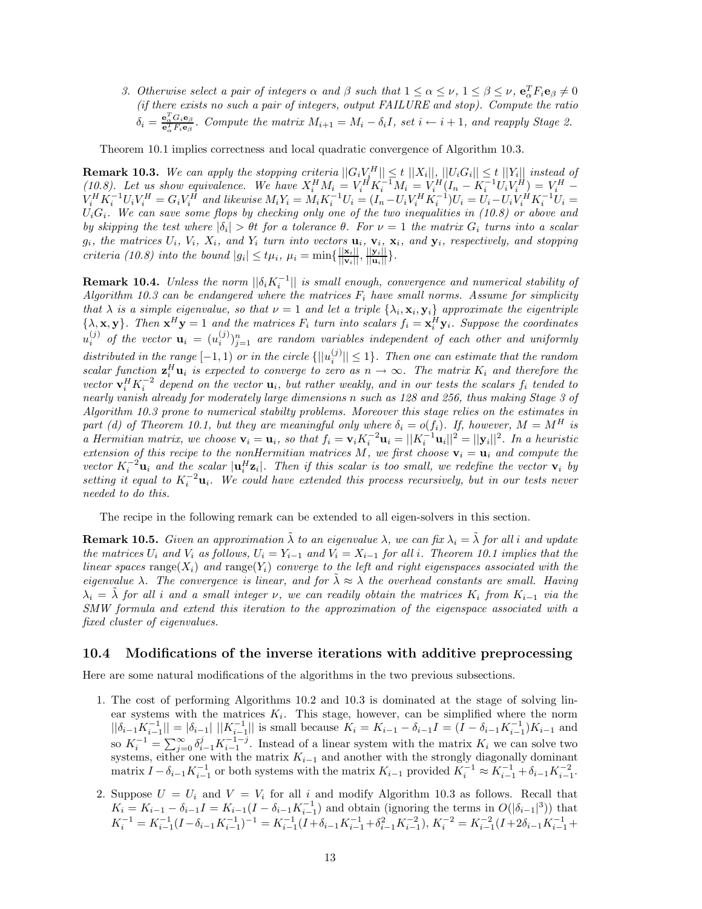3. *Otherwise select a pair of integers $\alpha$ and $\beta$ such that $1 \le \alpha \le \nu$, $1 \le \beta \le \nu$, $\mathbf{e}_\alpha^T F_i \mathbf{e}_\beta \ne 0$ (if there exists no such a pair of integers, output FAILURE and stop). Compute the ratio $\delta_i = \frac{\mathbf{e}_\alpha^T G_i \mathbf{e}_\beta}{\mathbf{e}_\alpha^T F_i \mathbf{e}_\beta}$. Compute the matrix $M_{i+1} = M_i - \delta_i I$, set $i \leftarrow i+1$, and reapply Stage 2.*

Theorem 10.1 implies correctness and local quadratic convergence of Algorithm 10.3.

**Remark 10.3.** *We can apply the stopping criteria $||G_i V_i^H|| \le t\ ||X_i||$, $||U_i G_i|| \le t\ ||Y_i||$ instead of (10.8). Let us show equivalence. We have $X_i^H M_i = V_i^H K_i^{-1} M_i = V_i^H (I_n - K_i^{-1} U_i V_i^H) = V_i^H - V_i^H K_i^{-1} U_i V_i^H = G_i V_i^H$ and likewise $M_i Y_i = M_i K_i^{-1} U_i = (I_n - U_i V_i^H K_i^{-1}) U_i = U_i - U_i V_i^H K_i^{-1} U_i = U_i G_i$. We can save some flops by checking only one of the two inequalities in (10.8) or above and by skipping the test where $|\delta_i| > \theta t$ for a tolerance $\theta$. For $\nu = 1$ the matrix $G_i$ turns into a scalar $g_i$, the matrices $U_i$, $V_i$, $X_i$, and $Y_i$ turn into vectors $\mathbf{u}_i$, $\mathbf{v}_i$, $\mathbf{x}_i$, and $\mathbf{y}_i$, respectively, and stopping criteria (10.8) into the bound $|g_i| \le t\mu_i$, $\mu_i = \min\{\frac{||\mathbf{x}_i||}{||\mathbf{v}_i||}, \frac{||\mathbf{y}_i||}{||\mathbf{u}_i||}\}$.*

**Remark 10.4.** *Unless the norm $||\delta_i K_i^{-1}||$ is small enough, convergence and numerical stability of Algorithm 10.3 can be endangered where the matrices $F_i$ have small norms. Assume for simplicity that $\lambda$ is a simple eigenvalue, so that $\nu = 1$ and let a triple $\{\lambda_i, \mathbf{x}_i, \mathbf{y}_i\}$ approximate the eigentriple $\{\lambda, \mathbf{x}, \mathbf{y}\}$. Then $\mathbf{x}^H \mathbf{y} = 1$ and the matrices $F_i$ turn into scalars $f_i = \mathbf{x}_i^H \mathbf{y}_i$. Suppose the coordinates $u_i^{(j)}$ of the vector $\mathbf{u}_i = (u_i^{(j)})_{j=1}^n$ are random variables independent of each other and uniformly distributed in the range $[-1, 1)$ or in the circle $\{||u_i^{(j)}|| \le 1\}$. Then one can estimate that the random scalar function $\mathbf{z}_i^H \mathbf{u}_i$ is expected to converge to zero as $n \to \infty$. The matrix $K_i$ and therefore the vector $\mathbf{v}_i^H K_i^{-2}$ depend on the vector $\mathbf{u}_i$, but rather weakly, and in our tests the scalars $f_i$ tended to nearly vanish already for moderately large dimensions $n$ such as 128 and 256, thus making Stage 3 of Algorithm 10.3 prone to numerical stabilty problems. Moreover this stage relies on the estimates in part (d) of Theorem 10.1, but they are meaningful only where $\delta_i = o(f_i)$. If, however, $M = M^H$ is a Hermitian matrix, we choose $\mathbf{v}_i = \mathbf{u}_i$, so that $f_i = \mathbf{v}_i K_i^{-2} \mathbf{u}_i = ||K_i^{-1} \mathbf{u}_i||^2 = ||\mathbf{y}_i||^2$. In a heuristic extension of this recipe to the nonHermitian matrices $M$, we first choose $\mathbf{v}_i = \mathbf{u}_i$ and compute the vector $K_i^{-2} \mathbf{u}_i$ and the scalar $|\mathbf{u}_i^H \mathbf{z}_i|$. Then if this scalar is too small, we redefine the vector $\mathbf{v}_i$ by setting it equal to $K_i^{-2} \mathbf{u}_i$. We could have extended this process recursively, but in our tests never needed to do this.*

The recipe in the following remark can be extended to all eigen-solvers in this section.

**Remark 10.5.** *Given an approximation $\tilde{\lambda}$ to an eigenvalue $\lambda$, we can fix $\lambda_i = \tilde{\lambda}$ for all $i$ and update the matrices $U_i$ and $V_i$ as follows, $U_i = Y_{i-1}$ and $V_i = X_{i-1}$ for all $i$. Theorem 10.1 implies that the linear spaces* range$(X_i)$ *and* range$(Y_i)$ *converge to the left and right eigenspaces associated with the eigenvalue $\lambda$. The convergence is linear, and for $\tilde{\lambda} \approx \lambda$ the overhead constants are small. Having $\lambda_i = \tilde{\lambda}$ for all $i$ and a small integer $\nu$, we can readily obtain the matrices $K_i$ from $K_{i-1}$ via the SMW formula and extend this iteration to the approximation of the eigenspace associated with a fixed cluster of eigenvalues.*

## 10.4 Modifications of the inverse iterations with additive preprocessing

Here are some natural modifications of the algorithms in the two previous subsections.

1. The cost of performing Algorithms 10.2 and 10.3 is dominated at the stage of solving linear systems with the matrices $K_i$. This stage, however, can be simplified where the norm $||\delta_{i-1} K_{i-1}^{-1}|| = |\delta_{i-1}|\ ||K_{i-1}^{-1}||$ is small because $K_i = K_{i-1} - \delta_{i-1} I = (I - \delta_{i-1} K_{i-1}^{-1}) K_{i-1}$ and so $K_i^{-1} = \sum_{j=0}^{\infty} \delta_{i-1}^j K_{i-1}^{-1-j}$. Instead of a linear system with the matrix $K_i$ we can solve two systems, either one with the matrix $K_{i-1}$ and another with the strongly diagonally dominant matrix $I - \delta_{i-1} K_{i-1}^{-1}$ or both systems with the matrix $K_{i-1}$ provided $K_i^{-1} \approx K_{i-1}^{-1} + \delta_{i-1} K_{i-1}^{-2}$.

2. Suppose $U = U_i$ and $V = V_i$ for all $i$ and modify Algorithm 10.3 as follows. Recall that $K_i = K_{i-1} - \delta_{i-1} I = K_{i-1}(I - \delta_{i-1} K_{i-1}^{-1})$ and obtain (ignoring the terms in $O(|\delta_{i-1}|^3)$) that $K_i^{-1} = K_{i-1}^{-1}(I - \delta_{i-1} K_{i-1}^{-1})^{-1} = K_{i-1}^{-1}(I + \delta_{i-1} K_{i-1}^{-1} + \delta_{i-1}^2 K_{i-1}^{-2})$, $K_i^{-2} = K_{i-1}^{-2}(I + 2\delta_{i-1} K_{i-1}^{-1} +$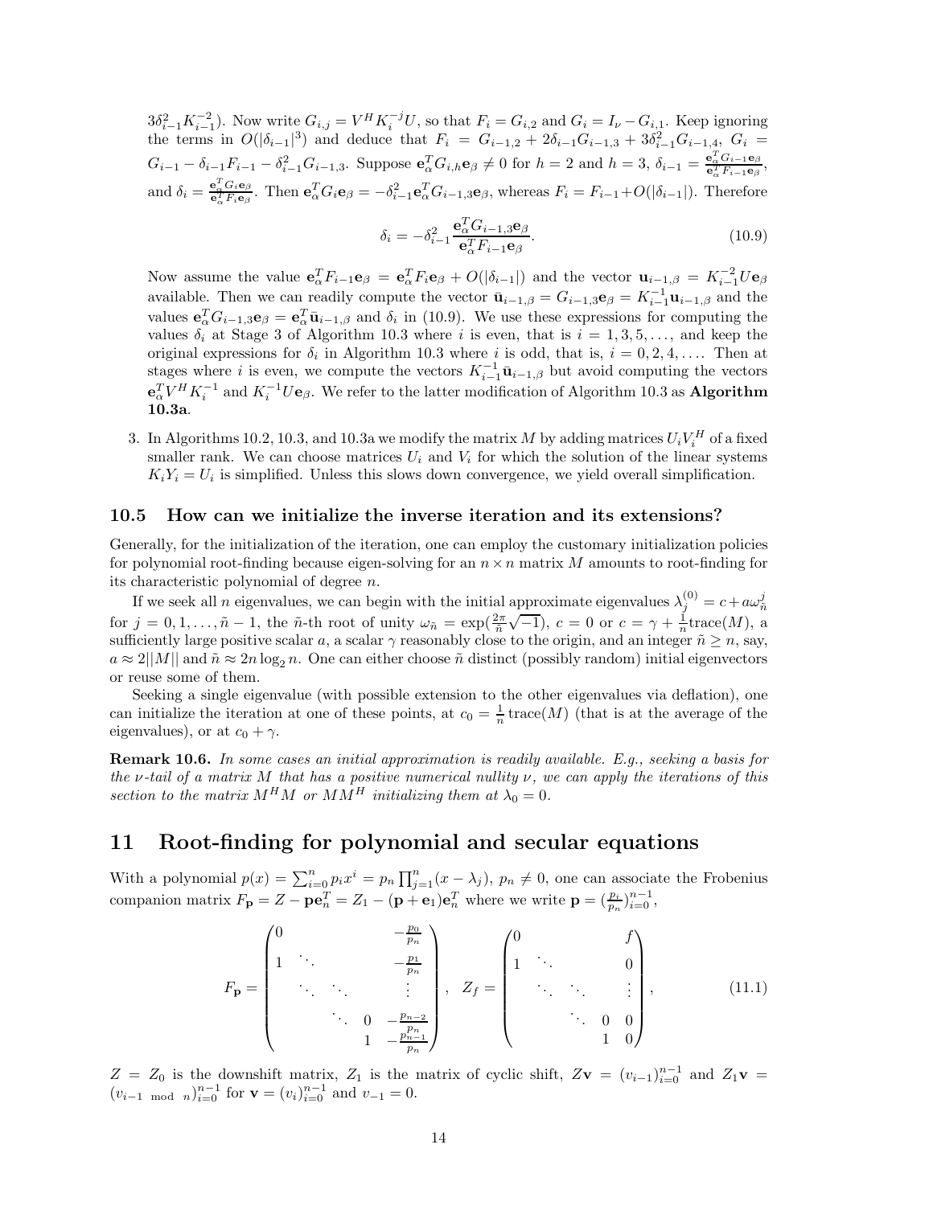$3\delta_{i-1}^2 K_{i-1}^{-2}$). Now write $G_{i,j} = V^H K_i^{-j} U$, so that $F_i = G_{i,2}$ and $G_i = I_\nu - G_{i,1}$. Keep ignoring the terms in $O(|\delta_{i-1}|^3)$ and deduce that $F_i = G_{i-1,2} + 2\delta_{i-1} G_{i-1,3} + 3\delta_{i-1}^2 G_{i-1,4}$, $G_i = G_{i-1} - \delta_{i-1} F_{i-1} - \delta_{i-1}^2 G_{i-1,3}$. Suppose $\mathbf{e}_\alpha^T G_{i,h} \mathbf{e}_\beta \neq 0$ for $h = 2$ and $h = 3$, $\delta_{i-1} = \frac{\mathbf{e}_\alpha^T G_{i-1} \mathbf{e}_\beta}{\mathbf{e}_\alpha^T F_{i-1} \mathbf{e}_\beta}$, and $\delta_i = \frac{\mathbf{e}_\alpha^T G_i \mathbf{e}_\beta}{\mathbf{e}_\alpha^T F_i \mathbf{e}_\beta}$. Then $\mathbf{e}_\alpha^T G_i \mathbf{e}_\beta = -\delta_{i-1}^2 \mathbf{e}_\alpha^T G_{i-1,3} \mathbf{e}_\beta$, whereas $F_i = F_{i-1} + O(|\delta_{i-1}|)$. Therefore

$$\delta_i = -\delta_{i-1}^2 \frac{\mathbf{e}_\alpha^T G_{i-1,3} \mathbf{e}_\beta}{\mathbf{e}_\alpha^T F_{i-1} \mathbf{e}_\beta}. \tag{10.9}$$

Now assume the value $\mathbf{e}_\alpha^T F_{i-1} \mathbf{e}_\beta = \mathbf{e}_\alpha^T F_i \mathbf{e}_\beta + O(|\delta_{i-1}|)$ and the vector $\mathbf{u}_{i-1,\beta} = K_{i-1}^{-2} U \mathbf{e}_\beta$ available. Then we can readily compute the vector $\bar{\mathbf{u}}_{i-1,\beta} = G_{i-1,3} \mathbf{e}_\beta = K_{i-1}^{-1} \mathbf{u}_{i-1,\beta}$ and the values $\mathbf{e}_\alpha^T G_{i-1,3} \mathbf{e}_\beta = \mathbf{e}_\alpha^T \bar{\mathbf{u}}_{i-1,\beta}$ and $\delta_i$ in (10.9). We use these expressions for computing the values $\delta_i$ at Stage 3 of Algorithm 10.3 where $i$ is even, that is $i = 1, 3, 5, \ldots$, and keep the original expressions for $\delta_i$ in Algorithm 10.3 where $i$ is odd, that is, $i = 0, 2, 4, \ldots$. Then at stages where $i$ is even, we compute the vectors $K_{i-1}^{-1} \bar{\mathbf{u}}_{i-1,\beta}$ but avoid computing the vectors $\mathbf{e}_\alpha^T V^H K_i^{-1}$ and $K_i^{-1} U \mathbf{e}_\beta$. We refer to the latter modification of Algorithm 10.3 as **Algorithm 10.3a**.

3. In Algorithms 10.2, 10.3, and 10.3a we modify the matrix $M$ by adding matrices $U_i V_i^H$ of a fixed smaller rank. We can choose matrices $U_i$ and $V_i$ for which the solution of the linear systems $K_i Y_i = U_i$ is simplified. Unless this slows down convergence, we yield overall simplification.

## 10.5 How can we initialize the inverse iteration and its extensions?

Generally, for the initialization of the iteration, one can employ the customary initialization policies for polynomial root-finding because eigen-solving for an $n \times n$ matrix $M$ amounts to root-finding for its characteristic polynomial of degree $n$.

If we seek all $n$ eigenvalues, we can begin with the initial approximate eigenvalues $\lambda_j^{(0)} = c + a\omega_{\tilde{n}}^j$ for $j = 0, 1, \ldots, \tilde{n} - 1$, the $\tilde{n}$-th root of unity $\omega_{\tilde{n}} = \exp(\frac{2\pi}{\tilde{n}}\sqrt{-1})$, $c = 0$ or $c = \gamma + \frac{1}{n}\text{trace}(M)$, a sufficiently large positive scalar $a$, a scalar $\gamma$ reasonably close to the origin, and an integer $\tilde{n} \geq n$, say, $a \approx 2||M||$ and $\tilde{n} \approx 2n \log_2 n$. One can either choose $\tilde{n}$ distinct (possibly random) initial eigenvectors or reuse some of them.

Seeking a single eigenvalue (with possible extension to the other eigenvalues via deflation), one can initialize the iteration at one of these points, at $c_0 = \frac{1}{n}\text{trace}(M)$ (that is at the average of the eigenvalues), or at $c_0 + \gamma$.

**Remark 10.6.** *In some cases an initial approximation is readily available. E.g., seeking a basis for the $\nu$-tail of a matrix $M$ that has a positive numerical nullity $\nu$, we can apply the iterations of this section to the matrix $M^H M$ or $M M^H$ initializing them at $\lambda_0 = 0$.*

# 11 Root-finding for polynomial and secular equations

With a polynomial $p(x) = \sum_{i=0}^n p_i x^i = p_n \prod_{j=1}^n (x - \lambda_j)$, $p_n \neq 0$, one can associate the Frobenius companion matrix $F_{\mathbf{p}} = Z - \mathbf{p}\mathbf{e}_n^T = Z_1 - (\mathbf{p} + \mathbf{e}_1)\mathbf{e}_n^T$ where we write $\mathbf{p} = (\frac{p_i}{p_n})_{i=0}^{n-1}$,

$$F_{\mathbf{p}} = \begin{pmatrix} 0 & & & & -\frac{p_0}{p_n} \\ 1 & \ddots & & & -\frac{p_1}{p_n} \\ & \ddots & \ddots & & \vdots \\ & & \ddots & 0 & -\frac{p_{n-2}}{p_n} \\ & & & 1 & -\frac{p_{n-1}}{p_n} \end{pmatrix}, \quad Z_f = \begin{pmatrix} 0 & & & & f \\ 1 & \ddots & & & 0 \\ & \ddots & \ddots & & \vdots \\ & & \ddots & 0 & 0 \\ & & & 1 & 0 \end{pmatrix}, \tag{11.1}$$

$Z = Z_0$ is the downshift matrix, $Z_1$ is the matrix of cyclic shift, $Z\mathbf{v} = (v_{i-1})_{i=0}^{n-1}$ and $Z_1\mathbf{v} = (v_{i-1 \mod n})_{i=0}^{n-1}$ for $\mathbf{v} = (v_i)_{i=0}^{n-1}$ and $v_{-1} = 0$.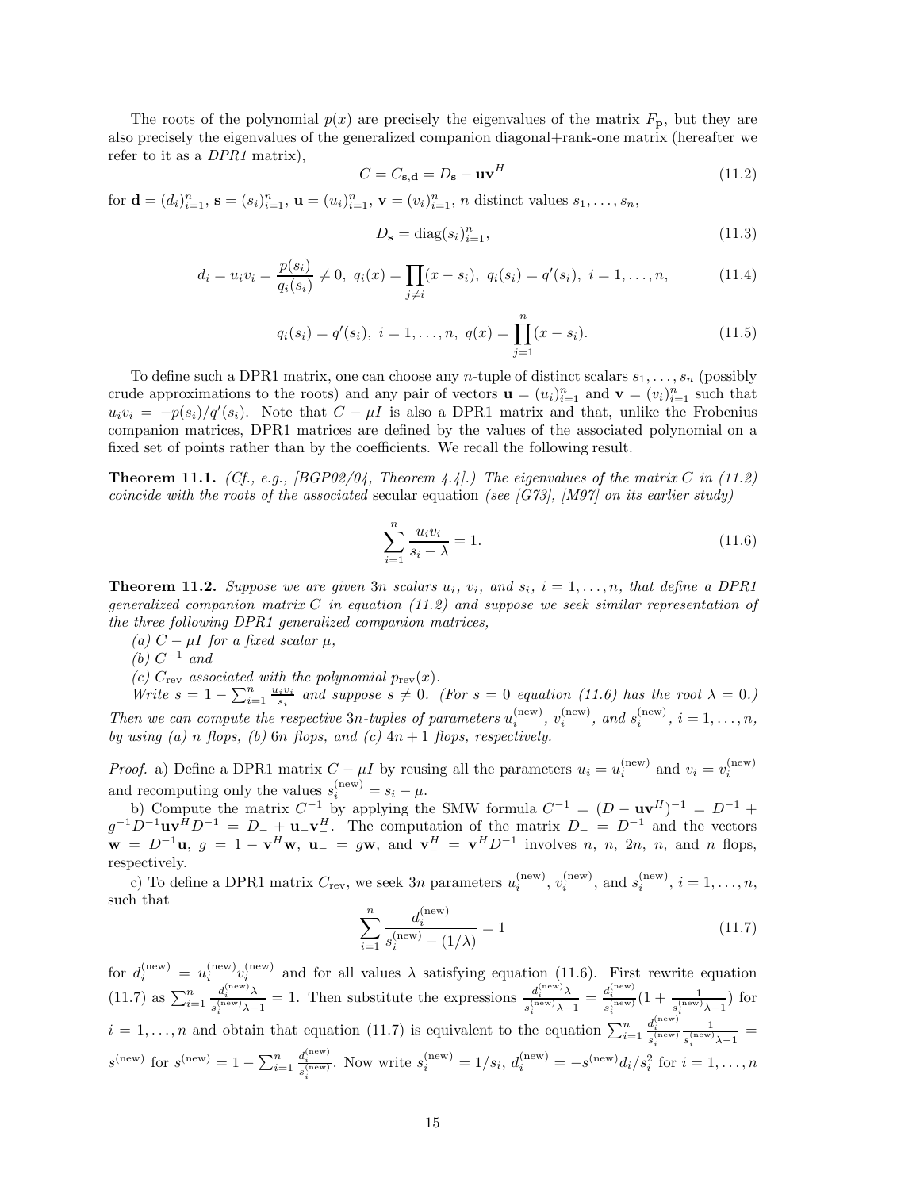The roots of the polynomial $p(x)$ are precisely the eigenvalues of the matrix $F_{\mathbf{p}}$, but they are also precisely the eigenvalues of the generalized companion diagonal+rank-one matrix (hereafter we refer to it as a *DPR1* matrix),

$$C = C_{\mathbf{s},\mathbf{d}} = D_{\mathbf{s}} - \mathbf{u}\mathbf{v}^H \tag{11.2}$$

for $\mathbf{d} = (d_i)_{i=1}^n$, $\mathbf{s} = (s_i)_{i=1}^n$, $\mathbf{u} = (u_i)_{i=1}^n$, $\mathbf{v} = (v_i)_{i=1}^n$, $n$ distinct values $s_1, \ldots, s_n$,

$$D_{\mathbf{s}} = \operatorname{diag}(s_i)_{i=1}^n, \tag{11.3}$$

$$d_i = u_i v_i = \frac{p(s_i)}{q_i(s_i)} \neq 0,\ q_i(x) = \prod_{j \neq i}(x - s_j),\ q_i(s_i) = q'(s_i),\ i = 1, \ldots, n, \tag{11.4}$$

$$q_i(s_i) = q'(s_i),\ i = 1, \ldots, n,\ q(x) = \prod_{j=1}^n (x - s_j). \tag{11.5}$$

To define such a DPR1 matrix, one can choose any $n$-tuple of distinct scalars $s_1, \ldots, s_n$ (possibly crude approximations to the roots) and any pair of vectors $\mathbf{u} = (u_i)_{i=1}^n$ and $\mathbf{v} = (v_i)_{i=1}^n$ such that $u_i v_i = -p(s_i)/q'(s_i)$. Note that $C - \mu I$ is also a DPR1 matrix and that, unlike the Frobenius companion matrices, DPR1 matrices are defined by the values of the associated polynomial on a fixed set of points rather than by the coefficients. We recall the following result.

**Theorem 11.1.** *(Cf., e.g., [BGP02/04, Theorem 4.4].) The eigenvalues of the matrix $C$ in (11.2) coincide with the roots of the associated* secular equation *(see [G73], [M97] on its earlier study)*

$$\sum_{i=1}^n \frac{u_i v_i}{s_i - \lambda} = 1. \tag{11.6}$$

**Theorem 11.2.** *Suppose we are given $3n$ scalars $u_i$, $v_i$, and $s_i$, $i = 1, \ldots, n$, that define a DPR1 generalized companion matrix $C$ in equation (11.2) and suppose we seek similar representation of the three following DPR1 generalized companion matrices,*

*(a) $C - \mu I$ for a fixed scalar $\mu$,*

*(b) $C^{-1}$ and*

*(c) $C_{\text{rev}}$ associated with the polynomial $p_{\text{rev}}(x)$.*

*Write $s = 1 - \sum_{i=1}^n \frac{u_i v_i}{s_i}$ and suppose $s \neq 0$. (For $s = 0$ equation (11.6) has the root $\lambda = 0$.) Then we can compute the respective $3n$-tuples of parameters $u_i^{(\text{new})}$, $v_i^{(\text{new})}$, and $s_i^{(\text{new})}$, $i = 1, \ldots, n$, by using (a) $n$ flops, (b) $6n$ flops, and (c) $4n + 1$ flops, respectively.*

*Proof.* a) Define a DPR1 matrix $C - \mu I$ by reusing all the parameters $u_i = u_i^{(\text{new})}$ and $v_i = v_i^{(\text{new})}$ and recomputing only the values $s_i^{(\text{new})} = s_i - \mu$.

b) Compute the matrix $C^{-1}$ by applying the SMW formula $C^{-1} = (D - \mathbf{u}\mathbf{v}^H)^{-1} = D^{-1} + g^{-1}D^{-1}\mathbf{u}\mathbf{v}^H D^{-1} = D_- + \mathbf{u}_-\mathbf{v}_-^H$. The computation of the matrix $D_- = D^{-1}$ and the vectors $\mathbf{w} = D^{-1}\mathbf{u}$, $g = 1 - \mathbf{v}^H\mathbf{w}$, $\mathbf{u}_- = g\mathbf{w}$, and $\mathbf{v}_-^H = \mathbf{v}^H D^{-1}$ involves $n$, $n$, $2n$, $n$, and $n$ flops, respectively.

c) To define a DPR1 matrix $C_{\text{rev}}$, we seek $3n$ parameters $u_i^{(\text{new})}$, $v_i^{(\text{new})}$, and $s_i^{(\text{new})}$, $i = 1, \ldots, n$, such that

$$\sum_{i=1}^n \frac{d_i^{(\text{new})}}{s_i^{(\text{new})} - (1/\lambda)} = 1 \tag{11.7}$$

for $d_i^{(\text{new})} = u_i^{(\text{new})} v_i^{(\text{new})}$ and for all values $\lambda$ satisfying equation (11.6). First rewrite equation (11.7) as $\sum_{i=1}^n \frac{d_i^{(\text{new})}\lambda}{s_i^{(\text{new})}\lambda - 1} = 1$. Then substitute the expressions $\frac{d_i^{(\text{new})}\lambda}{s_i^{(\text{new})}\lambda - 1} = \frac{d_i^{(\text{new})}}{s_i^{(\text{new})}}(1 + \frac{1}{s_i^{(\text{new})}\lambda - 1})$ for $i = 1, \ldots, n$ and obtain that equation (11.7) is equivalent to the equation $\sum_{i=1}^n \frac{d_i^{(\text{new})}}{s_i^{(\text{new})}} \frac{1}{s_i^{(\text{new})}\lambda - 1} = s^{(\text{new})}$ for $s^{(\text{new})} = 1 - \sum_{i=1}^n \frac{d_i^{(\text{new})}}{s_i^{(\text{new})}}$. Now write $s_i^{(\text{new})} = 1/s_i$, $d_i^{(\text{new})} = -s^{(\text{new})} d_i / s_i^2$ for $i = 1, \ldots, n$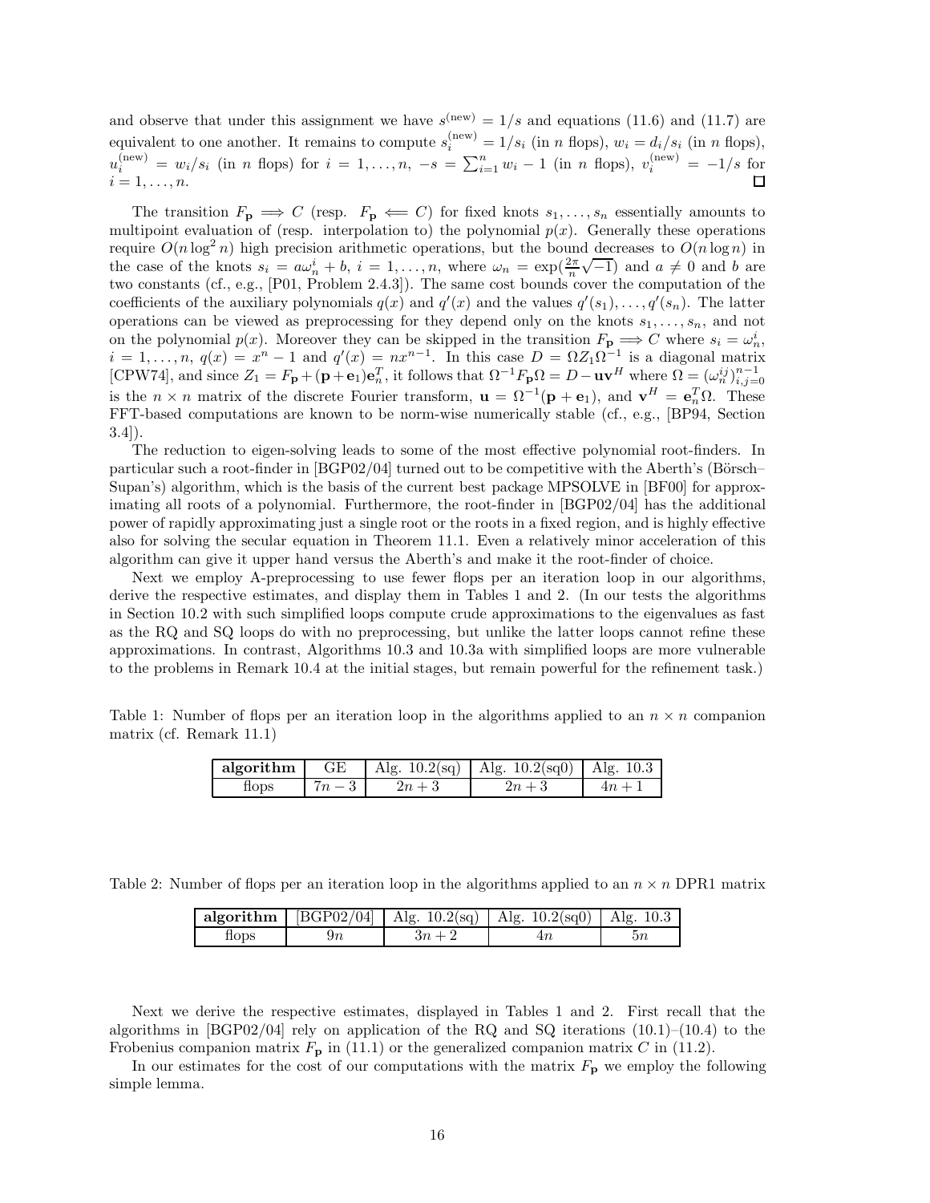and observe that under this assignment we have $s^{(\text{new})} = 1/s$ and equations (11.6) and (11.7) are equivalent to one another. It remains to compute $s_i^{(\text{new})} = 1/s_i$ (in $n$ flops), $w_i = d_i/s_i$ (in $n$ flops), $u_i^{(\text{new})} = w_i/s_i$ (in $n$ flops) for $i = 1, \ldots, n$, $-s = \sum_{i=1}^{n} w_i - 1$ (in $n$ flops), $v_i^{(\text{new})} = -1/s$ for $i = 1, \ldots, n$. □

The transition $F_{\mathbf{p}} \Longrightarrow C$ (resp. $F_{\mathbf{p}} \Longleftarrow C$) for fixed knots $s_1, \ldots, s_n$ essentially amounts to multipoint evaluation of (resp. interpolation to) the polynomial $p(x)$. Generally these operations require $O(n \log^2 n)$ high precision arithmetic operations, but the bound decreases to $O(n \log n)$ in the case of the knots $s_i = a\omega_n^i + b$, $i = 1, \ldots, n$, where $\omega_n = \exp(\frac{2\pi}{n}\sqrt{-1})$ and $a \neq 0$ and $b$ are two constants (cf., e.g., [P01, Problem 2.4.3]). The same cost bounds cover the computation of the coefficients of the auxiliary polynomials $q(x)$ and $q'(x)$ and the values $q'(s_1), \ldots, q'(s_n)$. The latter operations can be viewed as preprocessing for they depend only on the knots $s_1, \ldots, s_n$, and not on the polynomial $p(x)$. Moreover they can be skipped in the transition $F_{\mathbf{p}} \Longrightarrow C$ where $s_i = \omega_n^i$, $i = 1, \ldots, n$, $q(x) = x^n - 1$ and $q'(x) = nx^{n-1}$. In this case $D = \Omega Z_1 \Omega^{-1}$ is a diagonal matrix [CPW74], and since $Z_1 = F_{\mathbf{p}} + (\mathbf{p} + \mathbf{e}_1)\mathbf{e}_n^T$, it follows that $\Omega^{-1} F_{\mathbf{p}} \Omega = D - \mathbf{u}\mathbf{v}^H$ where $\Omega = (\omega_n^{ij})_{i,j=0}^{n-1}$ is the $n \times n$ matrix of the discrete Fourier transform, $\mathbf{u} = \Omega^{-1}(\mathbf{p} + \mathbf{e}_1)$, and $\mathbf{v}^H = \mathbf{e}_n^T \Omega$. These FFT-based computations are known to be norm-wise numerically stable (cf., e.g., [BP94, Section 3.4]).

The reduction to eigen-solving leads to some of the most effective polynomial root-finders. In particular such a root-finder in [BGP02/04] turned out to be competitive with the Aberth's (Börsch–Supan's) algorithm, which is the basis of the current best package MPSOLVE in [BF00] for approximating all roots of a polynomial. Furthermore, the root-finder in [BGP02/04] has the additional power of rapidly approximating just a single root or the roots in a fixed region, and is highly effective also for solving the secular equation in Theorem 11.1. Even a relatively minor acceleration of this algorithm can give it upper hand versus the Aberth's and make it the root-finder of choice.

Next we employ A-preprocessing to use fewer flops per an iteration loop in our algorithms, derive the respective estimates, and display them in Tables 1 and 2. (In our tests the algorithms in Section 10.2 with such simplified loops compute crude approximations to the eigenvalues as fast as the RQ and SQ loops do with no preprocessing, but unlike the latter loops cannot refine these approximations. In contrast, Algorithms 10.3 and 10.3a with simplified loops are more vulnerable to the problems in Remark 10.4 at the initial stages, but remain powerful for the refinement task.)

Table 1: Number of flops per an iteration loop in the algorithms applied to an $n \times n$ companion matrix (cf. Remark 11.1)

| **algorithm** | GE | Alg. 10.2(sq) | Alg. 10.2(sq0) | Alg. 10.3 |
|---|---|---|---|---|
| flops | $7n - 3$ | $2n + 3$ | $2n + 3$ | $4n + 1$ |

Table 2: Number of flops per an iteration loop in the algorithms applied to an $n \times n$ DPR1 matrix

| **algorithm** | [BGP02/04] | Alg. 10.2(sq) | Alg. 10.2(sq0) | Alg. 10.3 |
|---|---|---|---|---|
| flops | $9n$ | $3n + 2$ | $4n$ | $5n$ |

Next we derive the respective estimates, displayed in Tables 1 and 2. First recall that the algorithms in [BGP02/04] rely on application of the RQ and SQ iterations (10.1)–(10.4) to the Frobenius companion matrix $F_{\mathbf{p}}$ in (11.1) or the generalized companion matrix $C$ in (11.2).

In our estimates for the cost of our computations with the matrix $F_{\mathbf{p}}$ we employ the following simple lemma.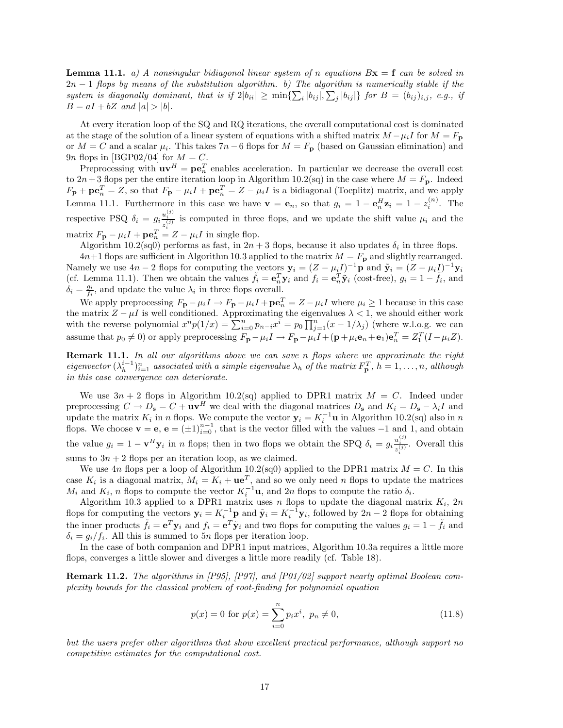**Lemma 11.1.** *a) A nonsingular bidiagonal linear system of $n$ equations $B\mathbf{x} = \mathbf{f}$ can be solved in $2n - 1$ flops by means of the substitution algorithm. b) The algorithm is numerically stable if the system is diagonally dominant, that is if $2|b_{ii}| \geq \min\{\sum_i |b_{ij}|, \sum_j |b_{ij}|\}$ for $B = (b_{ij})_{i,j}$, e.g., if $B = aI + bZ$ and $|a| > |b|$.*

At every iteration loop of the SQ and RQ iterations, the overall computational cost is dominated at the stage of the solution of a linear system of equations with a shifted matrix $M - \mu_i I$ for $M = F_{\mathbf{p}}$ or $M = C$ and a scalar $\mu_i$. This takes $7n - 6$ flops for $M = F_{\mathbf{p}}$ (based on Gaussian elimination) and $9n$ flops in [BGP02/04] for $M = C$.

Preprocessing with $\mathbf{u}\mathbf{v}^H = \mathbf{p}\mathbf{e}_n^T$ enables acceleration. In particular we decrease the overall cost to $2n + 3$ flops per the entire iteration loop in Algorithm 10.2(sq) in the case where $M = F_{\mathbf{p}}$. Indeed $F_{\mathbf{p}} + \mathbf{p}\mathbf{e}_n^T = Z$, so that $F_{\mathbf{p}} - \mu_i I + \mathbf{p}\mathbf{e}_n^T = Z - \mu_i I$ is a bidiagonal (Toeplitz) matrix, and we apply Lemma 11.1. Furthermore in this case we have $\mathbf{v} = \mathbf{e}_n$, so that $g_i = 1 - \mathbf{e}_n^H \mathbf{z}_i = 1 - z_i^{(n)}$. The respective PSQ $\delta_i = g_i \frac{u_i^{(j)}}{z_i^{(j)}}$ is computed in three flops, and we update the shift value $\mu_i$ and the matrix $F_{\mathbf{p}} - \mu_i I + \mathbf{p}\mathbf{e}_n^T = Z - \mu_i I$ in single flop.

Algorithm 10.2(sq0) performs as fast, in $2n + 3$ flops, because it also updates $\delta_i$ in three flops.

$4n+1$ flops are sufficient in Algorithm 10.3 applied to the matrix $M = F_{\mathbf{p}}$ and slightly rearranged. Namely we use $4n - 2$ flops for computing the vectors $\mathbf{y}_i = (Z - \mu_i I)^{-1}\mathbf{p}$ and $\tilde{\mathbf{y}}_i = (Z - \mu_i I)^{-1}\mathbf{y}_i$ (cf. Lemma 11.1). Then we obtain the values $\tilde{f}_i = \mathbf{e}_n^T \mathbf{y}_i$ and $f_i = \mathbf{e}_n^T \tilde{\mathbf{y}}_i$ (cost-free), $g_i = 1 - \tilde{f}_i$, and $\delta_i = \frac{g_i}{f_i}$, and update the value $\lambda_i$ in three flops overall.

We apply preprocessing $F_{\mathbf{p}} - \mu_i I \rightarrow F_{\mathbf{p}} - \mu_i I + \mathbf{p}\mathbf{e}_n^T = Z - \mu_i I$ where $\mu_i \geq 1$ because in this case the matrix $Z - \mu I$ is well conditioned. Approximating the eigenvalues $\lambda < 1$, we should either work with the reverse polynomial $x^n p(1/x) = \sum_{i=0}^n p_{n-i} x^i = p_0 \prod_{j=1}^n (x - 1/\lambda_j)$ (where w.l.o.g. we can assume that $p_0 \neq 0$) or apply preprocessing $F_{\mathbf{p}} - \mu_i I \rightarrow F_{\mathbf{p}} - \mu_i I + (\mathbf{p} + \mu_i \mathbf{e}_n + \mathbf{e}_1)\mathbf{e}_n^T = Z_1^T(I - \mu_i Z)$.

**Remark 11.1.** *In all our algorithms above we can save $n$ flops where we approximate the right eigenvector $(\lambda_h^{i-1})_{i=1}^n$ associated with a simple eigenvalue $\lambda_h$ of the matrix $F_{\mathbf{p}}^T$, $h = 1, \ldots, n$, although in this case convergence can deteriorate.*

We use $3n + 2$ flops in Algorithm 10.2(sq) applied to DPR1 matrix $M = C$. Indeed under preprocessing $C \rightarrow D_{\mathbf{s}} = C + \mathbf{u}\mathbf{v}^H$ we deal with the diagonal matrices $D_{\mathbf{s}}$ and $K_i = D_{\mathbf{s}} - \lambda_i I$ and update the matrix $K_i$ in $n$ flops. We compute the vector $\mathbf{y}_i = K_i^{-1}\mathbf{u}$ in Algorithm 10.2(sq) also in $n$ flops. We choose $\mathbf{v} = \mathbf{e}$, $\mathbf{e} = (\pm 1)_{i=0}^{n-1}$, that is the vector filled with the values $-1$ and $1$, and obtain the value $g_i = 1 - \mathbf{v}^H \mathbf{y}_i$ in $n$ flops; then in two flops we obtain the SPQ $\delta_i = g_i \frac{u_i^{(j)}}{z_i^{(j)}}$. Overall this sums to $3n + 2$ flops per an iteration loop, as we claimed.

We use $4n$ flops per a loop of Algorithm 10.2(sq0) applied to the DPR1 matrix $M = C$. In this case $K_i$ is a diagonal matrix, $M_i = K_i + \mathbf{u}\mathbf{e}^T$, and so we only need $n$ flops to update the matrices $M_i$ and $K_i$, $n$ flops to compute the vector $K_i^{-1}\mathbf{u}$, and $2n$ flops to compute the ratio $\delta_i$.

Algorithm 10.3 applied to a DPR1 matrix uses $n$ flops to update the diagonal matrix $K_i$, $2n$ flops for computing the vectors $\mathbf{y}_i = K_i^{-1}\mathbf{p}$ and $\tilde{\mathbf{y}}_i = K_i^{-1}\mathbf{y}_i$, followed by $2n - 2$ flops for obtaining the inner products $\tilde{f}_i = \mathbf{e}^T \mathbf{y}_i$ and $f_i = \mathbf{e}^T \tilde{\mathbf{y}}_i$ and two flops for computing the values $g_i = 1 - \tilde{f}_i$ and $\delta_i = g_i / f_i$. All this is summed to $5n$ flops per iteration loop.

In the case of both companion and DPR1 input matrices, Algorithm 10.3a requires a little more flops, converges a little slower and diverges a little more readily (cf. Table 18).

**Remark 11.2.** *The algorithms in [P95], [P97], and [P01/02] support nearly optimal Boolean complexity bounds for the classical problem of root-finding for polynomial equation*

$$p(x) = 0 \text{ for } p(x) = \sum_{i=0}^{n} p_i x^i, \ p_n \neq 0, \tag{11.8}$$

*but the users prefer other algorithms that show excellent practical performance, although support no competitive estimates for the computational cost.*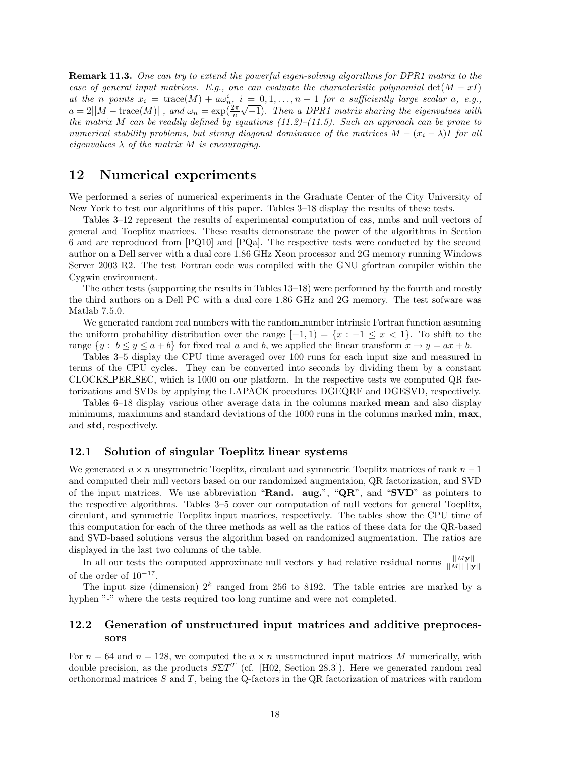**Remark 11.3.** *One can try to extend the powerful eigen-solving algorithms for DPR1 matrix to the case of general input matrices. E.g., one can evaluate the characteristic polynomial* $\det(M - xI)$ *at the* $n$ *points* $x_i = \text{trace}(M) + a\omega_n^i$, $i = 0, 1, \ldots, n-1$ *for a sufficiently large scalar* $a$, *e.g.,* $a = 2||M - \text{trace}(M)||$, *and* $\omega_n = \exp(\frac{2\pi}{n}\sqrt{-1})$. *Then a DPR1 matrix sharing the eigenvalues with the matrix* $M$ *can be readily defined by equations (11.2)–(11.5). Such an approach can be prone to numerical stability problems, but strong diagonal dominance of the matrices* $M - (x_i - \lambda)I$ *for all eigenvalues* $\lambda$ *of the matrix* $M$ *is encouraging.*

# 12 Numerical experiments

We performed a series of numerical experiments in the Graduate Center of the City University of New York to test our algorithms of this paper. Tables 3–18 display the results of these tests.

Tables 3–12 represent the results of experimental computation of cas, nmbs and null vectors of general and Toeplitz matrices. These results demonstrate the power of the algorithms in Section 6 and are reproduced from [PQ10] and [PQa]. The respective tests were conducted by the second author on a Dell server with a dual core 1.86 GHz Xeon processor and 2G memory running Windows Server 2003 R2. The test Fortran code was compiled with the GNU gfortran compiler within the Cygwin environment.

The other tests (supporting the results in Tables 13–18) were performed by the fourth and mostly the third authors on a Dell PC with a dual core 1.86 GHz and 2G memory. The test sofware was Matlab 7.5.0.

We generated random real numbers with the random_number intrinsic Fortran function assuming the uniform probability distribution over the range $[-1, 1) = \{x : -1 \leq x < 1\}$. To shift to the range $\{y : b \leq y \leq a + b\}$ for fixed real $a$ and $b$, we applied the linear transform $x \rightarrow y = ax + b$.

Tables 3–5 display the CPU time averaged over 100 runs for each input size and measured in terms of the CPU cycles. They can be converted into seconds by dividing them by a constant CLOCKS_PER_SEC, which is 1000 on our platform. In the respective tests we computed QR factorizations and SVDs by applying the LAPACK procedures DGEQRF and DGESVD, respectively.

Tables 6–18 display various other average data in the columns marked **mean** and also display minimums, maximums and standard deviations of the 1000 runs in the columns marked **min**, **max**, and **std**, respectively.

## 12.1 Solution of singular Toeplitz linear systems

We generated $n \times n$ unsymmetric Toeplitz, circulant and symmetric Toeplitz matrices of rank $n-1$ and computed their null vectors based on our randomized augmentaion, QR factorization, and SVD of the input matrices. We use abbreviation "**Rand. aug.**", "**QR**", and "**SVD**" as pointers to the respective algorithms. Tables 3–5 cover our computation of null vectors for general Toeplitz, circulant, and symmetric Toeplitz input matrices, respectively. The tables show the CPU time of this computation for each of the three methods as well as the ratios of these data for the QR-based and SVD-based solutions versus the algorithm based on randomized augmentation. The ratios are displayed in the last two columns of the table.

In all our tests the computed approximate null vectors $\mathbf{y}$ had relative residual norms $\frac{||M\mathbf{y}||}{||M|| \; ||\mathbf{y}||}$ of the order of $10^{-17}$.

The input size (dimension) $2^k$ ranged from 256 to 8192. The table entries are marked by a hyphen "-" where the tests required too long runtime and were not completed.

## 12.2 Generation of unstructured input matrices and additive preprocessors

For $n = 64$ and $n = 128$, we computed the $n \times n$ unstructured input matrices $M$ numerically, with double precision, as the products $S\Sigma T^T$ (cf. [H02, Section 28.3]). Here we generated random real orthonormal matrices $S$ and $T$, being the Q-factors in the QR factorization of matrices with random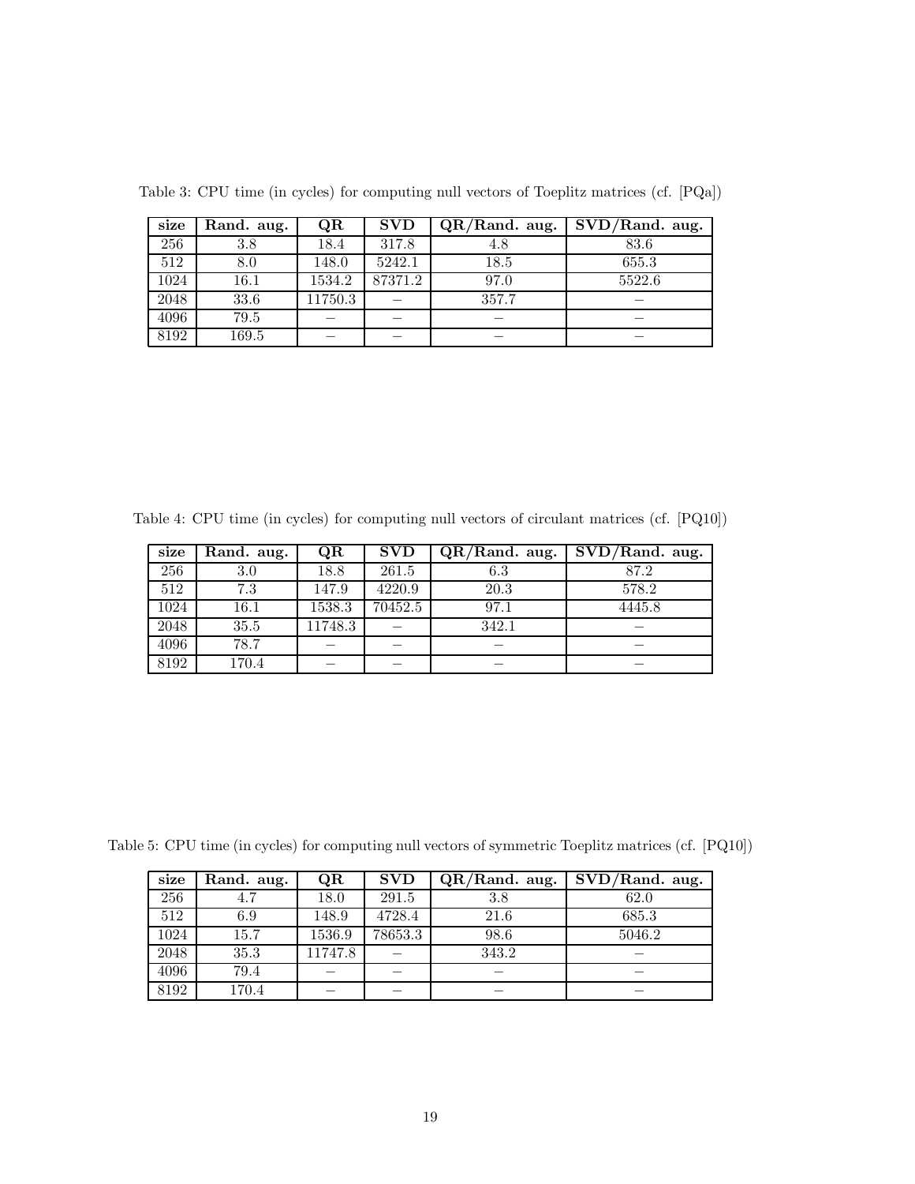Table 3: CPU time (in cycles) for computing null vectors of Toeplitz matrices (cf. [PQa])

| size | Rand. aug. | QR | SVD | QR/Rand. aug. | SVD/Rand. aug. |
|---|---|---|---|---|---|
| 256 | 3.8 | 18.4 | 317.8 | 4.8 | 83.6 |
| 512 | 8.0 | 148.0 | 5242.1 | 18.5 | 655.3 |
| 1024 | 16.1 | 1534.2 | 87371.2 | 97.0 | 5522.6 |
| 2048 | 33.6 | 11750.3 | – | 357.7 | – |
| 4096 | 79.5 | – | – | – | – |
| 8192 | 169.5 | – | – | – | – |

Table 4: CPU time (in cycles) for computing null vectors of circulant matrices (cf. [PQ10])

| size | Rand. aug. | QR | SVD | QR/Rand. aug. | SVD/Rand. aug. |
|---|---|---|---|---|---|
| 256 | 3.0 | 18.8 | 261.5 | 6.3 | 87.2 |
| 512 | 7.3 | 147.9 | 4220.9 | 20.3 | 578.2 |
| 1024 | 16.1 | 1538.3 | 70452.5 | 97.1 | 4445.8 |
| 2048 | 35.5 | 11748.3 | – | 342.1 | – |
| 4096 | 78.7 | – | – | – | – |
| 8192 | 170.4 | – | – | – | – |

Table 5: CPU time (in cycles) for computing null vectors of symmetric Toeplitz matrices (cf. [PQ10])

| size | Rand. aug. | QR | SVD | QR/Rand. aug. | SVD/Rand. aug. |
|---|---|---|---|---|---|
| 256 | 4.7 | 18.0 | 291.5 | 3.8 | 62.0 |
| 512 | 6.9 | 148.9 | 4728.4 | 21.6 | 685.3 |
| 1024 | 15.7 | 1536.9 | 78653.3 | 98.6 | 5046.2 |
| 2048 | 35.3 | 11747.8 | – | 343.2 | – |
| 4096 | 79.4 | – | – | – | – |
| 8192 | 170.4 | – | – | – | – |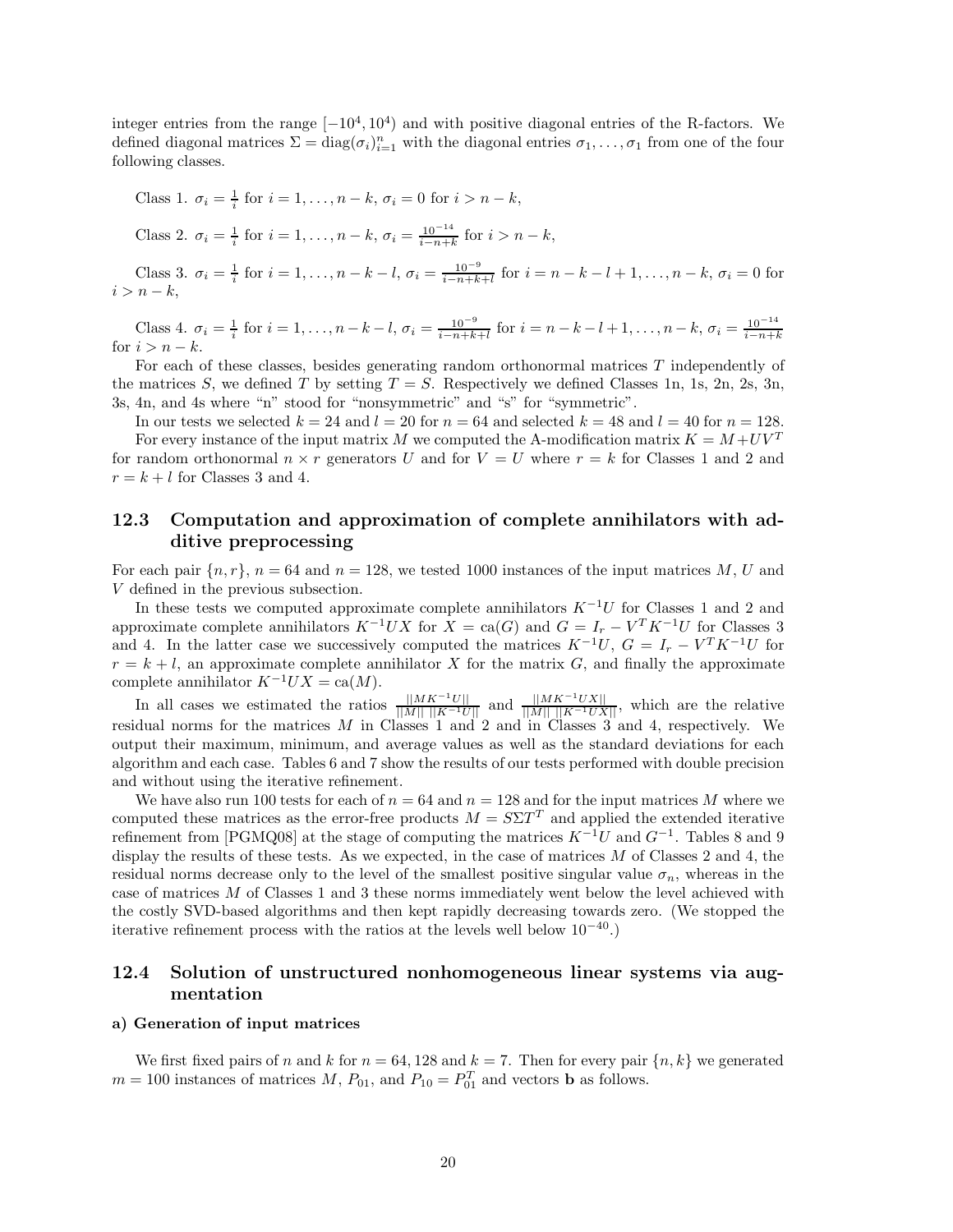integer entries from the range $[-10^4, 10^4)$ and with positive diagonal entries of the R-factors. We defined diagonal matrices $\Sigma = \text{diag}(\sigma_i)_{i=1}^n$ with the diagonal entries $\sigma_1, \dots, \sigma_1$ from one of the four following classes.

Class 1. $\sigma_i = \frac{1}{i}$ for $i = 1, \dots, n-k$, $\sigma_i = 0$ for $i > n-k$,

Class 2. $\sigma_i = \frac{1}{i}$ for $i = 1, \dots, n-k$, $\sigma_i = \frac{10^{-14}}{i-n+k}$ for $i > n-k$,

Class 3. $\sigma_i = \frac{1}{i}$ for $i = 1, \dots, n-k-l$, $\sigma_i = \frac{10^{-9}}{i-n+k+l}$ for $i = n-k-l+1, \dots, n-k$, $\sigma_i = 0$ for $i > n-k$,

Class 4. $\sigma_i = \frac{1}{i}$ for $i = 1, \dots, n-k-l$, $\sigma_i = \frac{10^{-9}}{i-n+k+l}$ for $i = n-k-l+1, \dots, n-k$, $\sigma_i = \frac{10^{-14}}{i-n+k}$ for $i > n-k$.

For each of these classes, besides generating random orthonormal matrices $T$ independently of the matrices $S$, we defined $T$ by setting $T = S$. Respectively we defined Classes 1n, 1s, 2n, 2s, 3n, 3s, 4n, and 4s where "n" stood for "nonsymmetric" and "s" for "symmetric".

In our tests we selected $k = 24$ and $l = 20$ for $n = 64$ and selected $k = 48$ and $l = 40$ for $n = 128$.

For every instance of the input matrix $M$ we computed the A-modification matrix $K = M + UV^T$ for random orthonormal $n \times r$ generators $U$ and for $V = U$ where $r = k$ for Classes 1 and 2 and $r = k + l$ for Classes 3 and 4.

## 12.3 Computation and approximation of complete annihilators with additive preprocessing

For each pair $\{n, r\}$, $n = 64$ and $n = 128$, we tested 1000 instances of the input matrices $M$, $U$ and $V$ defined in the previous subsection.

In these tests we computed approximate complete annihilators $K^{-1}U$ for Classes 1 and 2 and approximate complete annihilators $K^{-1}UX$ for $X = \text{ca}(G)$ and $G = I_r - V^T K^{-1}U$ for Classes 3 and 4. In the latter case we successively computed the matrices $K^{-1}U$, $G = I_r - V^T K^{-1}U$ for $r = k + l$, an approximate complete annihilator $X$ for the matrix $G$, and finally the approximate complete annihilator $K^{-1}UX = \text{ca}(M)$.

In all cases we estimated the ratios $\frac{||MK^{-1}U||}{||M||\ ||K^{-1}U||}$ and $\frac{||MK^{-1}UX||}{||M||\ ||K^{-1}UX||}$, which are the relative residual norms for the matrices $M$ in Classes 1 and 2 and in Classes 3 and 4, respectively. We output their maximum, minimum, and average values as well as the standard deviations for each algorithm and each case. Tables 6 and 7 show the results of our tests performed with double precision and without using the iterative refinement.

We have also run 100 tests for each of $n = 64$ and $n = 128$ and for the input matrices $M$ where we computed these matrices as the error-free products $M = S\Sigma T^T$ and applied the extended iterative refinement from [PGMQ08] at the stage of computing the matrices $K^{-1}U$ and $G^{-1}$. Tables 8 and 9 display the results of these tests. As we expected, in the case of matrices $M$ of Classes 2 and 4, the residual norms decrease only to the level of the smallest positive singular value $\sigma_n$, whereas in the case of matrices $M$ of Classes 1 and 3 these norms immediately went below the level achieved with the costly SVD-based algorithms and then kept rapidly decreasing towards zero. (We stopped the iterative refinement process with the ratios at the levels well below $10^{-40}$.)

## 12.4 Solution of unstructured nonhomogeneous linear systems via augmentation

#### a) Generation of input matrices

We first fixed pairs of $n$ and $k$ for $n = 64, 128$ and $k = 7$. Then for every pair $\{n, k\}$ we generated $m = 100$ instances of matrices $M$, $P_{01}$, and $P_{10} = P_{01}^T$ and vectors $\mathbf{b}$ as follows.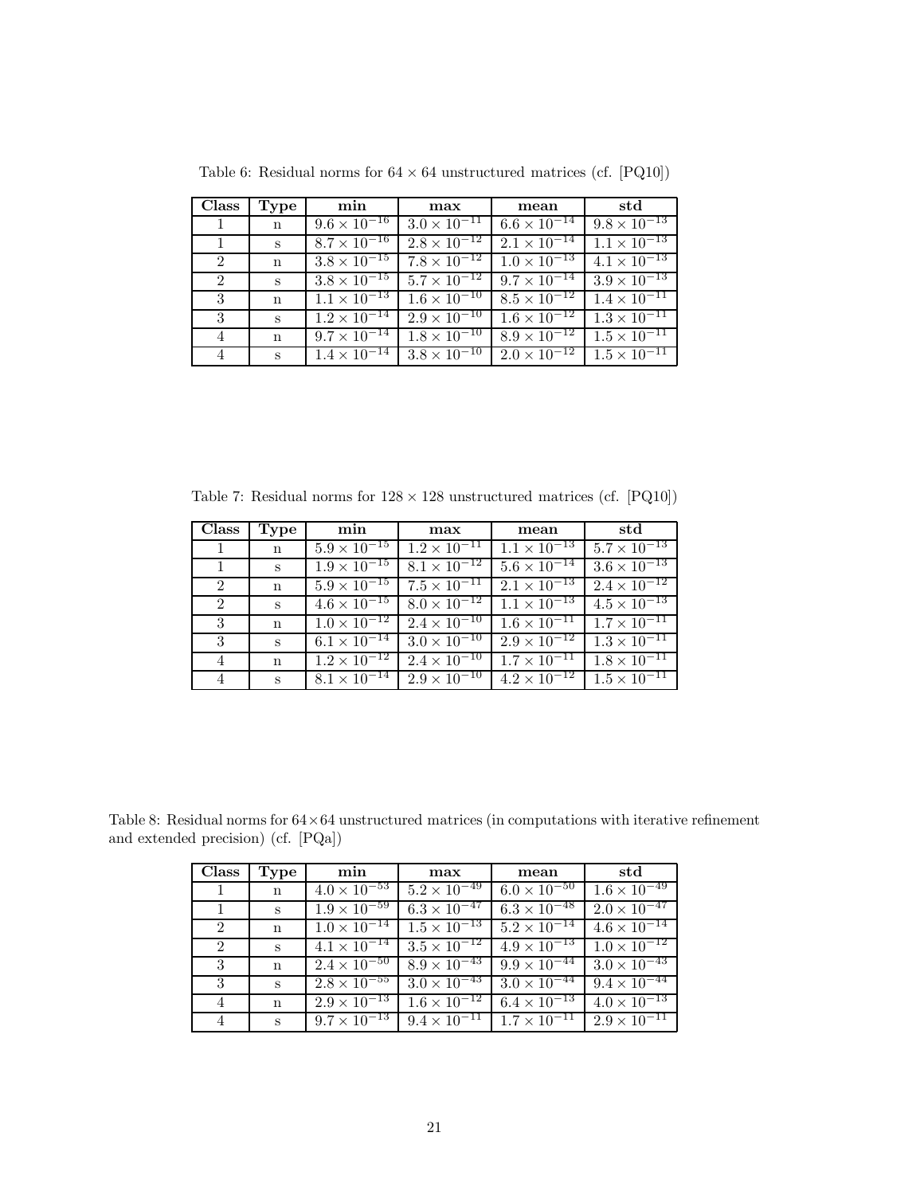Table 6: Residual norms for $64 \times 64$ unstructured matrices (cf. [PQ10])

| **Class** | **Type** | **min** | **max** | **mean** | **std** |
|---|---|---|---|---|---|
| 1 | n | $9.6 \times 10^{-16}$ | $3.0 \times 10^{-11}$ | $6.6 \times 10^{-14}$ | $9.8 \times 10^{-13}$ |
| 1 | s | $8.7 \times 10^{-16}$ | $2.8 \times 10^{-12}$ | $2.1 \times 10^{-14}$ | $1.1 \times 10^{-13}$ |
| 2 | n | $3.8 \times 10^{-15}$ | $7.8 \times 10^{-12}$ | $1.0 \times 10^{-13}$ | $4.1 \times 10^{-13}$ |
| 2 | s | $3.8 \times 10^{-15}$ | $5.7 \times 10^{-12}$ | $9.7 \times 10^{-14}$ | $3.9 \times 10^{-13}$ |
| 3 | n | $1.1 \times 10^{-13}$ | $1.6 \times 10^{-10}$ | $8.5 \times 10^{-12}$ | $1.4 \times 10^{-11}$ |
| 3 | s | $1.2 \times 10^{-14}$ | $2.9 \times 10^{-10}$ | $1.6 \times 10^{-12}$ | $1.3 \times 10^{-11}$ |
| 4 | n | $9.7 \times 10^{-14}$ | $1.8 \times 10^{-10}$ | $8.9 \times 10^{-12}$ | $1.5 \times 10^{-11}$ |
| 4 | s | $1.4 \times 10^{-14}$ | $3.8 \times 10^{-10}$ | $2.0 \times 10^{-12}$ | $1.5 \times 10^{-11}$ |

Table 7: Residual norms for $128 \times 128$ unstructured matrices (cf. [PQ10])

| **Class** | **Type** | **min** | **max** | **mean** | **std** |
|---|---|---|---|---|---|
| 1 | n | $5.9 \times 10^{-15}$ | $1.2 \times 10^{-11}$ | $1.1 \times 10^{-13}$ | $5.7 \times 10^{-13}$ |
| 1 | s | $1.9 \times 10^{-15}$ | $8.1 \times 10^{-12}$ | $5.6 \times 10^{-14}$ | $3.6 \times 10^{-13}$ |
| 2 | n | $5.9 \times 10^{-15}$ | $7.5 \times 10^{-11}$ | $2.1 \times 10^{-13}$ | $2.4 \times 10^{-12}$ |
| 2 | s | $4.6 \times 10^{-15}$ | $8.0 \times 10^{-12}$ | $1.1 \times 10^{-13}$ | $4.5 \times 10^{-13}$ |
| 3 | n | $1.0 \times 10^{-12}$ | $2.4 \times 10^{-10}$ | $1.6 \times 10^{-11}$ | $1.7 \times 10^{-11}$ |
| 3 | s | $6.1 \times 10^{-14}$ | $3.0 \times 10^{-10}$ | $2.9 \times 10^{-12}$ | $1.3 \times 10^{-11}$ |
| 4 | n | $1.2 \times 10^{-12}$ | $2.4 \times 10^{-10}$ | $1.7 \times 10^{-11}$ | $1.8 \times 10^{-11}$ |
| 4 | s | $8.1 \times 10^{-14}$ | $2.9 \times 10^{-10}$ | $4.2 \times 10^{-12}$ | $1.5 \times 10^{-11}$ |

Table 8: Residual norms for $64 \times 64$ unstructured matrices (in computations with iterative refinement and extended precision) (cf. [PQa])

| **Class** | **Type** | **min** | **max** | **mean** | **std** |
|---|---|---|---|---|---|
| 1 | n | $4.0 \times 10^{-53}$ | $5.2 \times 10^{-49}$ | $6.0 \times 10^{-50}$ | $1.6 \times 10^{-49}$ |
| 1 | s | $1.9 \times 10^{-59}$ | $6.3 \times 10^{-47}$ | $6.3 \times 10^{-48}$ | $2.0 \times 10^{-47}$ |
| 2 | n | $1.0 \times 10^{-14}$ | $1.5 \times 10^{-13}$ | $5.2 \times 10^{-14}$ | $4.6 \times 10^{-14}$ |
| 2 | s | $4.1 \times 10^{-14}$ | $3.5 \times 10^{-12}$ | $4.9 \times 10^{-13}$ | $1.0 \times 10^{-12}$ |
| 3 | n | $2.4 \times 10^{-50}$ | $8.9 \times 10^{-43}$ | $9.9 \times 10^{-44}$ | $3.0 \times 10^{-43}$ |
| 3 | s | $2.8 \times 10^{-55}$ | $3.0 \times 10^{-43}$ | $3.0 \times 10^{-44}$ | $9.4 \times 10^{-44}$ |
| 4 | n | $2.9 \times 10^{-13}$ | $1.6 \times 10^{-12}$ | $6.4 \times 10^{-13}$ | $4.0 \times 10^{-13}$ |
| 4 | s | $9.7 \times 10^{-13}$ | $9.4 \times 10^{-11}$ | $1.7 \times 10^{-11}$ | $2.9 \times 10^{-11}$ |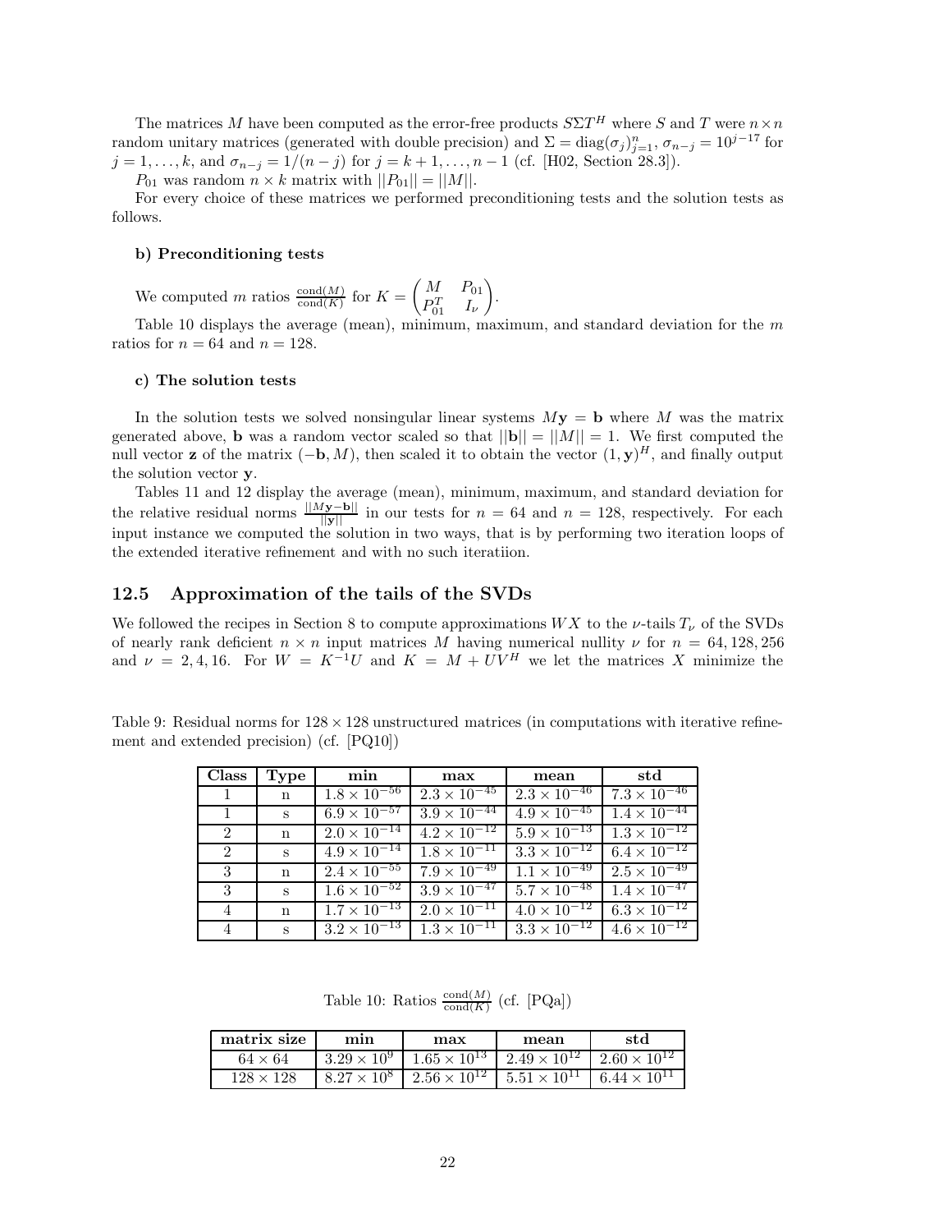The matrices $M$ have been computed as the error-free products $S\Sigma T^H$ where $S$ and $T$ were $n \times n$ random unitary matrices (generated with double precision) and $\Sigma = \text{diag}(\sigma_j)_{j=1}^n$, $\sigma_{n-j} = 10^{j-17}$ for $j = 1, \ldots, k$, and $\sigma_{n-j} = 1/(n-j)$ for $j = k+1, \ldots, n-1$ (cf. [H02, Section 28.3]).

$P_{01}$ was random $n \times k$ matrix with $||P_{01}|| = ||M||$.

For every choice of these matrices we performed preconditioning tests and the solution tests as follows.

**b) Preconditioning tests**

We computed $m$ ratios $\frac{\text{cond}(M)}{\text{cond}(K)}$ for $K = \begin{pmatrix} M & P_{01} \\ P_{01}^T & I_\nu \end{pmatrix}$.

Table 10 displays the average (mean), minimum, maximum, and standard deviation for the $m$ ratios for $n = 64$ and $n = 128$.

**c) The solution tests**

In the solution tests we solved nonsingular linear systems $M\mathbf{y} = \mathbf{b}$ where $M$ was the matrix generated above, $\mathbf{b}$ was a random vector scaled so that $||\mathbf{b}|| = ||M|| = 1$. We first computed the null vector $\mathbf{z}$ of the matrix $(-\mathbf{b}, M)$, then scaled it to obtain the vector $(1, \mathbf{y})^H$, and finally output the solution vector $\mathbf{y}$.

Tables 11 and 12 display the average (mean), minimum, maximum, and standard deviation for the relative residual norms $\frac{||M\mathbf{y}-\mathbf{b}||}{||\mathbf{y}||}$ in our tests for $n = 64$ and $n = 128$, respectively. For each input instance we computed the solution in two ways, that is by performing two iteration loops of the extended iterative refinement and with no such iteratiion.

## 12.5 Approximation of the tails of the SVDs

We followed the recipes in Section 8 to compute approximations $WX$ to the $\nu$-tails $T_\nu$ of the SVDs of nearly rank deficient $n \times n$ input matrices $M$ having numerical nullity $\nu$ for $n = 64, 128, 256$ and $\nu = 2, 4, 16$. For $W = K^{-1}U$ and $K = M + UV^H$ we let the matrices $X$ minimize the

Table 9: Residual norms for $128 \times 128$ unstructured matrices (in computations with iterative refinement and extended precision) (cf. [PQ10])

| Class | Type | min | max | mean | std |
|---|---|---|---|---|---|
| 1 | n | $1.8 \times 10^{-56}$ | $2.3 \times 10^{-45}$ | $2.3 \times 10^{-46}$ | $7.3 \times 10^{-46}$ |
| 1 | s | $6.9 \times 10^{-57}$ | $3.9 \times 10^{-44}$ | $4.9 \times 10^{-45}$ | $1.4 \times 10^{-44}$ |
| 2 | n | $2.0 \times 10^{-14}$ | $4.2 \times 10^{-12}$ | $5.9 \times 10^{-13}$ | $1.3 \times 10^{-12}$ |
| 2 | s | $4.9 \times 10^{-14}$ | $1.8 \times 10^{-11}$ | $3.3 \times 10^{-12}$ | $6.4 \times 10^{-12}$ |
| 3 | n | $2.4 \times 10^{-55}$ | $7.9 \times 10^{-49}$ | $1.1 \times 10^{-49}$ | $2.5 \times 10^{-49}$ |
| 3 | s | $1.6 \times 10^{-52}$ | $3.9 \times 10^{-47}$ | $5.7 \times 10^{-48}$ | $1.4 \times 10^{-47}$ |
| 4 | n | $1.7 \times 10^{-13}$ | $2.0 \times 10^{-11}$ | $4.0 \times 10^{-12}$ | $6.3 \times 10^{-12}$ |
| 4 | s | $3.2 \times 10^{-13}$ | $1.3 \times 10^{-11}$ | $3.3 \times 10^{-12}$ | $4.6 \times 10^{-12}$ |

Table 10: Ratios $\frac{\text{cond}(M)}{\text{cond}(K)}$ (cf. [PQa])

| matrix size | min | max | mean | std |
|---|---|---|---|---|
| $64 \times 64$ | $3.29 \times 10^{9}$ | $1.65 \times 10^{13}$ | $2.49 \times 10^{12}$ | $2.60 \times 10^{12}$ |
| $128 \times 128$ | $8.27 \times 10^{8}$ | $2.56 \times 10^{12}$ | $5.51 \times 10^{11}$ | $6.44 \times 10^{11}$ |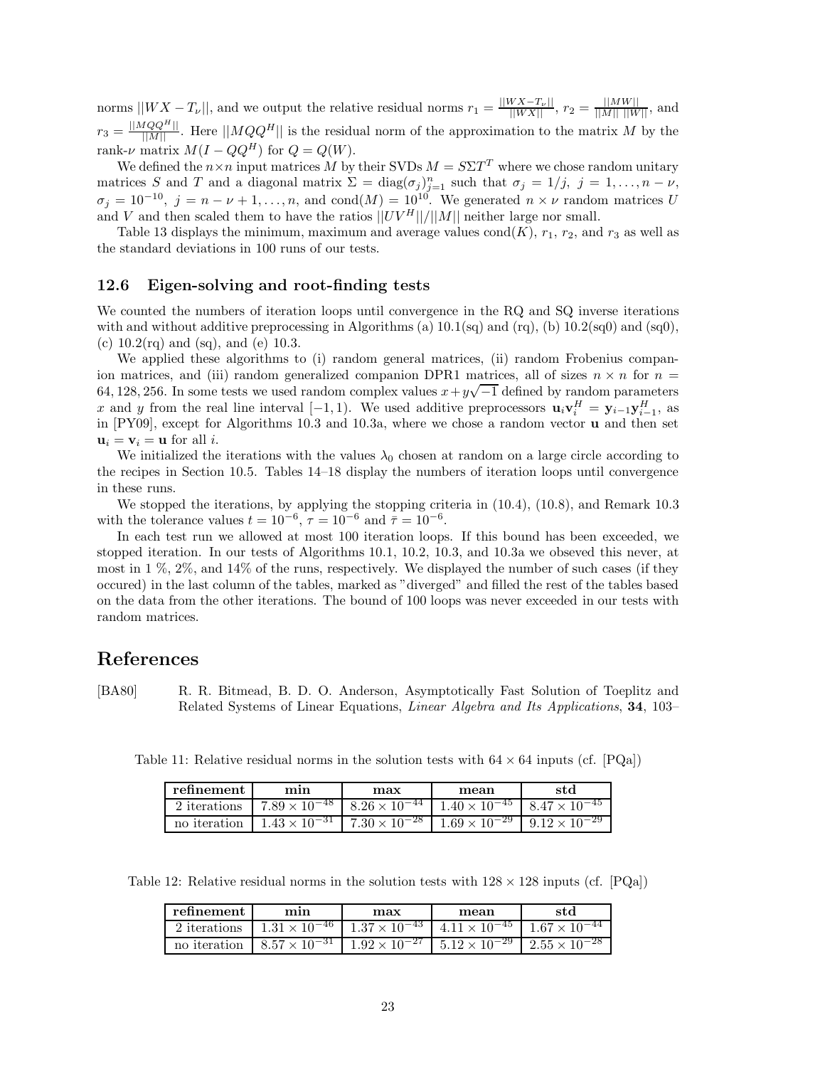norms $||WX - T_\nu||$, and we output the relative residual norms $r_1 = \frac{||WX-T_\nu||}{||WX||}$, $r_2 = \frac{||MW||}{||M||\ ||W||}$, and $r_3 = \frac{||MQQ^H||}{||M||}$. Here $||MQQ^H||$ is the residual norm of the approximation to the matrix $M$ by the rank-$\nu$ matrix $M(I - QQ^H)$ for $Q = Q(W)$.

We defined the $n \times n$ input matrices $M$ by their SVDs $M = S\Sigma T^T$ where we chose random unitary matrices $S$ and $T$ and a diagonal matrix $\Sigma = \text{diag}(\sigma_j)_{j=1}^n$ such that $\sigma_j = 1/j,\ j = 1, \ldots, n-\nu$, $\sigma_j = 10^{-10},\ j = n-\nu+1, \ldots, n$, and $\text{cond}(M) = 10^{10}$. We generated $n \times \nu$ random matrices $U$ and $V$ and then scaled them to have the ratios $||UV^H||/||M||$ neither large nor small.

Table 13 displays the minimum, maximum and average values $\text{cond}(K)$, $r_1$, $r_2$, and $r_3$ as well as the standard deviations in 100 runs of our tests.

### 12.6 Eigen-solving and root-finding tests

We counted the numbers of iteration loops until convergence in the RQ and SQ inverse iterations with and without additive preprocessing in Algorithms (a) 10.1(sq) and (rq), (b) 10.2(sq0) and (sq0), (c) 10.2(rq) and (sq), and (e) 10.3.

We applied these algorithms to (i) random general matrices, (ii) random Frobenius companion matrices, and (iii) random generalized companion DPR1 matrices, all of sizes $n \times n$ for $n = 64, 128, 256$. In some tests we used random complex values $x + y\sqrt{-1}$ defined by random parameters $x$ and $y$ from the real line interval $[-1, 1)$. We used additive preprocessors $\mathbf{u}_i\mathbf{v}_i^H = \mathbf{y}_{i-1}\mathbf{y}_{i-1}^H$, as in [PY09], except for Algorithms 10.3 and 10.3a, where we chose a random vector $\mathbf{u}$ and then set $\mathbf{u}_i = \mathbf{v}_i = \mathbf{u}$ for all $i$.

We initialized the iterations with the values $\lambda_0$ chosen at random on a large circle according to the recipes in Section 10.5. Tables 14–18 display the numbers of iteration loops until convergence in these runs.

We stopped the iterations, by applying the stopping criteria in (10.4), (10.8), and Remark 10.3 with the tolerance values $t = 10^{-6}$, $\tau = 10^{-6}$ and $\bar{\tau} = 10^{-6}$.

In each test run we allowed at most 100 iteration loops. If this bound has been exceeded, we stopped iteration. In our tests of Algorithms 10.1, 10.2, 10.3, and 10.3a we obseved this never, at most in 1 %, 2%, and 14% of the runs, respectively. We displayed the number of such cases (if they occured) in the last column of the tables, marked as "diverged" and filled the rest of the tables based on the data from the other iterations. The bound of 100 loops was never exceeded in our tests with random matrices.

# References

[BA80] R. R. Bitmead, B. D. O. Anderson, Asymptotically Fast Solution of Toeplitz and Related Systems of Linear Equations, *Linear Algebra and Its Applications*, **34**, 103–

Table 11: Relative residual norms in the solution tests with $64 \times 64$ inputs (cf. [PQa])

| **refinement** | **min** | **max** | **mean** | **std** |
|---|---|---|---|---|
| 2 iterations | $7.89 \times 10^{-48}$ | $8.26 \times 10^{-44}$ | $1.40 \times 10^{-45}$ | $8.47 \times 10^{-45}$ |
| no iteration | $1.43 \times 10^{-31}$ | $7.30 \times 10^{-28}$ | $1.69 \times 10^{-29}$ | $9.12 \times 10^{-29}$ |

Table 12: Relative residual norms in the solution tests with $128 \times 128$ inputs (cf. [PQa])

| **refinement** | **min** | **max** | **mean** | **std** |
|---|---|---|---|---|
| 2 iterations | $1.31 \times 10^{-46}$ | $1.37 \times 10^{-43}$ | $4.11 \times 10^{-45}$ | $1.67 \times 10^{-44}$ |
| no iteration | $8.57 \times 10^{-31}$ | $1.92 \times 10^{-27}$ | $5.12 \times 10^{-29}$ | $2.55 \times 10^{-28}$ |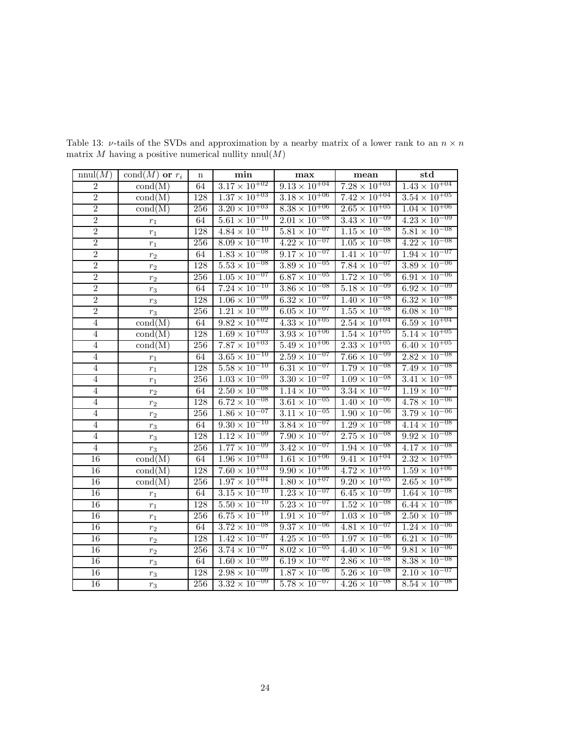Table 13: $\nu$-tails of the SVDs and approximation by a nearby matrix of a lower rank to an $n \times n$ matrix $M$ having a positive numerical nullity $\text{nnul}(M)$

| $\text{nnul}(M)$ | $\text{cond}(M)$ **or** $r_i$ | n | **min** | **max** | **mean** | **std** |
|---|---|---|---|---|---|---|
| 2 | cond(M) | 64 | $3.17 \times 10^{+02}$ | $9.13 \times 10^{+04}$ | $7.28 \times 10^{+03}$ | $1.43 \times 10^{+04}$ |
| 2 | cond(M) | 128 | $1.37 \times 10^{+03}$ | $3.18 \times 10^{+06}$ | $7.42 \times 10^{+04}$ | $3.54 \times 10^{+05}$ |
| 2 | cond(M) | 256 | $3.20 \times 10^{+03}$ | $8.38 \times 10^{+06}$ | $2.65 \times 10^{+05}$ | $1.04 \times 10^{+06}$ |
| 2 | $r_1$ | 64 | $5.61 \times 10^{-10}$ | $2.01 \times 10^{-08}$ | $3.43 \times 10^{-09}$ | $4.23 \times 10^{-09}$ |
| 2 | $r_1$ | 128 | $4.84 \times 10^{-10}$ | $5.81 \times 10^{-07}$ | $1.15 \times 10^{-08}$ | $5.81 \times 10^{-08}$ |
| 2 | $r_1$ | 256 | $8.09 \times 10^{-10}$ | $4.22 \times 10^{-07}$ | $1.05 \times 10^{-08}$ | $4.22 \times 10^{-08}$ |
| 2 | $r_2$ | 64 | $1.83 \times 10^{-08}$ | $9.17 \times 10^{-07}$ | $1.41 \times 10^{-07}$ | $1.94 \times 10^{-07}$ |
| 2 | $r_2$ | 128 | $5.53 \times 10^{-08}$ | $3.89 \times 10^{-05}$ | $7.84 \times 10^{-07}$ | $3.89 \times 10^{-06}$ |
| 2 | $r_2$ | 256 | $1.05 \times 10^{-07}$ | $6.87 \times 10^{-05}$ | $1.72 \times 10^{-06}$ | $6.91 \times 10^{-06}$ |
| 2 | $r_3$ | 64 | $7.24 \times 10^{-10}$ | $3.86 \times 10^{-08}$ | $5.18 \times 10^{-09}$ | $6.92 \times 10^{-09}$ |
| 2 | $r_3$ | 128 | $1.06 \times 10^{-09}$ | $6.32 \times 10^{-07}$ | $1.40 \times 10^{-08}$ | $6.32 \times 10^{-08}$ |
| 2 | $r_3$ | 256 | $1.21 \times 10^{-09}$ | $6.05 \times 10^{-07}$ | $1.55 \times 10^{-08}$ | $6.08 \times 10^{-08}$ |
| 4 | cond(M) | 64 | $9.82 \times 10^{+02}$ | $4.33 \times 10^{+05}$ | $2.54 \times 10^{+04}$ | $6.59 \times 10^{+04}$ |
| 4 | cond(M) | 128 | $1.69 \times 10^{+03}$ | $3.93 \times 10^{+06}$ | $1.54 \times 10^{+05}$ | $5.14 \times 10^{+05}$ |
| 4 | cond(M) | 256 | $7.87 \times 10^{+03}$ | $5.49 \times 10^{+06}$ | $2.33 \times 10^{+05}$ | $6.40 \times 10^{+05}$ |
| 4 | $r_1$ | 64 | $3.65 \times 10^{-10}$ | $2.59 \times 10^{-07}$ | $7.66 \times 10^{-09}$ | $2.82 \times 10^{-08}$ |
| 4 | $r_1$ | 128 | $5.58 \times 10^{-10}$ | $6.31 \times 10^{-07}$ | $1.79 \times 10^{-08}$ | $7.49 \times 10^{-08}$ |
| 4 | $r_1$ | 256 | $1.03 \times 10^{-09}$ | $3.30 \times 10^{-07}$ | $1.09 \times 10^{-08}$ | $3.41 \times 10^{-08}$ |
| 4 | $r_2$ | 64 | $2.50 \times 10^{-08}$ | $1.14 \times 10^{-05}$ | $3.34 \times 10^{-07}$ | $1.19 \times 10^{-07}$ |
| 4 | $r_2$ | 128 | $6.72 \times 10^{-08}$ | $3.61 \times 10^{-05}$ | $1.40 \times 10^{-06}$ | $4.78 \times 10^{-06}$ |
| 4 | $r_2$ | 256 | $1.86 \times 10^{-07}$ | $3.11 \times 10^{-05}$ | $1.90 \times 10^{-06}$ | $3.79 \times 10^{-06}$ |
| 4 | $r_3$ | 64 | $9.30 \times 10^{-10}$ | $3.84 \times 10^{-07}$ | $1.29 \times 10^{-08}$ | $4.14 \times 10^{-08}$ |
| 4 | $r_3$ | 128 | $1.12 \times 10^{-09}$ | $7.90 \times 10^{-07}$ | $2.75 \times 10^{-08}$ | $9.92 \times 10^{-08}$ |
| 4 | $r_3$ | 256 | $1.77 \times 10^{-09}$ | $3.42 \times 10^{-07}$ | $1.94 \times 10^{-08}$ | $4.17 \times 10^{-08}$ |
| 16 | cond(M) | 64 | $1.96 \times 10^{+03}$ | $1.61 \times 10^{+06}$ | $9.41 \times 10^{+04}$ | $2.32 \times 10^{+05}$ |
| 16 | cond(M) | 128 | $7.60 \times 10^{+03}$ | $9.90 \times 10^{+06}$ | $4.72 \times 10^{+05}$ | $1.59 \times 10^{+06}$ |
| 16 | cond(M) | 256 | $1.97 \times 10^{+04}$ | $1.80 \times 10^{+07}$ | $9.20 \times 10^{+05}$ | $2.65 \times 10^{+06}$ |
| 16 | $r_1$ | 64 | $3.15 \times 10^{-10}$ | $1.23 \times 10^{-07}$ | $6.45 \times 10^{-09}$ | $1.64 \times 10^{-08}$ |
| 16 | $r_1$ | 128 | $5.50 \times 10^{-10}$ | $5.23 \times 10^{-07}$ | $1.52 \times 10^{-08}$ | $6.44 \times 10^{-08}$ |
| 16 | $r_1$ | 256 | $6.75 \times 10^{-10}$ | $1.91 \times 10^{-07}$ | $1.03 \times 10^{-08}$ | $2.50 \times 10^{-08}$ |
| 16 | $r_2$ | 64 | $3.72 \times 10^{-08}$ | $9.37 \times 10^{-06}$ | $4.81 \times 10^{-07}$ | $1.24 \times 10^{-06}$ |
| 16 | $r_2$ | 128 | $1.42 \times 10^{-07}$ | $4.25 \times 10^{-05}$ | $1.97 \times 10^{-06}$ | $6.21 \times 10^{-06}$ |
| 16 | $r_2$ | 256 | $3.74 \times 10^{-07}$ | $8.02 \times 10^{-05}$ | $4.40 \times 10^{-06}$ | $9.81 \times 10^{-06}$ |
| 16 | $r_3$ | 64 | $1.60 \times 10^{-09}$ | $6.19 \times 10^{-07}$ | $2.86 \times 10^{-08}$ | $8.38 \times 10^{-08}$ |
| 16 | $r_3$ | 128 | $2.98 \times 10^{-09}$ | $1.87 \times 10^{-06}$ | $5.26 \times 10^{-08}$ | $2.10 \times 10^{-07}$ |
| 16 | $r_3$ | 256 | $3.32 \times 10^{-09}$ | $5.78 \times 10^{-07}$ | $4.26 \times 10^{-08}$ | $8.54 \times 10^{-08}$ |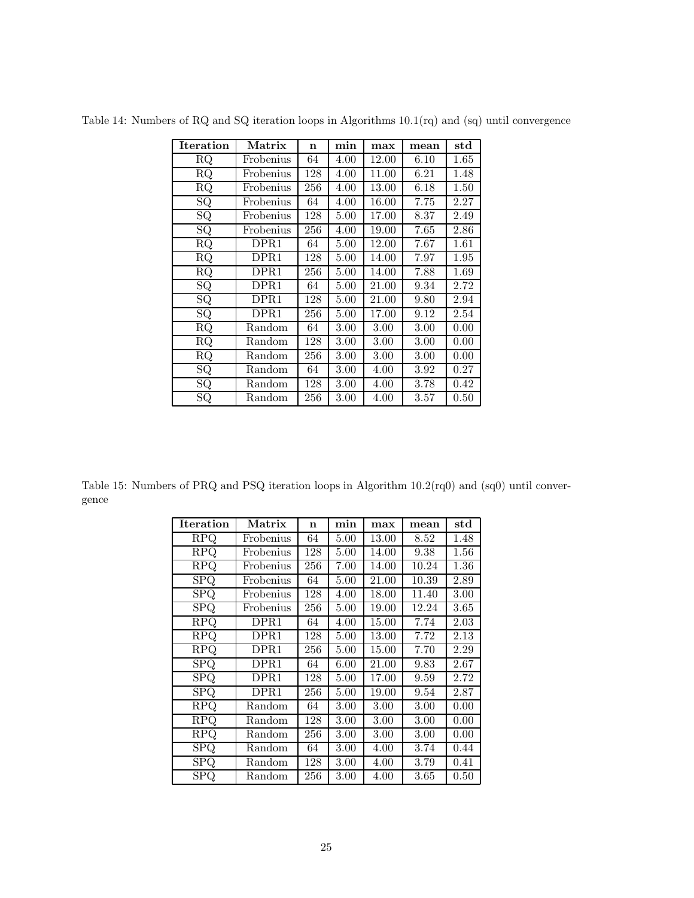Table 14: Numbers of RQ and SQ iteration loops in Algorithms 10.1(rq) and (sq) until convergence

| Iteration | Matrix | n | min | max | mean | std |
|---|---|---|---|---|---|---|
| RQ | Frobenius | 64 | 4.00 | 12.00 | 6.10 | 1.65 |
| RQ | Frobenius | 128 | 4.00 | 11.00 | 6.21 | 1.48 |
| RQ | Frobenius | 256 | 4.00 | 13.00 | 6.18 | 1.50 |
| SQ | Frobenius | 64 | 4.00 | 16.00 | 7.75 | 2.27 |
| SQ | Frobenius | 128 | 5.00 | 17.00 | 8.37 | 2.49 |
| SQ | Frobenius | 256 | 4.00 | 19.00 | 7.65 | 2.86 |
| RQ | DPR1 | 64 | 5.00 | 12.00 | 7.67 | 1.61 |
| RQ | DPR1 | 128 | 5.00 | 14.00 | 7.97 | 1.95 |
| RQ | DPR1 | 256 | 5.00 | 14.00 | 7.88 | 1.69 |
| SQ | DPR1 | 64 | 5.00 | 21.00 | 9.34 | 2.72 |
| SQ | DPR1 | 128 | 5.00 | 21.00 | 9.80 | 2.94 |
| SQ | DPR1 | 256 | 5.00 | 17.00 | 9.12 | 2.54 |
| RQ | Random | 64 | 3.00 | 3.00 | 3.00 | 0.00 |
| RQ | Random | 128 | 3.00 | 3.00 | 3.00 | 0.00 |
| RQ | Random | 256 | 3.00 | 3.00 | 3.00 | 0.00 |
| SQ | Random | 64 | 3.00 | 4.00 | 3.92 | 0.27 |
| SQ | Random | 128 | 3.00 | 4.00 | 3.78 | 0.42 |
| SQ | Random | 256 | 3.00 | 4.00 | 3.57 | 0.50 |

Table 15: Numbers of PRQ and PSQ iteration loops in Algorithm 10.2(rq0) and (sq0) until convergence

| Iteration | Matrix | n | min | max | mean | std |
|---|---|---|---|---|---|---|
| RPQ | Frobenius | 64 | 5.00 | 13.00 | 8.52 | 1.48 |
| RPQ | Frobenius | 128 | 5.00 | 14.00 | 9.38 | 1.56 |
| RPQ | Frobenius | 256 | 7.00 | 14.00 | 10.24 | 1.36 |
| SPQ | Frobenius | 64 | 5.00 | 21.00 | 10.39 | 2.89 |
| SPQ | Frobenius | 128 | 4.00 | 18.00 | 11.40 | 3.00 |
| SPQ | Frobenius | 256 | 5.00 | 19.00 | 12.24 | 3.65 |
| RPQ | DPR1 | 64 | 4.00 | 15.00 | 7.74 | 2.03 |
| RPQ | DPR1 | 128 | 5.00 | 13.00 | 7.72 | 2.13 |
| RPQ | DPR1 | 256 | 5.00 | 15.00 | 7.70 | 2.29 |
| SPQ | DPR1 | 64 | 6.00 | 21.00 | 9.83 | 2.67 |
| SPQ | DPR1 | 128 | 5.00 | 17.00 | 9.59 | 2.72 |
| SPQ | DPR1 | 256 | 5.00 | 19.00 | 9.54 | 2.87 |
| RPQ | Random | 64 | 3.00 | 3.00 | 3.00 | 0.00 |
| RPQ | Random | 128 | 3.00 | 3.00 | 3.00 | 0.00 |
| RPQ | Random | 256 | 3.00 | 3.00 | 3.00 | 0.00 |
| SPQ | Random | 64 | 3.00 | 4.00 | 3.74 | 0.44 |
| SPQ | Random | 128 | 3.00 | 4.00 | 3.79 | 0.41 |
| SPQ | Random | 256 | 3.00 | 4.00 | 3.65 | 0.50 |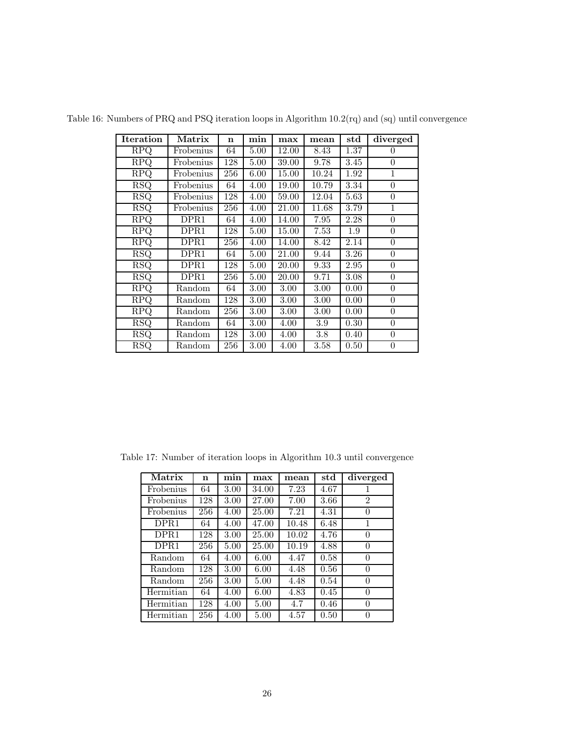Table 16: Numbers of PRQ and PSQ iteration loops in Algorithm 10.2(rq) and (sq) until convergence

| Iteration | Matrix | n | min | max | mean | std | diverged |
|---|---|---|---|---|---|---|---|
| RPQ | Frobenius | 64 | 5.00 | 12.00 | 8.43 | 1.37 | 0 |
| RPQ | Frobenius | 128 | 5.00 | 39.00 | 9.78 | 3.45 | 0 |
| RPQ | Frobenius | 256 | 6.00 | 15.00 | 10.24 | 1.92 | 1 |
| RSQ | Frobenius | 64 | 4.00 | 19.00 | 10.79 | 3.34 | 0 |
| RSQ | Frobenius | 128 | 4.00 | 59.00 | 12.04 | 5.63 | 0 |
| RSQ | Frobenius | 256 | 4.00 | 21.00 | 11.68 | 3.79 | 1 |
| RPQ | DPR1 | 64 | 4.00 | 14.00 | 7.95 | 2.28 | 0 |
| RPQ | DPR1 | 128 | 5.00 | 15.00 | 7.53 | 1.9 | 0 |
| RPQ | DPR1 | 256 | 4.00 | 14.00 | 8.42 | 2.14 | 0 |
| RSQ | DPR1 | 64 | 5.00 | 21.00 | 9.44 | 3.26 | 0 |
| RSQ | DPR1 | 128 | 5.00 | 20.00 | 9.33 | 2.95 | 0 |
| RSQ | DPR1 | 256 | 5.00 | 20.00 | 9.71 | 3.08 | 0 |
| RPQ | Random | 64 | 3.00 | 3.00 | 3.00 | 0.00 | 0 |
| RPQ | Random | 128 | 3.00 | 3.00 | 3.00 | 0.00 | 0 |
| RPQ | Random | 256 | 3.00 | 3.00 | 3.00 | 0.00 | 0 |
| RSQ | Random | 64 | 3.00 | 4.00 | 3.9 | 0.30 | 0 |
| RSQ | Random | 128 | 3.00 | 4.00 | 3.8 | 0.40 | 0 |
| RSQ | Random | 256 | 3.00 | 4.00 | 3.58 | 0.50 | 0 |

Table 17: Number of iteration loops in Algorithm 10.3 until convergence

| Matrix | n | min | max | mean | std | diverged |
|---|---|---|---|---|---|---|
| Frobenius | 64 | 3.00 | 34.00 | 7.23 | 4.67 | 1 |
| Frobenius | 128 | 3.00 | 27.00 | 7.00 | 3.66 | 2 |
| Frobenius | 256 | 4.00 | 25.00 | 7.21 | 4.31 | 0 |
| DPR1 | 64 | 4.00 | 47.00 | 10.48 | 6.48 | 1 |
| DPR1 | 128 | 3.00 | 25.00 | 10.02 | 4.76 | 0 |
| DPR1 | 256 | 5.00 | 25.00 | 10.19 | 4.88 | 0 |
| Random | 64 | 4.00 | 6.00 | 4.47 | 0.58 | 0 |
| Random | 128 | 3.00 | 6.00 | 4.48 | 0.56 | 0 |
| Random | 256 | 3.00 | 5.00 | 4.48 | 0.54 | 0 |
| Hermitian | 64 | 4.00 | 6.00 | 4.83 | 0.45 | 0 |
| Hermitian | 128 | 4.00 | 5.00 | 4.7 | 0.46 | 0 |
| Hermitian | 256 | 4.00 | 5.00 | 4.57 | 0.50 | 0 |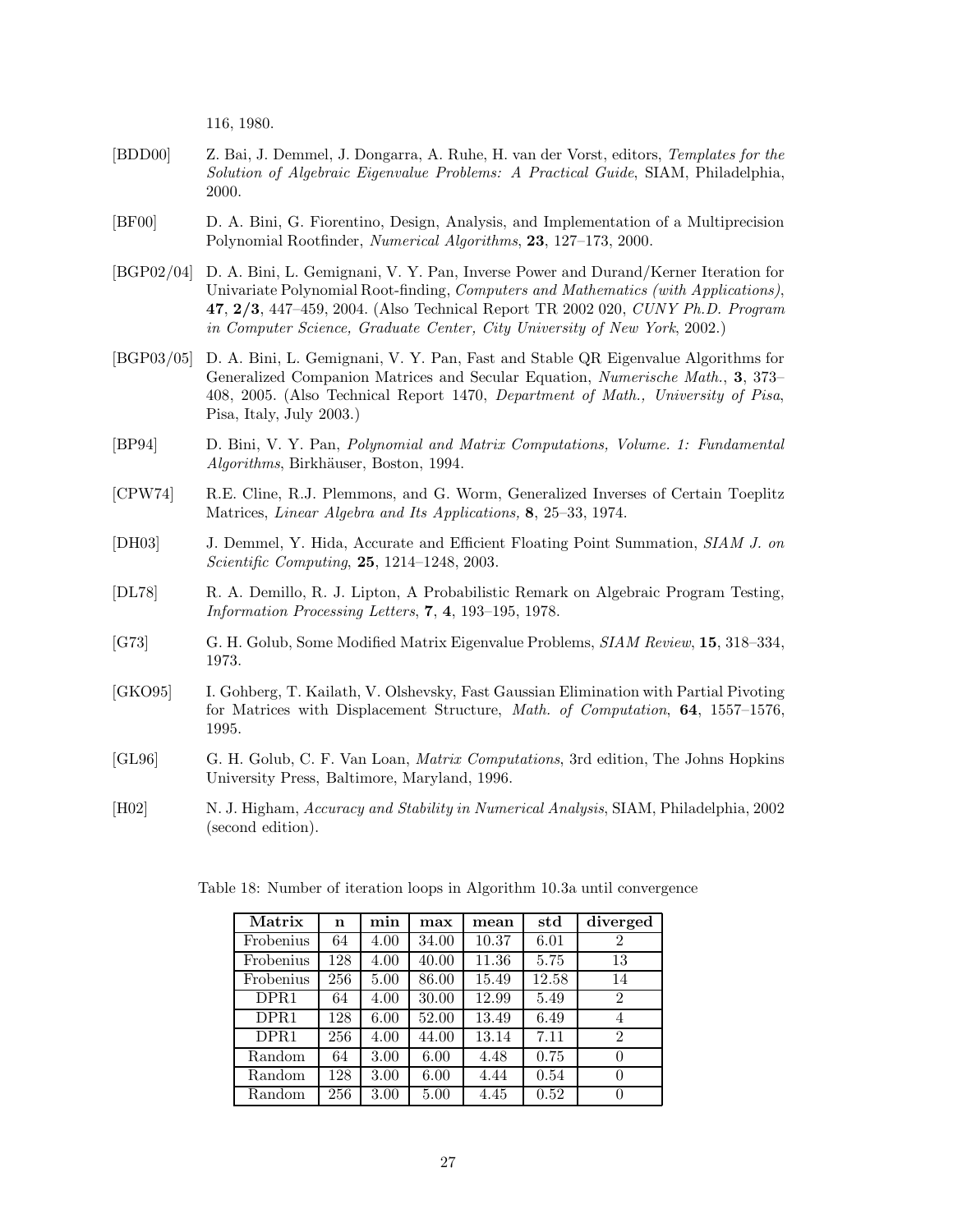116, 1980.

[BDD00] Z. Bai, J. Demmel, J. Dongarra, A. Ruhe, H. van der Vorst, editors, *Templates for the Solution of Algebraic Eigenvalue Problems: A Practical Guide*, SIAM, Philadelphia, 2000.

[BF00] D. A. Bini, G. Fiorentino, Design, Analysis, and Implementation of a Multiprecision Polynomial Rootfinder, *Numerical Algorithms*, **23**, 127–173, 2000.

[BGP02/04] D. A. Bini, L. Gemignani, V. Y. Pan, Inverse Power and Durand/Kerner Iteration for Univariate Polynomial Root-finding, *Computers and Mathematics (with Applications)*, **47**, **2/3**, 447–459, 2004. (Also Technical Report TR 2002 020, *CUNY Ph.D. Program in Computer Science, Graduate Center, City University of New York*, 2002.)

[BGP03/05] D. A. Bini, L. Gemignani, V. Y. Pan, Fast and Stable QR Eigenvalue Algorithms for Generalized Companion Matrices and Secular Equation, *Numerische Math.*, **3**, 373–408, 2005. (Also Technical Report 1470, *Department of Math., University of Pisa*, Pisa, Italy, July 2003.)

[BP94] D. Bini, V. Y. Pan, *Polynomial and Matrix Computations, Volume. 1: Fundamental Algorithms*, Birkhäuser, Boston, 1994.

[CPW74] R.E. Cline, R.J. Plemmons, and G. Worm, Generalized Inverses of Certain Toeplitz Matrices, *Linear Algebra and Its Applications,* **8**, 25–33, 1974.

[DH03] J. Demmel, Y. Hida, Accurate and Efficient Floating Point Summation, *SIAM J. on Scientific Computing*, **25**, 1214–1248, 2003.

[DL78] R. A. Demillo, R. J. Lipton, A Probabilistic Remark on Algebraic Program Testing, *Information Processing Letters*, **7**, **4**, 193–195, 1978.

[G73] G. H. Golub, Some Modified Matrix Eigenvalue Problems, *SIAM Review*, **15**, 318–334, 1973.

[GKO95] I. Gohberg, T. Kailath, V. Olshevsky, Fast Gaussian Elimination with Partial Pivoting for Matrices with Displacement Structure, *Math. of Computation*, **64**, 1557–1576, 1995.

[GL96] G. H. Golub, C. F. Van Loan, *Matrix Computations*, 3rd edition, The Johns Hopkins University Press, Baltimore, Maryland, 1996.

[H02] N. J. Higham, *Accuracy and Stability in Numerical Analysis*, SIAM, Philadelphia, 2002 (second edition).

Table 18: Number of iteration loops in Algorithm 10.3a until convergence

| Matrix | n | min | max | mean | std | diverged |
|---|---|---|---|---|---|---|
| Frobenius | 64 | 4.00 | 34.00 | 10.37 | 6.01 | 2 |
| Frobenius | 128 | 4.00 | 40.00 | 11.36 | 5.75 | 13 |
| Frobenius | 256 | 5.00 | 86.00 | 15.49 | 12.58 | 14 |
| DPR1 | 64 | 4.00 | 30.00 | 12.99 | 5.49 | 2 |
| DPR1 | 128 | 6.00 | 52.00 | 13.49 | 6.49 | 4 |
| DPR1 | 256 | 4.00 | 44.00 | 13.14 | 7.11 | 2 |
| Random | 64 | 3.00 | 6.00 | 4.48 | 0.75 | 0 |
| Random | 128 | 3.00 | 6.00 | 4.44 | 0.54 | 0 |
| Random | 256 | 3.00 | 5.00 | 4.45 | 0.52 | 0 |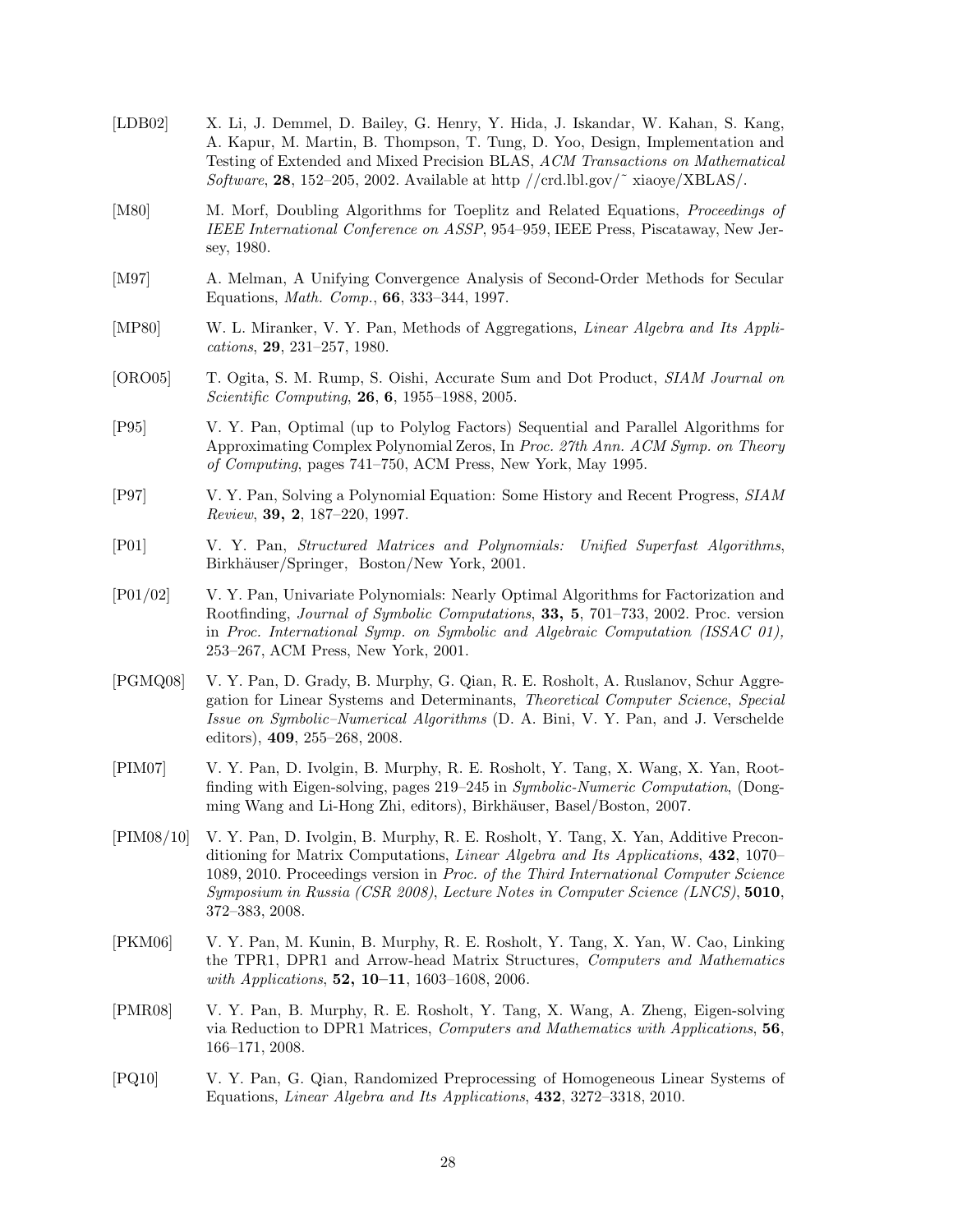[LDB02] X. Li, J. Demmel, D. Bailey, G. Henry, Y. Hida, J. Iskandar, W. Kahan, S. Kang, A. Kapur, M. Martin, B. Thompson, T. Tung, D. Yoo, Design, Implementation and Testing of Extended and Mixed Precision BLAS, *ACM Transactions on Mathematical Software*, **28**, 152–205, 2002. Available at http //crd.lbl.gov/˜ xiaoye/XBLAS/.

[M80] M. Morf, Doubling Algorithms for Toeplitz and Related Equations, *Proceedings of IEEE International Conference on ASSP*, 954–959, IEEE Press, Piscataway, New Jersey, 1980.

[M97] A. Melman, A Unifying Convergence Analysis of Second-Order Methods for Secular Equations, *Math. Comp.*, **66**, 333–344, 1997.

[MP80] W. L. Miranker, V. Y. Pan, Methods of Aggregations, *Linear Algebra and Its Applications*, **29**, 231–257, 1980.

[ORO05] T. Ogita, S. M. Rump, S. Oishi, Accurate Sum and Dot Product, *SIAM Journal on Scientific Computing*, **26**, **6**, 1955–1988, 2005.

[P95] V. Y. Pan, Optimal (up to Polylog Factors) Sequential and Parallel Algorithms for Approximating Complex Polynomial Zeros, In *Proc. 27th Ann. ACM Symp. on Theory of Computing*, pages 741–750, ACM Press, New York, May 1995.

[P97] V. Y. Pan, Solving a Polynomial Equation: Some History and Recent Progress, *SIAM Review*, **39, 2**, 187–220, 1997.

[P01] V. Y. Pan, *Structured Matrices and Polynomials: Unified Superfast Algorithms*, Birkhäuser/Springer, Boston/New York, 2001.

[P01/02] V. Y. Pan, Univariate Polynomials: Nearly Optimal Algorithms for Factorization and Rootfinding, *Journal of Symbolic Computations*, **33, 5**, 701–733, 2002. Proc. version in *Proc. International Symp. on Symbolic and Algebraic Computation (ISSAC 01),* 253–267, ACM Press, New York, 2001.

[PGMQ08] V. Y. Pan, D. Grady, B. Murphy, G. Qian, R. E. Rosholt, A. Ruslanov, Schur Aggregation for Linear Systems and Determinants, *Theoretical Computer Science*, *Special Issue on Symbolic–Numerical Algorithms* (D. A. Bini, V. Y. Pan, and J. Verschelde editors), **409**, 255–268, 2008.

[PIM07] V. Y. Pan, D. Ivolgin, B. Murphy, R. E. Rosholt, Y. Tang, X. Wang, X. Yan, Rootfinding with Eigen-solving, pages 219–245 in *Symbolic-Numeric Computation*, (Dongming Wang and Li-Hong Zhi, editors), Birkhäuser, Basel/Boston, 2007.

[PIM08/10] V. Y. Pan, D. Ivolgin, B. Murphy, R. E. Rosholt, Y. Tang, X. Yan, Additive Preconditioning for Matrix Computations, *Linear Algebra and Its Applications*, **432**, 1070–1089, 2010. Proceedings version in *Proc. of the Third International Computer Science Symposium in Russia (CSR 2008)*, *Lecture Notes in Computer Science (LNCS)*, **5010**, 372–383, 2008.

[PKM06] V. Y. Pan, M. Kunin, B. Murphy, R. E. Rosholt, Y. Tang, X. Yan, W. Cao, Linking the TPR1, DPR1 and Arrow-head Matrix Structures, *Computers and Mathematics with Applications*, **52, 10–11**, 1603–1608, 2006.

[PMR08] V. Y. Pan, B. Murphy, R. E. Rosholt, Y. Tang, X. Wang, A. Zheng, Eigen-solving via Reduction to DPR1 Matrices, *Computers and Mathematics with Applications*, **56**, 166–171, 2008.

[PQ10] V. Y. Pan, G. Qian, Randomized Preprocessing of Homogeneous Linear Systems of Equations, *Linear Algebra and Its Applications*, **432**, 3272–3318, 2010.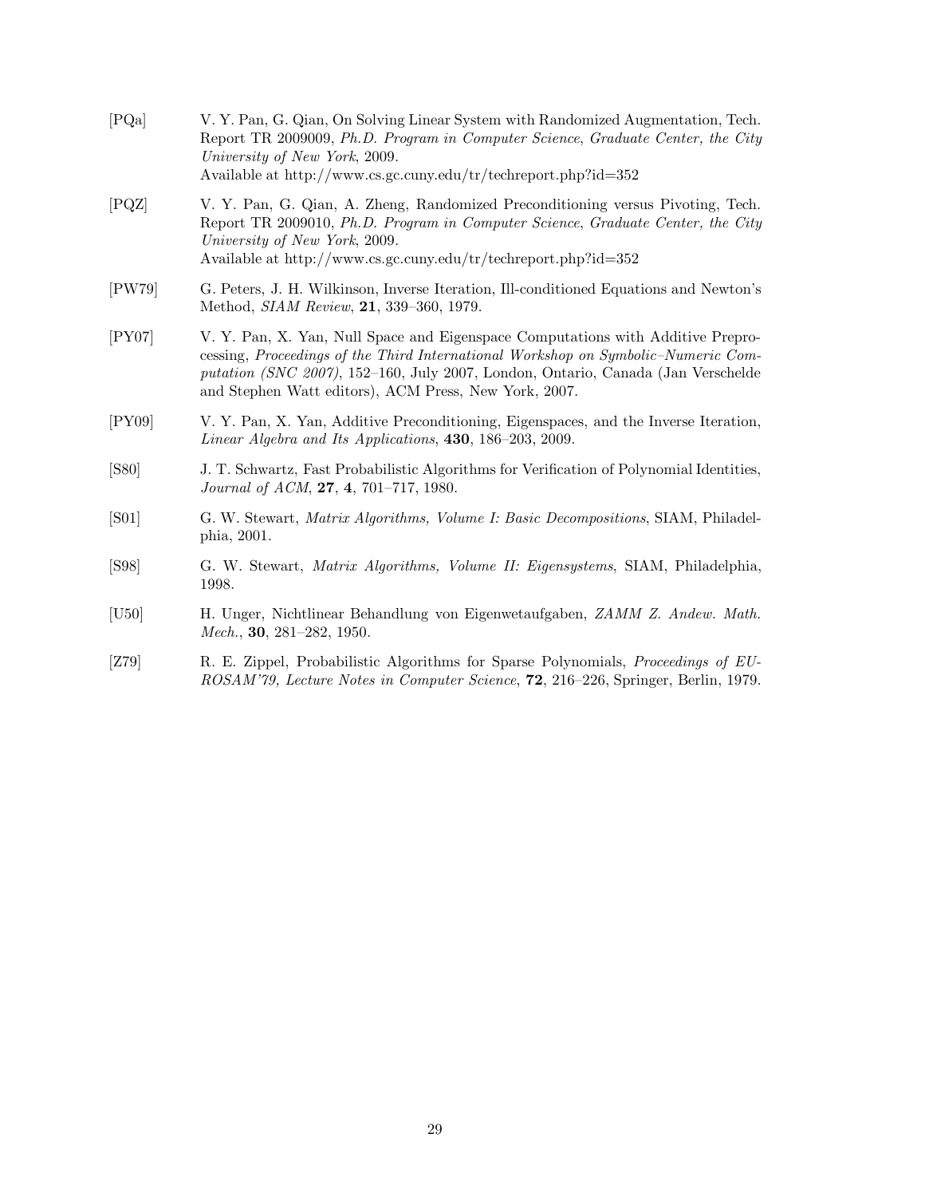[PQa] V. Y. Pan, G. Qian, On Solving Linear System with Randomized Augmentation, Tech. Report TR 2009009, *Ph.D. Program in Computer Science, Graduate Center, the City University of New York*, 2009.
Available at http://www.cs.gc.cuny.edu/tr/techreport.php?id=352

[PQZ] V. Y. Pan, G. Qian, A. Zheng, Randomized Preconditioning versus Pivoting, Tech. Report TR 2009010, *Ph.D. Program in Computer Science, Graduate Center, the City University of New York*, 2009.
Available at http://www.cs.gc.cuny.edu/tr/techreport.php?id=352

[PW79] G. Peters, J. H. Wilkinson, Inverse Iteration, Ill-conditioned Equations and Newton's Method, *SIAM Review*, **21**, 339–360, 1979.

[PY07] V. Y. Pan, X. Yan, Null Space and Eigenspace Computations with Additive Preprocessing, *Proceedings of the Third International Workshop on Symbolic–Numeric Computation (SNC 2007)*, 152–160, July 2007, London, Ontario, Canada (Jan Verschelde and Stephen Watt editors), ACM Press, New York, 2007.

[PY09] V. Y. Pan, X. Yan, Additive Preconditioning, Eigenspaces, and the Inverse Iteration, *Linear Algebra and Its Applications*, **430**, 186–203, 2009.

[S80] J. T. Schwartz, Fast Probabilistic Algorithms for Verification of Polynomial Identities, *Journal of ACM*, **27**, **4**, 701–717, 1980.

[S01] G. W. Stewart, *Matrix Algorithms, Volume I: Basic Decompositions*, SIAM, Philadelphia, 2001.

[S98] G. W. Stewart, *Matrix Algorithms, Volume II: Eigensystems*, SIAM, Philadelphia, 1998.

[U50] H. Unger, Nichtlinear Behandlung von Eigenwetaufgaben, *ZAMM Z. Andew. Math. Mech.*, **30**, 281–282, 1950.

[Z79] R. E. Zippel, Probabilistic Algorithms for Sparse Polynomials, *Proceedings of EUROSAM'79, Lecture Notes in Computer Science*, **72**, 216–226, Springer, Berlin, 1979.